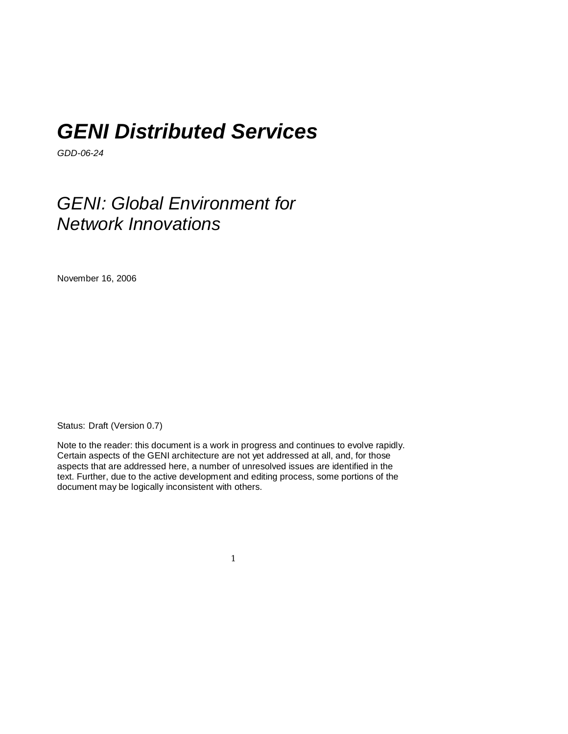# ***GENI Distributed Services***

*GDD-06-24*

## *GENI: Global Environment for Network Innovations*

November 16, 2006

Status: Draft (Version 0.7)

Note to the reader: this document is a work in progress and continues to evolve rapidly. Certain aspects of the GENI architecture are not yet addressed at all, and, for those aspects that are addressed here, a number of unresolved issues are identified in the text. Further, due to the active development and editing process, some portions of the document may be logically inconsistent with others.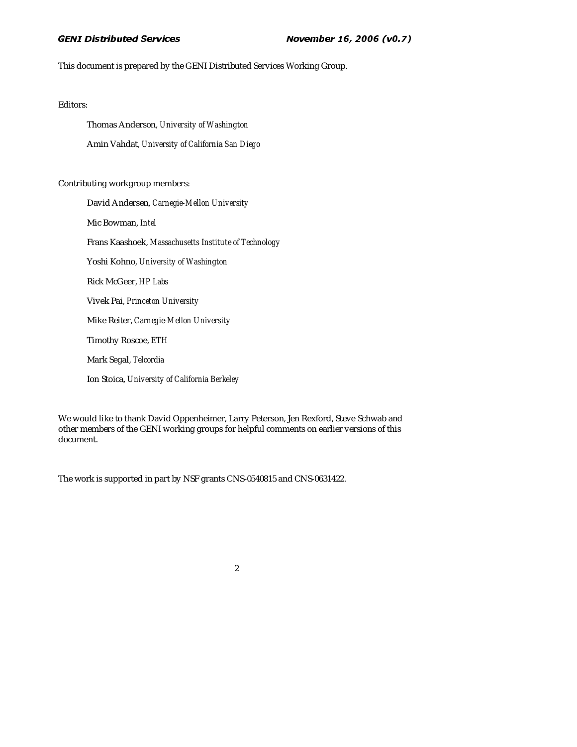This document is prepared by the GENI Distributed Services Working Group.

Editors:

Thomas Anderson, *University of Washington*

Amin Vahdat, *University of California San Diego*

Contributing workgroup members:

David Andersen, *Carnegie-Mellon University*

Mic Bowman, *Intel*

Frans Kaashoek, *Massachusetts Institute of Technology*

Yoshi Kohno, *University of Washington*

Rick McGeer, *HP Labs*

Vivek Pai, *Princeton University*

Mike Reiter, *Carnegie-Mellon University*

Timothy Roscoe, *ETH*

Mark Segal, *Telcordia*

Ion Stoica, *University of California Berkeley*

We would like to thank David Oppenheimer, Larry Peterson, Jen Rexford, Steve Schwab and other members of the GENI working groups for helpful comments on earlier versions of this document.

The work is supported in part by NSF grants CNS-0540815 and CNS-0631422.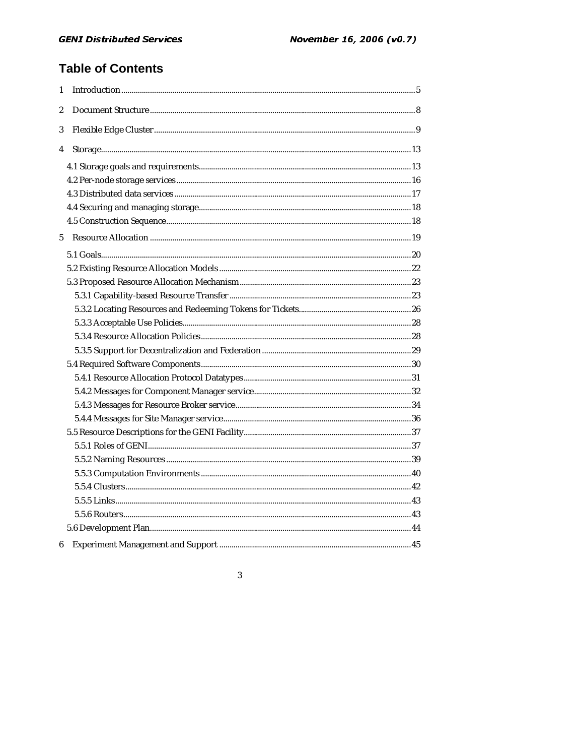# Table of Contents

1 Introduction ..... 5

2 Document Structure ..... 8

3 Flexible Edge Cluster ..... 9

4 Storage ..... 13

- 4.1 Storage goals and requirements ..... 13
- 4.2 Per-node storage services ..... 16
- 4.3 Distributed data services ..... 17
- 4.4 Securing and managing storage ..... 18
- 4.5 Construction Sequence ..... 18

5 Resource Allocation ..... 19

- 5.1 Goals ..... 20
- 5.2 Existing Resource Allocation Models ..... 22
- 5.3 Proposed Resource Allocation Mechanism ..... 23
  - 5.3.1 Capability-based Resource Transfer ..... 23
  - 5.3.2 Locating Resources and Redeeming Tokens for Tickets ..... 26
  - 5.3.3 Acceptable Use Policies ..... 28
  - 5.3.4 Resource Allocation Policies ..... 28
  - 5.3.5 Support for Decentralization and Federation ..... 29
- 5.4 Required Software Components ..... 30
  - 5.4.1 Resource Allocation Protocol Datatypes ..... 31
  - 5.4.2 Messages for Component Manager service ..... 32
  - 5.4.3 Messages for Resource Broker service ..... 34
  - 5.4.4 Messages for Site Manager service ..... 36
- 5.5 Resource Descriptions for the GENI Facility ..... 37
  - 5.5.1 Roles of GENI ..... 37
  - 5.5.2 Naming Resources ..... 39
  - 5.5.3 Computation Environments ..... 40
  - 5.5.4 Clusters ..... 42
  - 5.5.5 Links ..... 43
  - 5.5.6 Routers ..... 43
- 5.6 Development Plan ..... 44

6 Experiment Management and Support ..... 45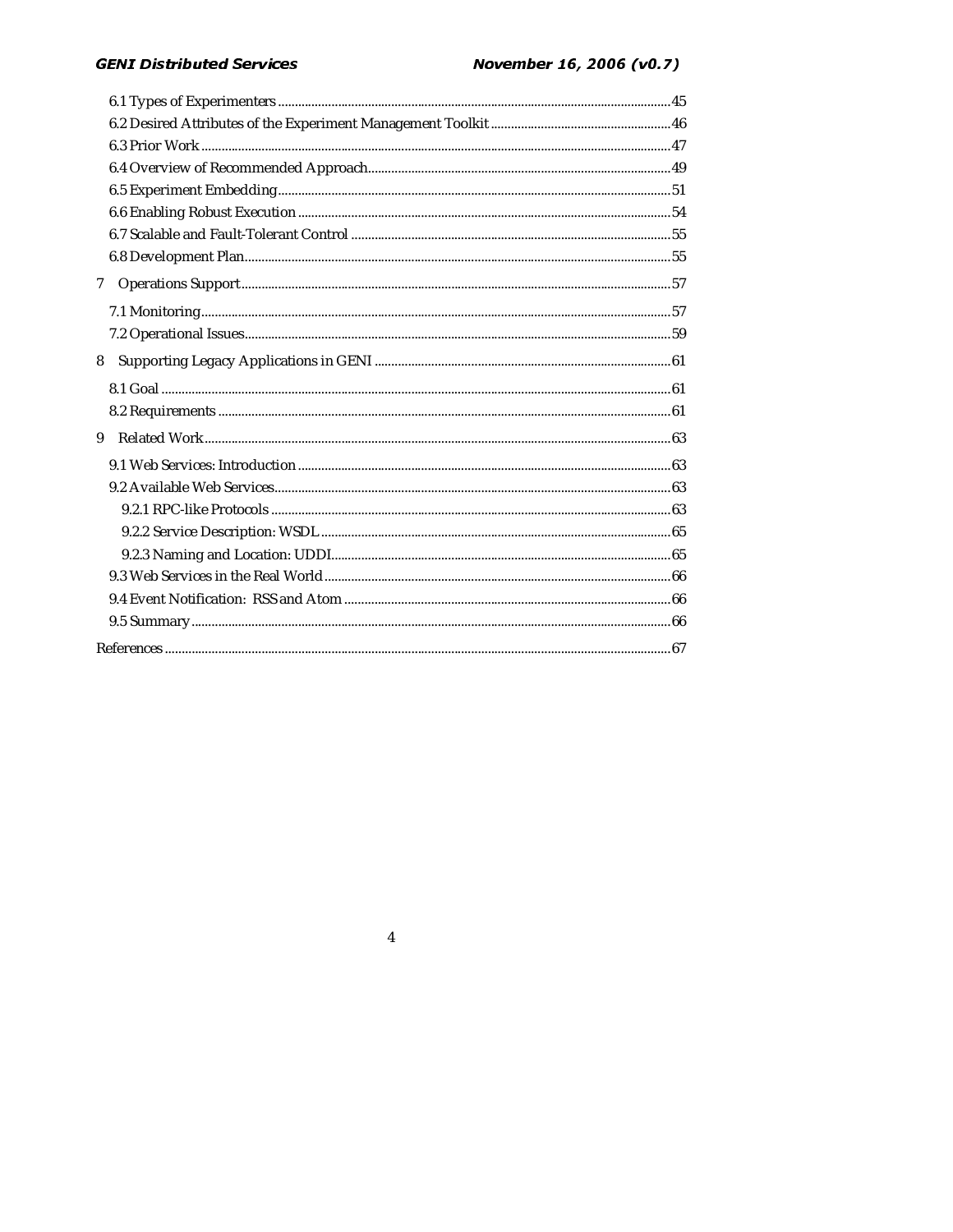6.1 Types of Experimenters ....................................................................................................45
6.2 Desired Attributes of the Experiment Management Toolkit ..................................................46
6.3 Prior Work ..........................................................................................................................47
6.4 Overview of Recommended Approach..................................................................................49
6.5 Experiment Embedding.......................................................................................................51
6.6 Enabling Robust Execution .................................................................................................54
6.7 Scalable and Fault-Tolerant Control ...................................................................................55
6.8 Development Plan...............................................................................................................55

7 Operations Support...............................................................................................................57

7.1 Monitoring..........................................................................................................................57
7.2 Operational Issues..............................................................................................................59

8 Supporting Legacy Applications in GENI ...............................................................................61

8.1 Goal ....................................................................................................................................61
8.2 Requirements ......................................................................................................................61

9 Related Work.........................................................................................................................63

9.1 Web Services: Introduction .................................................................................................63
9.2 Available Web Services.......................................................................................................63
9.2.1 RPC-like Protocols .........................................................................................................63
9.2.2 Service Description: WSDL .............................................................................................65
9.2.3 Naming and Location: UDDI............................................................................................65
9.3 Web Services in the Real World ..........................................................................................66
9.4 Event Notification: RSS and Atom ......................................................................................66
9.5 Summary.............................................................................................................................66

References ................................................................................................................................67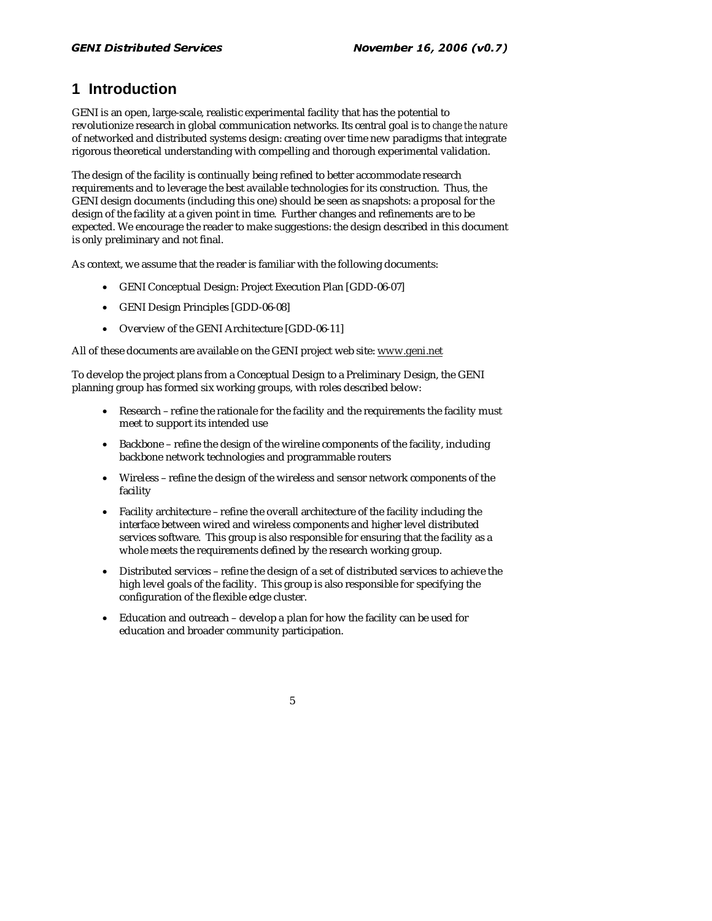# 1 Introduction

GENI is an open, large-scale, realistic experimental facility that has the potential to revolutionize research in global communication networks. Its central goal is to *change the nature* of networked and distributed systems design: creating over time new paradigms that integrate rigorous theoretical understanding with compelling and thorough experimental validation.

The design of the facility is continually being refined to better accommodate research requirements and to leverage the best available technologies for its construction. Thus, the GENI design documents (including this one) should be seen as snapshots: a proposal for the design of the facility at a given point in time. Further changes and refinements are to be expected. We encourage the reader to make suggestions: the design described in this document is only preliminary and not final.

As context, we assume that the reader is familiar with the following documents:

- GENI Conceptual Design: Project Execution Plan [GDD-06-07]
- GENI Design Principles [GDD-06-08]
- Overview of the GENI Architecture [GDD-06-11]

All of these documents are available on the GENI project web site: www.geni.net

To develop the project plans from a Conceptual Design to a Preliminary Design, the GENI planning group has formed six working groups, with roles described below:

- Research – refine the rationale for the facility and the requirements the facility must meet to support its intended use
- Backbone – refine the design of the wireline components of the facility, including backbone network technologies and programmable routers
- Wireless – refine the design of the wireless and sensor network components of the facility
- Facility architecture – refine the overall architecture of the facility including the interface between wired and wireless components and higher level distributed services software. This group is also responsible for ensuring that the facility as a whole meets the requirements defined by the research working group.
- Distributed services – refine the design of a set of distributed services to achieve the high level goals of the facility. This group is also responsible for specifying the configuration of the flexible edge cluster.
- Education and outreach – develop a plan for how the facility can be used for education and broader community participation.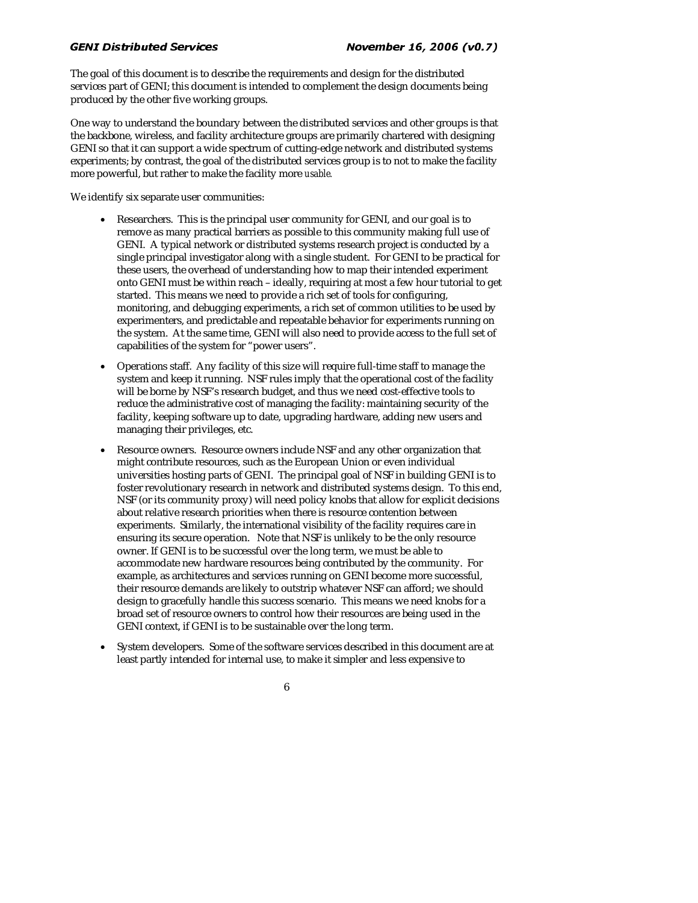The goal of this document is to describe the requirements and design for the distributed services part of GENI; this document is intended to complement the design documents being produced by the other five working groups.

One way to understand the boundary between the distributed services and other groups is that the backbone, wireless, and facility architecture groups are primarily chartered with designing GENI so that it can support a wide spectrum of cutting-edge network and distributed systems experiments; by contrast, the goal of the distributed services group is to not to make the facility more powerful, but rather to make the facility more *usable*.

We identify six separate user communities:

- Researchers. This is the principal user community for GENI, and our goal is to remove as many practical barriers as possible to this community making full use of GENI. A typical network or distributed systems research project is conducted by a single principal investigator along with a single student. For GENI to be practical for these users, the overhead of understanding how to map their intended experiment onto GENI must be within reach – ideally, requiring at most a few hour tutorial to get started. This means we need to provide a rich set of tools for configuring, monitoring, and debugging experiments, a rich set of common utilities to be used by experimenters, and predictable and repeatable behavior for experiments running on the system. At the same time, GENI will also need to provide access to the full set of capabilities of the system for "power users".

- Operations staff. Any facility of this size will require full-time staff to manage the system and keep it running. NSF rules imply that the operational cost of the facility will be borne by NSF's research budget, and thus we need cost-effective tools to reduce the administrative cost of managing the facility: maintaining security of the facility, keeping software up to date, upgrading hardware, adding new users and managing their privileges, etc.

- Resource owners. Resource owners include NSF and any other organization that might contribute resources, such as the European Union or even individual universities hosting parts of GENI. The principal goal of NSF in building GENI is to foster revolutionary research in network and distributed systems design. To this end, NSF (or its community proxy) will need policy knobs that allow for explicit decisions about relative research priorities when there is resource contention between experiments. Similarly, the international visibility of the facility requires care in ensuring its secure operation. Note that NSF is unlikely to be the only resource owner. If GENI is to be successful over the long term, we must be able to accommodate new hardware resources being contributed by the community. For example, as architectures and services running on GENI become more successful, their resource demands are likely to outstrip whatever NSF can afford; we should design to gracefully handle this success scenario. This means we need knobs for a broad set of resource owners to control how their resources are being used in the GENI context, if GENI is to be sustainable over the long term.

- System developers. Some of the software services described in this document are at least partly intended for internal use, to make it simpler and less expensive to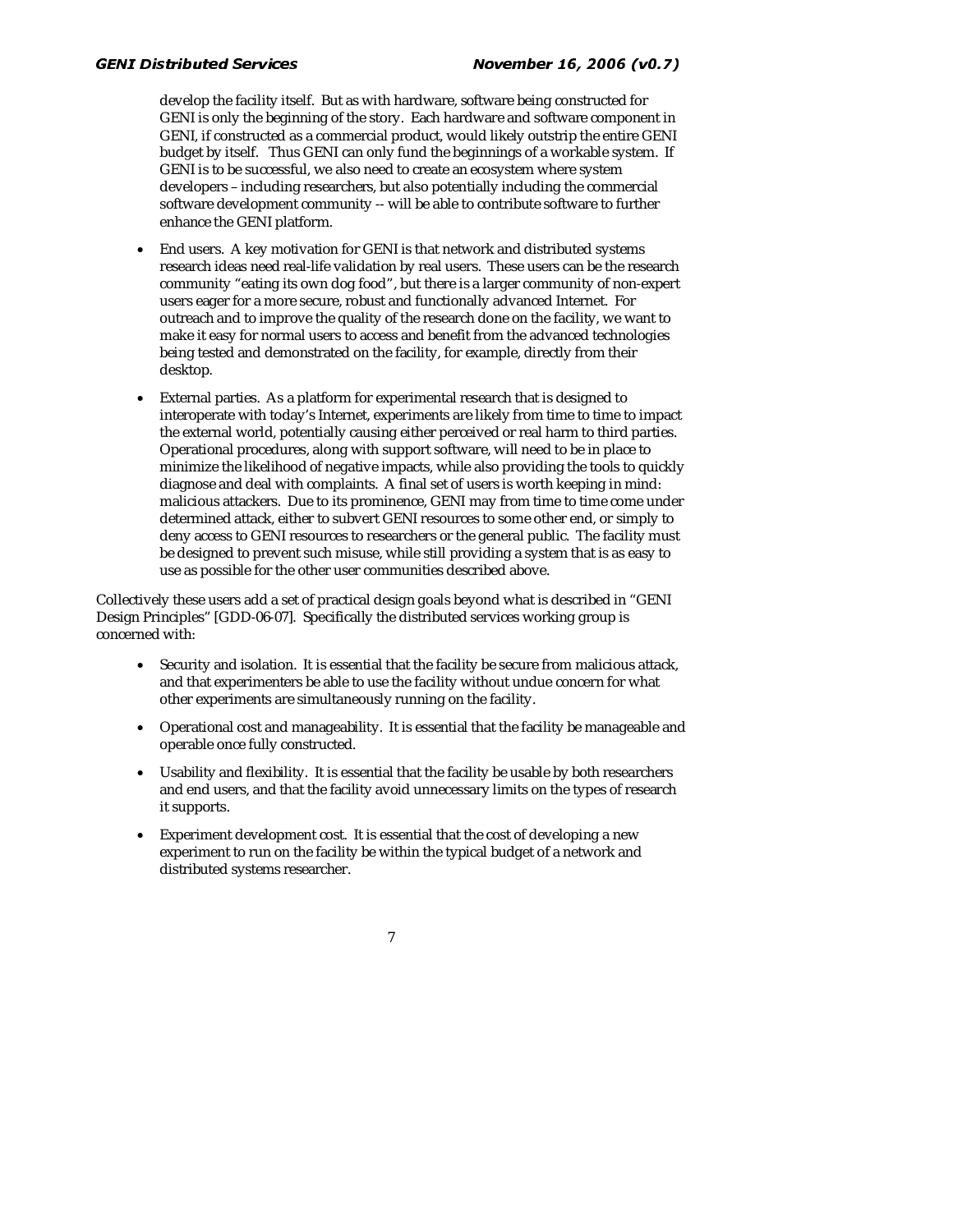develop the facility itself. But as with hardware, software being constructed for GENI is only the beginning of the story. Each hardware and software component in GENI, if constructed as a commercial product, would likely outstrip the entire GENI budget by itself. Thus GENI can only fund the beginnings of a workable system. If GENI is to be successful, we also need to create an ecosystem where system developers – including researchers, but also potentially including the commercial software development community -- will be able to contribute software to further enhance the GENI platform.

- End users. A key motivation for GENI is that network and distributed systems research ideas need real-life validation by real users. These users can be the research community "eating its own dog food", but there is a larger community of non-expert users eager for a more secure, robust and functionally advanced Internet. For outreach and to improve the quality of the research done on the facility, we want to make it easy for normal users to access and benefit from the advanced technologies being tested and demonstrated on the facility, for example, directly from their desktop.

- External parties. As a platform for experimental research that is designed to interoperate with today's Internet, experiments are likely from time to time to impact the external world, potentially causing either perceived or real harm to third parties. Operational procedures, along with support software, will need to be in place to minimize the likelihood of negative impacts, while also providing the tools to quickly diagnose and deal with complaints. A final set of users is worth keeping in mind: malicious attackers. Due to its prominence, GENI may from time to time come under determined attack, either to subvert GENI resources to some other end, or simply to deny access to GENI resources to researchers or the general public. The facility must be designed to prevent such misuse, while still providing a system that is as easy to use as possible for the other user communities described above.

Collectively these users add a set of practical design goals beyond what is described in "GENI Design Principles" [GDD-06-07]. Specifically the distributed services working group is concerned with:

- Security and isolation. It is essential that the facility be secure from malicious attack, and that experimenters be able to use the facility without undue concern for what other experiments are simultaneously running on the facility.

- Operational cost and manageability. It is essential that the facility be manageable and operable once fully constructed.

- Usability and flexibility. It is essential that the facility be usable by both researchers and end users, and that the facility avoid unnecessary limits on the types of research it supports.

- Experiment development cost. It is essential that the cost of developing a new experiment to run on the facility be within the typical budget of a network and distributed systems researcher.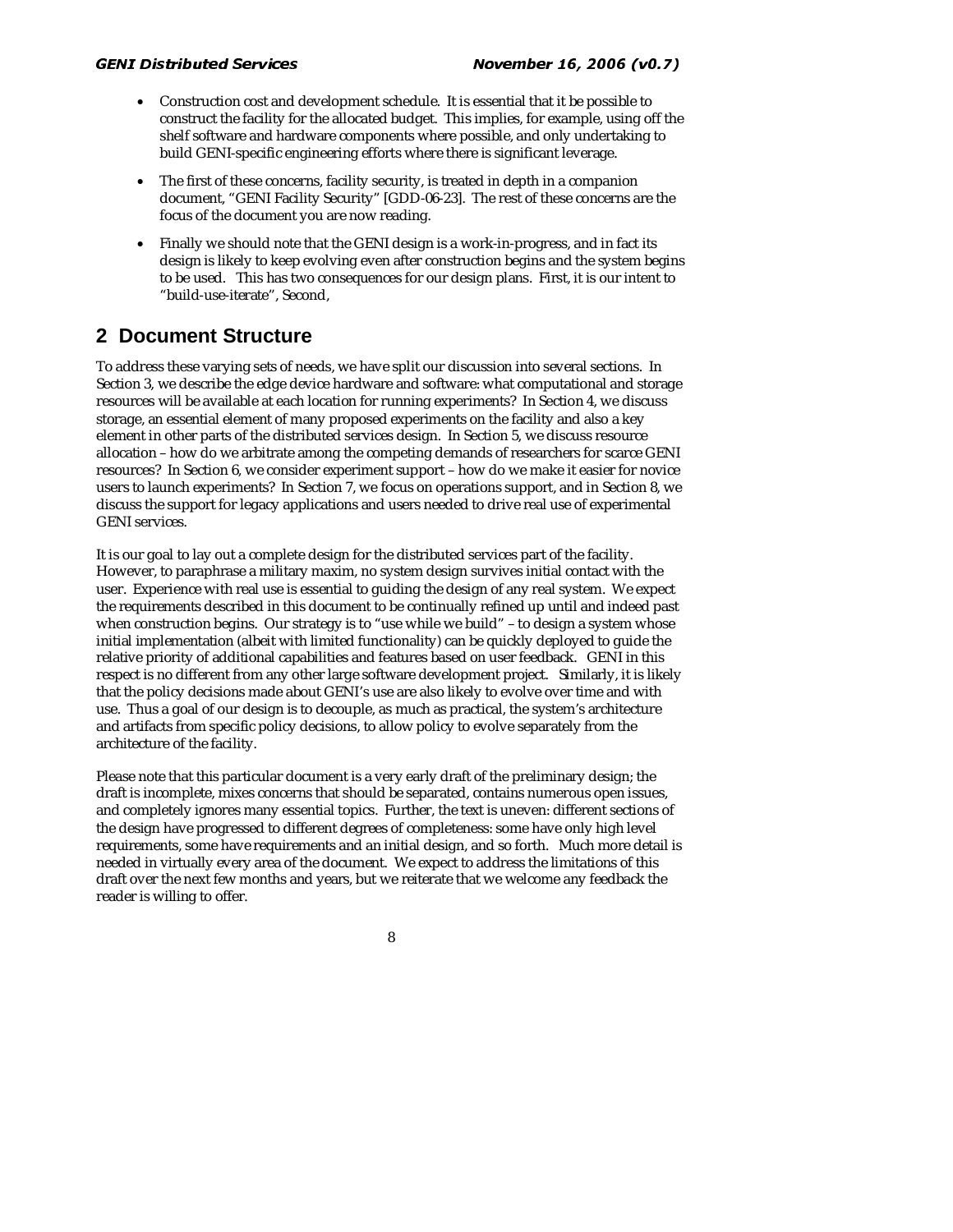- Construction cost and development schedule. It is essential that it be possible to construct the facility for the allocated budget. This implies, for example, using off the shelf software and hardware components where possible, and only undertaking to build GENI-specific engineering efforts where there is significant leverage.

- The first of these concerns, facility security, is treated in depth in a companion document, "GENI Facility Security" [GDD-06-23]. The rest of these concerns are the focus of the document you are now reading.

- Finally we should note that the GENI design is a work-in-progress, and in fact its design is likely to keep evolving even after construction begins and the system begins to be used. This has two consequences for our design plans. First, it is our intent to "build-use-iterate", Second,

## 2 Document Structure

To address these varying sets of needs, we have split our discussion into several sections. In Section 3, we describe the edge device hardware and software: what computational and storage resources will be available at each location for running experiments? In Section 4, we discuss storage, an essential element of many proposed experiments on the facility and also a key element in other parts of the distributed services design. In Section 5, we discuss resource allocation – how do we arbitrate among the competing demands of researchers for scarce GENI resources? In Section 6, we consider experiment support – how do we make it easier for novice users to launch experiments? In Section 7, we focus on operations support, and in Section 8, we discuss the support for legacy applications and users needed to drive real use of experimental GENI services.

It is our goal to lay out a complete design for the distributed services part of the facility. However, to paraphrase a military maxim, no system design survives initial contact with the user. Experience with real use is essential to guiding the design of any real system. We expect the requirements described in this document to be continually refined up until and indeed past when construction begins. Our strategy is to "use while we build" – to design a system whose initial implementation (albeit with limited functionality) can be quickly deployed to guide the relative priority of additional capabilities and features based on user feedback. GENI in this respect is no different from any other large software development project. Similarly, it is likely that the policy decisions made about GENI's use are also likely to evolve over time and with use. Thus a goal of our design is to decouple, as much as practical, the system's architecture and artifacts from specific policy decisions, to allow policy to evolve separately from the architecture of the facility.

Please note that this particular document is a very early draft of the preliminary design; the draft is incomplete, mixes concerns that should be separated, contains numerous open issues, and completely ignores many essential topics. Further, the text is uneven: different sections of the design have progressed to different degrees of completeness: some have only high level requirements, some have requirements and an initial design, and so forth. Much more detail is needed in virtually every area of the document. We expect to address the limitations of this draft over the next few months and years, but we reiterate that we welcome any feedback the reader is willing to offer.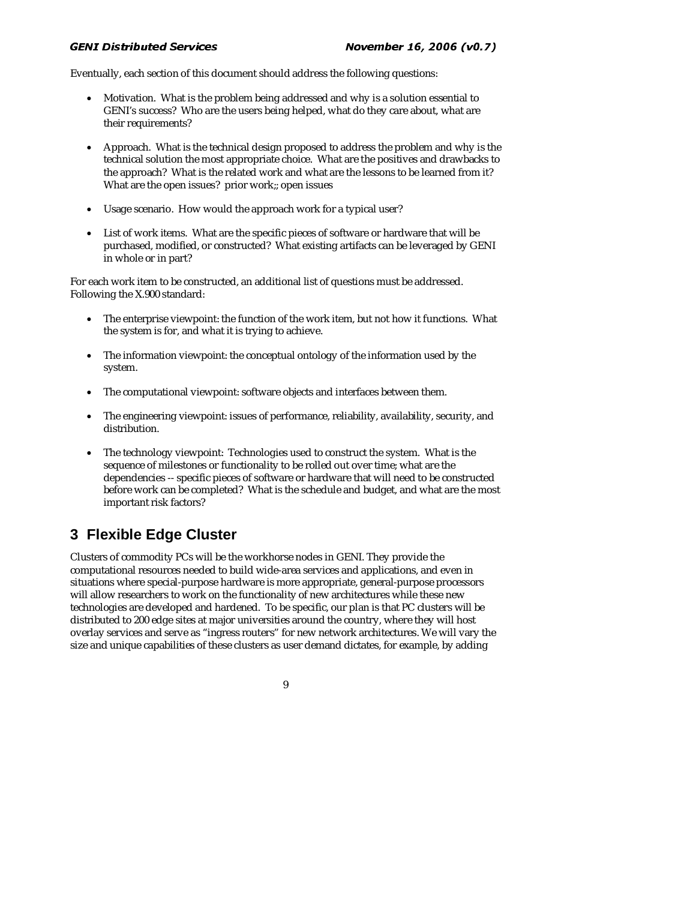Eventually, each section of this document should address the following questions:

- Motivation. What is the problem being addressed and why is a solution essential to GENI's success? Who are the users being helped, what do they care about, what are their requirements?

- Approach. What is the technical design proposed to address the problem and why is the technical solution the most appropriate choice. What are the positives and drawbacks to the approach? What is the related work and what are the lessons to be learned from it? What are the open issues? prior work;; open issues

- Usage scenario. How would the approach work for a typical user?

- List of work items. What are the specific pieces of software or hardware that will be purchased, modified, or constructed? What existing artifacts can be leveraged by GENI in whole or in part?

For each work item to be constructed, an additional list of questions must be addressed. Following the X.900 standard:

- The enterprise viewpoint: the function of the work item, but not how it functions. What the system is for, and what it is trying to achieve.

- The information viewpoint: the conceptual ontology of the information used by the system.

- The computational viewpoint: software objects and interfaces between them.

- The engineering viewpoint: issues of performance, reliability, availability, security, and distribution.

- The technology viewpoint: Technologies used to construct the system. What is the sequence of milestones or functionality to be rolled out over time; what are the dependencies -- specific pieces of software or hardware that will need to be constructed before work can be completed? What is the schedule and budget, and what are the most important risk factors?

# 3 Flexible Edge Cluster

Clusters of commodity PCs will be the workhorse nodes in GENI. They provide the computational resources needed to build wide-area services and applications, and even in situations where special-purpose hardware is more appropriate, general-purpose processors will allow researchers to work on the functionality of new architectures while these new technologies are developed and hardened. To be specific, our plan is that PC clusters will be distributed to 200 edge sites at major universities around the country, where they will host overlay services and serve as "ingress routers" for new network architectures. We will vary the size and unique capabilities of these clusters as user demand dictates, for example, by adding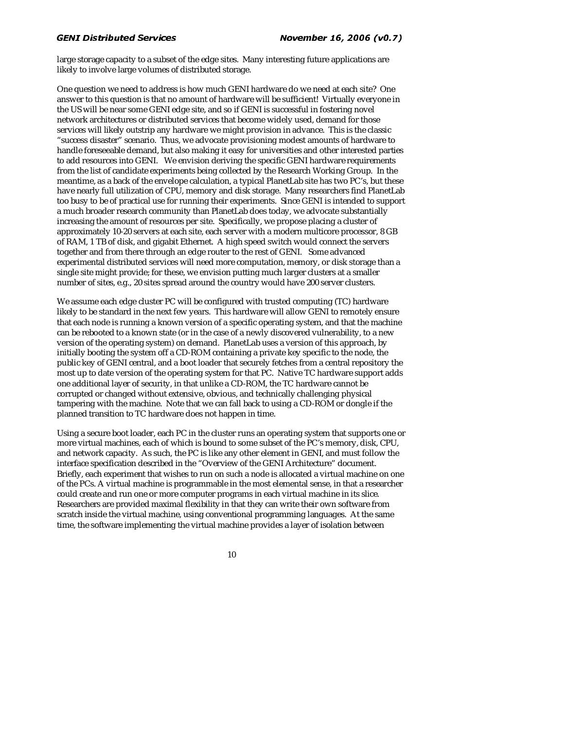large storage capacity to a subset of the edge sites. Many interesting future applications are likely to involve large volumes of distributed storage.

One question we need to address is how much GENI hardware do we need at each site? One answer to this question is that no amount of hardware will be sufficient! Virtually everyone in the US will be near some GENI edge site, and so if GENI is successful in fostering novel network architectures or distributed services that become widely used, demand for those services will likely outstrip any hardware we might provision in advance. This is the classic "success disaster" scenario. Thus, we advocate provisioning modest amounts of hardware to handle foreseeable demand, but also making it easy for universities and other interested parties to add resources into GENI. We envision deriving the specific GENI hardware requirements from the list of candidate experiments being collected by the Research Working Group. In the meantime, as a back of the envelope calculation, a typical PlanetLab site has two PC's, but these have nearly full utilization of CPU, memory and disk storage. Many researchers find PlanetLab too busy to be of practical use for running their experiments. Since GENI is intended to support a much broader research community than PlanetLab does today, we advocate substantially increasing the amount of resources per site. Specifically, we propose placing a cluster of approximately 10-20 servers at each site, each server with a modern multicore processor, 8 GB of RAM, 1 TB of disk, and gigabit Ethernet. A high speed switch would connect the servers together and from there through an edge router to the rest of GENI. Some advanced experimental distributed services will need more computation, memory, or disk storage than a single site might provide; for these, we envision putting much larger clusters at a smaller number of sites, e.g., 20 sites spread around the country would have 200 server clusters.

We assume each edge cluster PC will be configured with trusted computing (TC) hardware likely to be standard in the next few years. This hardware will allow GENI to remotely ensure that each node is running a known version of a specific operating system, and that the machine can be rebooted to a known state (or in the case of a newly discovered vulnerability, to a new version of the operating system) on demand. PlanetLab uses a version of this approach, by initially booting the system off a CD-ROM containing a private key specific to the node, the public key of GENI central, and a boot loader that securely fetches from a central repository the most up to date version of the operating system for that PC. Native TC hardware support adds one additional layer of security, in that unlike a CD-ROM, the TC hardware cannot be corrupted or changed without extensive, obvious, and technically challenging physical tampering with the machine. Note that we can fall back to using a CD-ROM or dongle if the planned transition to TC hardware does not happen in time.

Using a secure boot loader, each PC in the cluster runs an operating system that supports one or more virtual machines, each of which is bound to some subset of the PC's memory, disk, CPU, and network capacity. As such, the PC is like any other element in GENI, and must follow the interface specification described in the "Overview of the GENI Architecture" document. Briefly, each experiment that wishes to run on such a node is allocated a virtual machine on one of the PCs. A virtual machine is programmable in the most elemental sense, in that a researcher could create and run one or more computer programs in each virtual machine in its slice. Researchers are provided maximal flexibility in that they can write their own software from scratch inside the virtual machine, using conventional programming languages. At the same time, the software implementing the virtual machine provides a layer of isolation between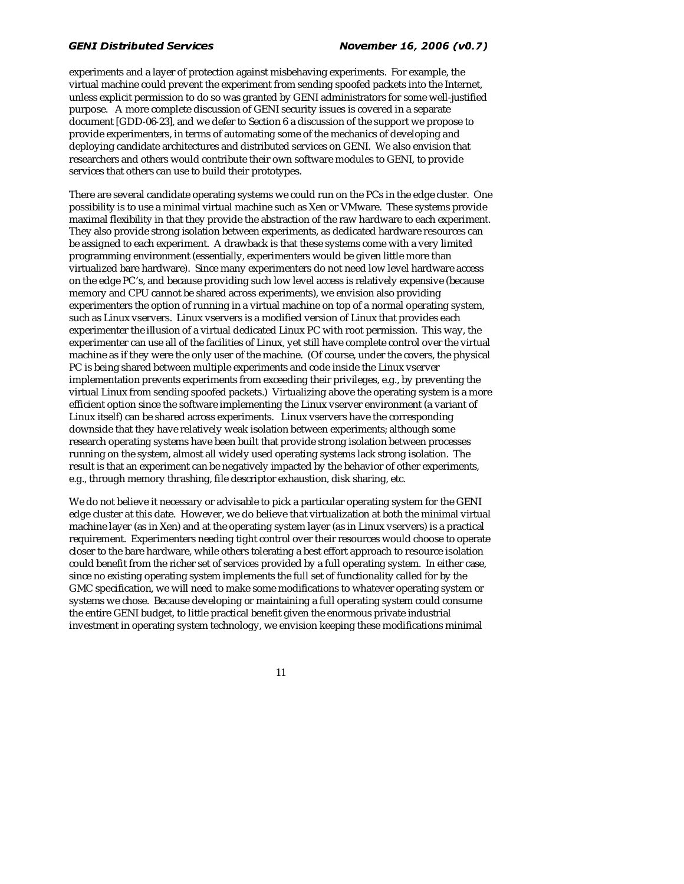experiments and a layer of protection against misbehaving experiments. For example, the virtual machine could prevent the experiment from sending spoofed packets into the Internet, unless explicit permission to do so was granted by GENI administrators for some well-justified purpose. A more complete discussion of GENI security issues is covered in a separate document [GDD-06-23], and we defer to Section 6 a discussion of the support we propose to provide experimenters, in terms of automating some of the mechanics of developing and deploying candidate architectures and distributed services on GENI. We also envision that researchers and others would contribute their own software modules to GENI, to provide services that others can use to build their prototypes.

There are several candidate operating systems we could run on the PCs in the edge cluster. One possibility is to use a minimal virtual machine such as Xen or VMware. These systems provide maximal flexibility in that they provide the abstraction of the raw hardware to each experiment. They also provide strong isolation between experiments, as dedicated hardware resources can be assigned to each experiment. A drawback is that these systems come with a very limited programming environment (essentially, experimenters would be given little more than virtualized bare hardware). Since many experimenters do not need low level hardware access on the edge PC's, and because providing such low level access is relatively expensive (because memory and CPU cannot be shared across experiments), we envision also providing experimenters the option of running in a virtual machine on top of a normal operating system, such as Linux vservers. Linux vservers is a modified version of Linux that provides each experimenter the illusion of a virtual dedicated Linux PC with root permission. This way, the experimenter can use all of the facilities of Linux, yet still have complete control over the virtual machine as if they were the only user of the machine. (Of course, under the covers, the physical PC is being shared between multiple experiments and code inside the Linux vserver implementation prevents experiments from exceeding their privileges, e.g., by preventing the virtual Linux from sending spoofed packets.) Virtualizing above the operating system is a more efficient option since the software implementing the Linux vserver environment (a variant of Linux itself) can be shared across experiments. Linux vservers have the corresponding downside that they have relatively weak isolation between experiments; although some research operating systems have been built that provide strong isolation between processes running on the system, almost all widely used operating systems lack strong isolation. The result is that an experiment can be negatively impacted by the behavior of other experiments, e.g., through memory thrashing, file descriptor exhaustion, disk sharing, etc.

We do not believe it necessary or advisable to pick a particular operating system for the GENI edge cluster at this date. However, we do believe that virtualization at both the minimal virtual machine layer (as in Xen) and at the operating system layer (as in Linux vservers) is a practical requirement. Experimenters needing tight control over their resources would choose to operate closer to the bare hardware, while others tolerating a best effort approach to resource isolation could benefit from the richer set of services provided by a full operating system. In either case, since no existing operating system implements the full set of functionality called for by the GMC specification, we will need to make some modifications to whatever operating system or systems we chose. Because developing or maintaining a full operating system could consume the entire GENI budget, to little practical benefit given the enormous private industrial investment in operating system technology, we envision keeping these modifications minimal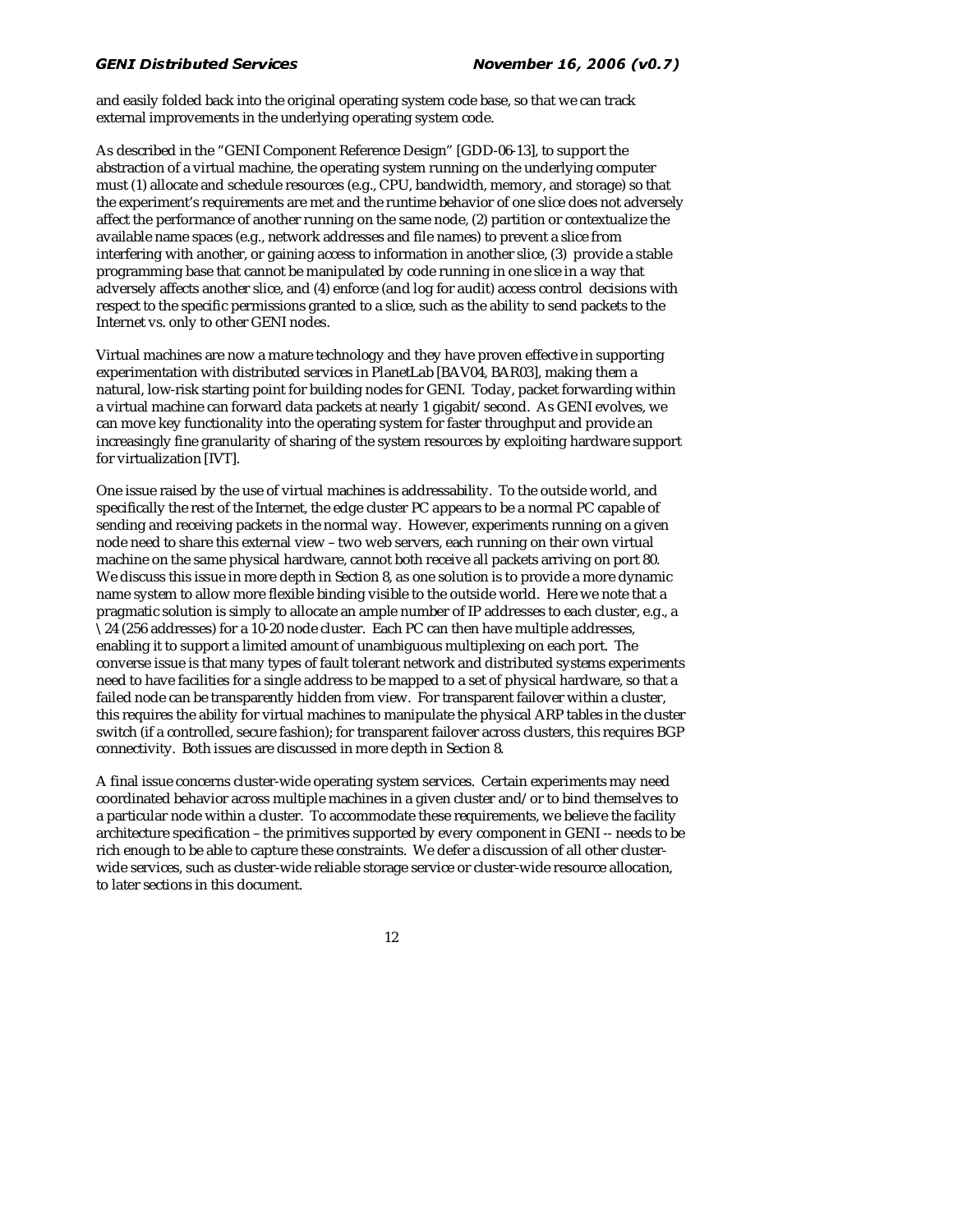and easily folded back into the original operating system code base, so that we can track external improvements in the underlying operating system code.

As described in the "GENI Component Reference Design" [GDD-06-13], to support the abstraction of a virtual machine, the operating system running on the underlying computer must (1) allocate and schedule resources (e.g., CPU, bandwidth, memory, and storage) so that the experiment's requirements are met and the runtime behavior of one slice does not adversely affect the performance of another running on the same node, (2) partition or contextualize the available name spaces (e.g., network addresses and file names) to prevent a slice from interfering with another, or gaining access to information in another slice, (3) provide a stable programming base that cannot be manipulated by code running in one slice in a way that adversely affects another slice, and (4) enforce (and log for audit) access control decisions with respect to the specific permissions granted to a slice, such as the ability to send packets to the Internet vs. only to other GENI nodes.

Virtual machines are now a mature technology and they have proven effective in supporting experimentation with distributed services in PlanetLab [BAV04, BAR03], making them a natural, low-risk starting point for building nodes for GENI. Today, packet forwarding within a virtual machine can forward data packets at nearly 1 gigabit/second. As GENI evolves, we can move key functionality into the operating system for faster throughput and provide an increasingly fine granularity of sharing of the system resources by exploiting hardware support for virtualization [IVT].

One issue raised by the use of virtual machines is addressability. To the outside world, and specifically the rest of the Internet, the edge cluster PC appears to be a normal PC capable of sending and receiving packets in the normal way. However, experiments running on a given node need to share this external view – two web servers, each running on their own virtual machine on the same physical hardware, cannot both receive all packets arriving on port 80. We discuss this issue in more depth in Section 8, as one solution is to provide a more dynamic name system to allow more flexible binding visible to the outside world. Here we note that a pragmatic solution is simply to allocate an ample number of IP addresses to each cluster, e.g., a \24 (256 addresses) for a 10-20 node cluster. Each PC can then have multiple addresses, enabling it to support a limited amount of unambiguous multiplexing on each port. The converse issue is that many types of fault tolerant network and distributed systems experiments need to have facilities for a single address to be mapped to a set of physical hardware, so that a failed node can be transparently hidden from view. For transparent failover within a cluster, this requires the ability for virtual machines to manipulate the physical ARP tables in the cluster switch (if a controlled, secure fashion); for transparent failover across clusters, this requires BGP connectivity. Both issues are discussed in more depth in Section 8.

A final issue concerns cluster-wide operating system services. Certain experiments may need coordinated behavior across multiple machines in a given cluster and/or to bind themselves to a particular node within a cluster. To accommodate these requirements, we believe the facility architecture specification – the primitives supported by every component in GENI -- needs to be rich enough to be able to capture these constraints. We defer a discussion of all other cluster-wide services, such as cluster-wide reliable storage service or cluster-wide resource allocation, to later sections in this document.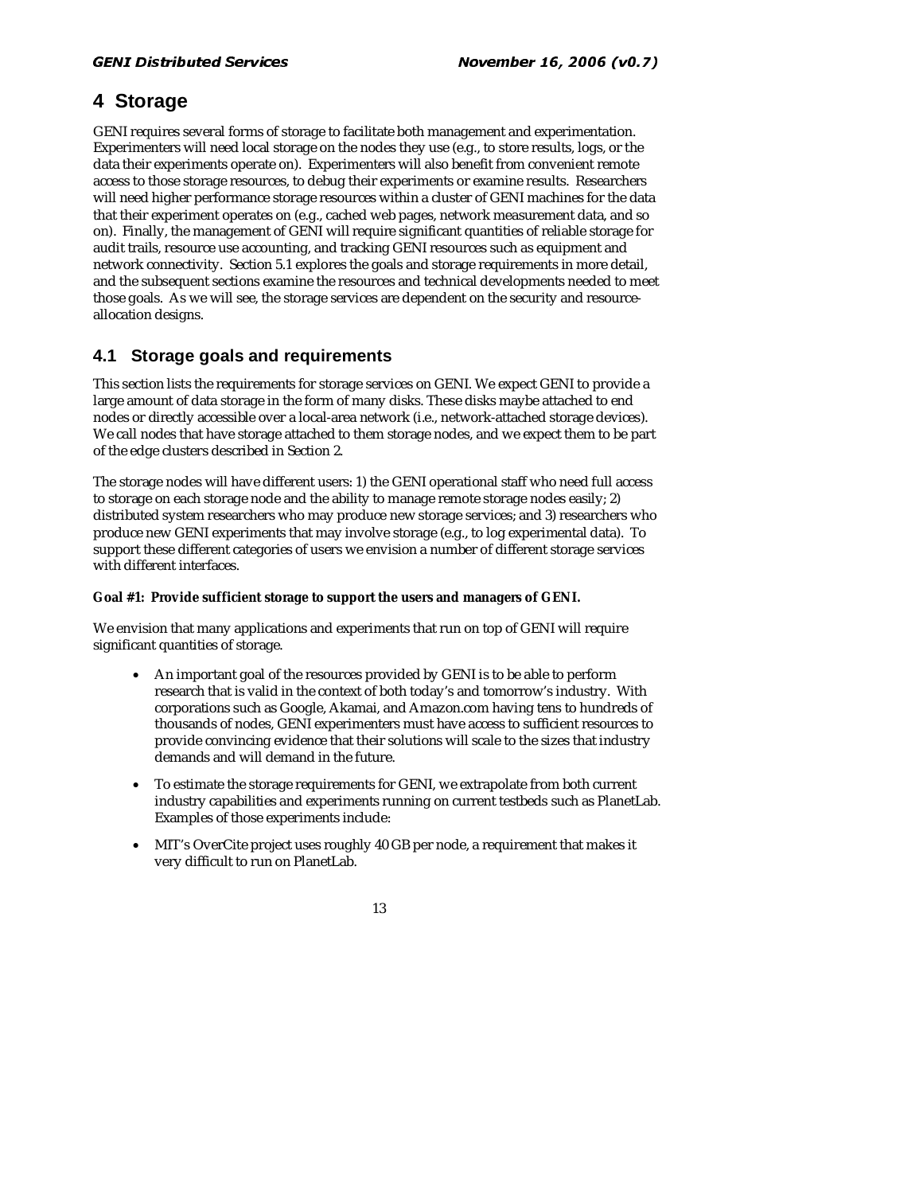# 4 Storage

GENI requires several forms of storage to facilitate both management and experimentation. Experimenters will need local storage on the nodes they use (e.g., to store results, logs, or the data their experiments operate on). Experimenters will also benefit from convenient remote access to those storage resources, to debug their experiments or examine results. Researchers will need higher performance storage resources within a cluster of GENI machines for the data that their experiment operates on (e.g., cached web pages, network measurement data, and so on). Finally, the management of GENI will require significant quantities of reliable storage for audit trails, resource use accounting, and tracking GENI resources such as equipment and network connectivity. Section 5.1 explores the goals and storage requirements in more detail, and the subsequent sections examine the resources and technical developments needed to meet those goals. As we will see, the storage services are dependent on the security and resource-allocation designs.

## 4.1 Storage goals and requirements

This section lists the requirements for storage services on GENI. We expect GENI to provide a large amount of data storage in the form of many disks. These disks maybe attached to end nodes or directly accessible over a local-area network (i.e., network-attached storage devices). We call nodes that have storage attached to them storage nodes, and we expect them to be part of the edge clusters described in Section 2.

The storage nodes will have different users: 1) the GENI operational staff who need full access to storage on each storage node and the ability to manage remote storage nodes easily; 2) distributed system researchers who may produce new storage services; and 3) researchers who produce new GENI experiments that may involve storage (e.g., to log experimental data). To support these different categories of users we envision a number of different storage services with different interfaces.

**Goal #1: Provide sufficient storage to support the users and managers of GENI.**

We envision that many applications and experiments that run on top of GENI will require significant quantities of storage.

- An important goal of the resources provided by GENI is to be able to perform research that is valid in the context of both today's and tomorrow's industry. With corporations such as Google, Akamai, and Amazon.com having tens to hundreds of thousands of nodes, GENI experimenters must have access to sufficient resources to provide convincing evidence that their solutions will scale to the sizes that industry demands and will demand in the future.
- To estimate the storage requirements for GENI, we extrapolate from both current industry capabilities and experiments running on current testbeds such as PlanetLab. Examples of those experiments include:
- MIT's OverCite project uses roughly 40 GB per node, a requirement that makes it very difficult to run on PlanetLab.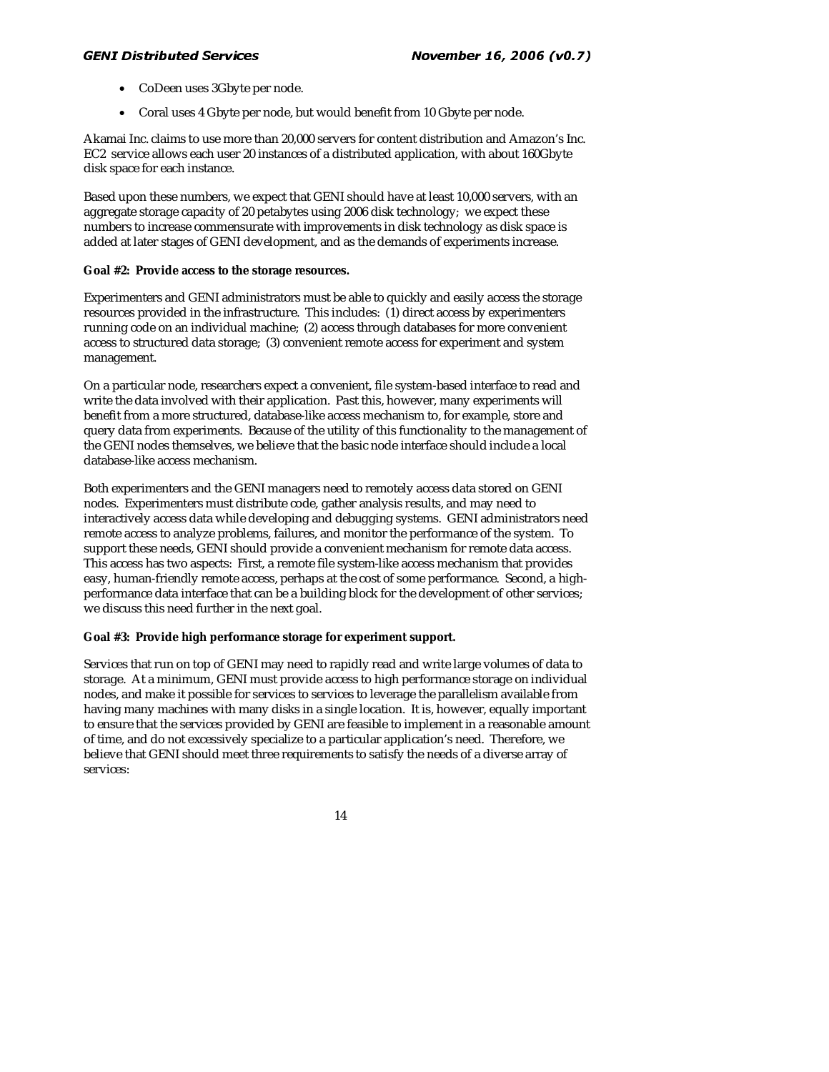- CoDeen uses 3Gbyte per node.
- Coral uses 4 Gbyte per node, but would benefit from 10 Gbyte per node.

Akamai Inc. claims to use more than 20,000 servers for content distribution and Amazon's Inc. EC2 service allows each user 20 instances of a distributed application, with about 160Gbyte disk space for each instance.

Based upon these numbers, we expect that GENI should have at least 10,000 servers, with an aggregate storage capacity of 20 petabytes using 2006 disk technology; we expect these numbers to increase commensurate with improvements in disk technology as disk space is added at later stages of GENI development, and as the demands of experiments increase.

**Goal #2: Provide access to the storage resources.**

Experimenters and GENI administrators must be able to quickly and easily access the storage resources provided in the infrastructure. This includes: (1) direct access by experimenters running code on an individual machine; (2) access through databases for more convenient access to structured data storage; (3) convenient remote access for experiment and system management.

On a particular node, researchers expect a convenient, file system-based interface to read and write the data involved with their application. Past this, however, many experiments will benefit from a more structured, database-like access mechanism to, for example, store and query data from experiments. Because of the utility of this functionality to the management of the GENI nodes themselves, we believe that the basic node interface should include a local database-like access mechanism.

Both experimenters and the GENI managers need to remotely access data stored on GENI nodes. Experimenters must distribute code, gather analysis results, and may need to interactively access data while developing and debugging systems. GENI administrators need remote access to analyze problems, failures, and monitor the performance of the system. To support these needs, GENI should provide a convenient mechanism for remote data access. This access has two aspects: First, a remote file system-like access mechanism that provides easy, human-friendly remote access, perhaps at the cost of some performance. Second, a high-performance data interface that can be a building block for the development of other services; we discuss this need further in the next goal.

**Goal #3: Provide high performance storage for experiment support.**

Services that run on top of GENI may need to rapidly read and write large volumes of data to storage. At a minimum, GENI must provide access to high performance storage on individual nodes, and make it possible for services to services to leverage the parallelism available from having many machines with many disks in a single location. It is, however, equally important to ensure that the services provided by GENI are feasible to implement in a reasonable amount of time, and do not excessively specialize to a particular application's need. Therefore, we believe that GENI should meet three requirements to satisfy the needs of a diverse array of services: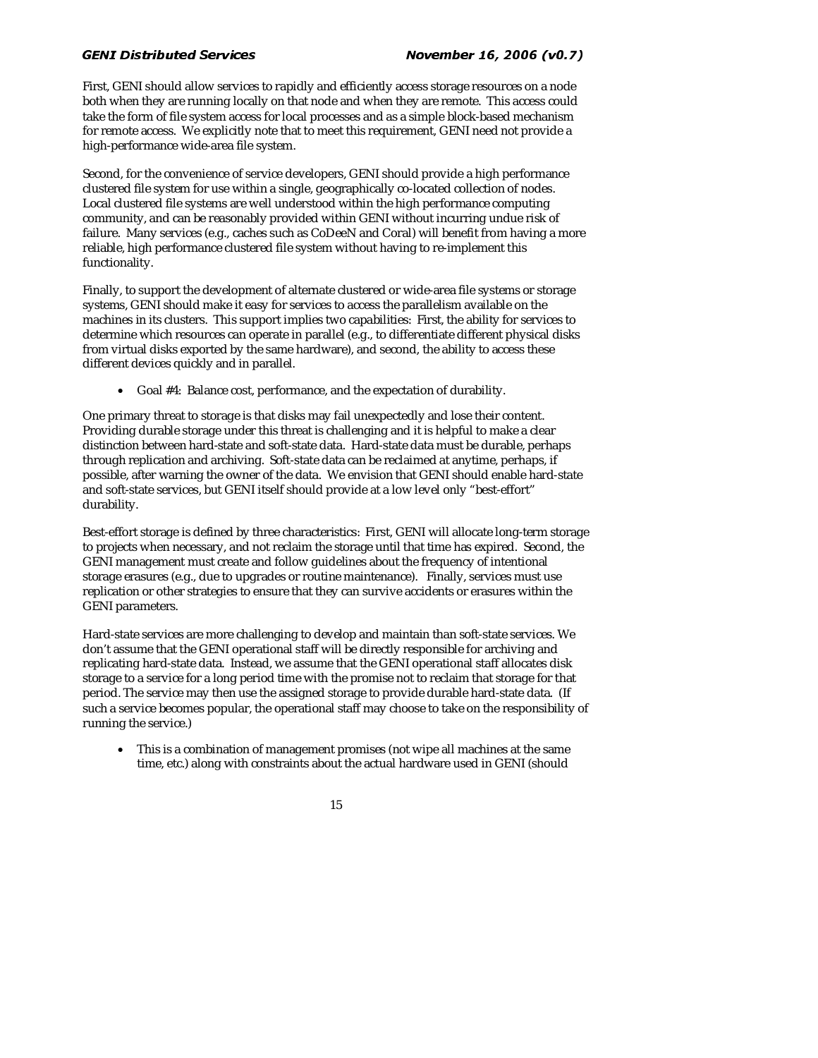First, GENI should allow services to rapidly and efficiently access storage resources on a node both when they are running locally on that node and when they are remote. This access could take the form of file system access for local processes and as a simple block-based mechanism for remote access. We explicitly note that to meet this requirement, GENI need not provide a high-performance wide-area file system.

Second, for the convenience of service developers, GENI should provide a high performance clustered file system for use within a single, geographically co-located collection of nodes. Local clustered file systems are well understood within the high performance computing community, and can be reasonably provided within GENI without incurring undue risk of failure. Many services (e.g., caches such as CoDeeN and Coral) will benefit from having a more reliable, high performance clustered file system without having to re-implement this functionality.

Finally, to support the development of alternate clustered or wide-area file systems or storage systems, GENI should make it easy for services to access the parallelism available on the machines in its clusters. This support implies two capabilities: First, the ability for services to determine which resources can operate in parallel (e.g., to differentiate different physical disks from virtual disks exported by the same hardware), and second, the ability to access these different devices quickly and in parallel.

- Goal #4: Balance cost, performance, and the expectation of durability.

One primary threat to storage is that disks may fail unexpectedly and lose their content. Providing durable storage under this threat is challenging and it is helpful to make a clear distinction between hard-state and soft-state data. Hard-state data must be durable, perhaps through replication and archiving. Soft-state data can be reclaimed at anytime, perhaps, if possible, after warning the owner of the data. We envision that GENI should enable hard-state and soft-state services, but GENI itself should provide at a low level only "best-effort" durability.

Best-effort storage is defined by three characteristics: First, GENI will allocate long-term storage to projects when necessary, and not reclaim the storage until that time has expired. Second, the GENI management must create and follow guidelines about the frequency of intentional storage erasures (e.g., due to upgrades or routine maintenance). Finally, services must use replication or other strategies to ensure that they can survive accidents or erasures within the GENI parameters.

Hard-state services are more challenging to develop and maintain than soft-state services. We don't assume that the GENI operational staff will be directly responsible for archiving and replicating hard-state data. Instead, we assume that the GENI operational staff allocates disk storage to a service for a long period time with the promise not to reclaim that storage for that period. The service may then use the assigned storage to provide durable hard-state data. (If such a service becomes popular, the operational staff may choose to take on the responsibility of running the service.)

- This is a combination of management promises (not wipe all machines at the same time, etc.) along with constraints about the actual hardware used in GENI (should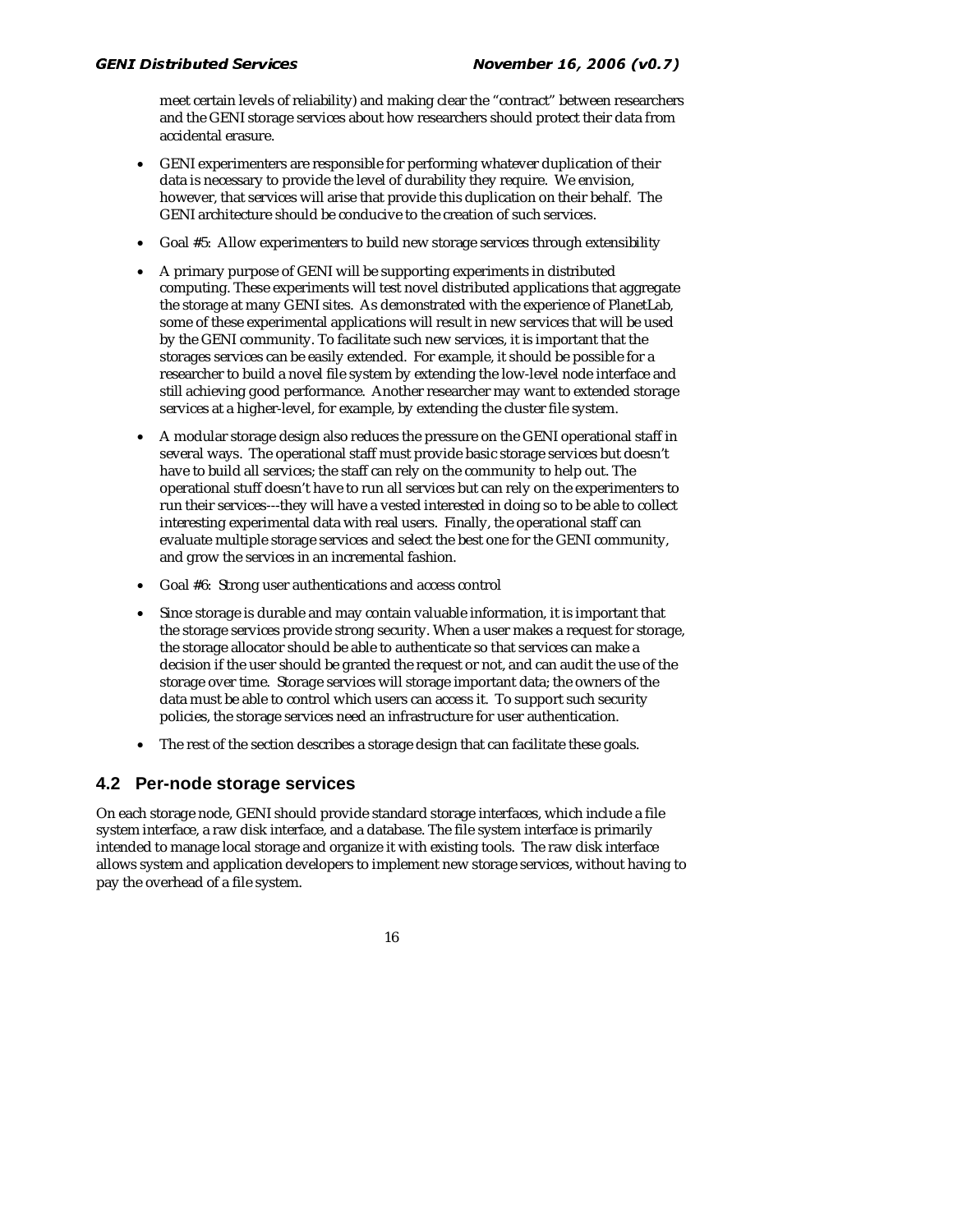meet certain levels of reliability) and making clear the "contract" between researchers and the GENI storage services about how researchers should protect their data from accidental erasure.

- GENI experimenters are responsible for performing whatever duplication of their data is necessary to provide the level of durability they require. We envision, however, that services will arise that provide this duplication on their behalf. The GENI architecture should be conducive to the creation of such services.
- Goal #5: Allow experimenters to build new storage services through extensibility
- A primary purpose of GENI will be supporting experiments in distributed computing. These experiments will test novel distributed applications that aggregate the storage at many GENI sites. As demonstrated with the experience of PlanetLab, some of these experimental applications will result in new services that will be used by the GENI community. To facilitate such new services, it is important that the storages services can be easily extended. For example, it should be possible for a researcher to build a novel file system by extending the low-level node interface and still achieving good performance. Another researcher may want to extended storage services at a higher-level, for example, by extending the cluster file system.
- A modular storage design also reduces the pressure on the GENI operational staff in several ways. The operational staff must provide basic storage services but doesn't have to build all services; the staff can rely on the community to help out. The operational stuff doesn't have to run all services but can rely on the experimenters to run their services---they will have a vested interested in doing so to be able to collect interesting experimental data with real users. Finally, the operational staff can evaluate multiple storage services and select the best one for the GENI community, and grow the services in an incremental fashion.
- Goal #6: Strong user authentications and access control
- Since storage is durable and may contain valuable information, it is important that the storage services provide strong security. When a user makes a request for storage, the storage allocator should be able to authenticate so that services can make a decision if the user should be granted the request or not, and can audit the use of the storage over time. Storage services will storage important data; the owners of the data must be able to control which users can access it. To support such security policies, the storage services need an infrastructure for user authentication.
- The rest of the section describes a storage design that can facilitate these goals.

## 4.2 Per-node storage services

On each storage node, GENI should provide standard storage interfaces, which include a file system interface, a raw disk interface, and a database. The file system interface is primarily intended to manage local storage and organize it with existing tools. The raw disk interface allows system and application developers to implement new storage services, without having to pay the overhead of a file system.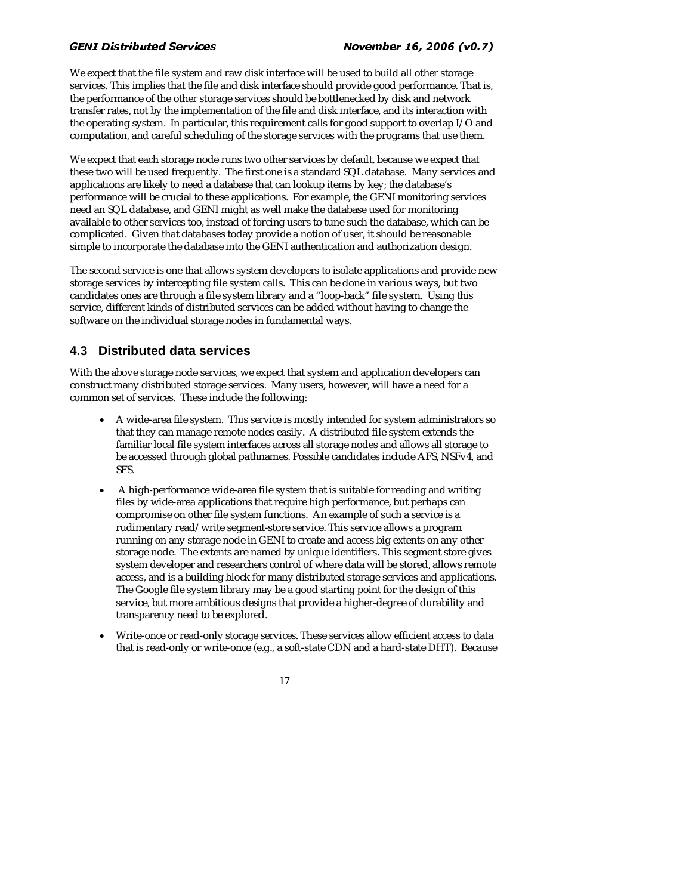We expect that the file system and raw disk interface will be used to build all other storage services. This implies that the file and disk interface should provide good performance. That is, the performance of the other storage services should be bottlenecked by disk and network transfer rates, not by the implementation of the file and disk interface, and its interaction with the operating system. In particular, this requirement calls for good support to overlap I/O and computation, and careful scheduling of the storage services with the programs that use them.

We expect that each storage node runs two other services by default, because we expect that these two will be used frequently. The first one is a standard SQL database. Many services and applications are likely to need a database that can lookup items by key; the database's performance will be crucial to these applications. For example, the GENI monitoring services need an SQL database, and GENI might as well make the database used for monitoring available to other services too, instead of forcing users to tune such the database, which can be complicated. Given that databases today provide a notion of user, it should be reasonable simple to incorporate the database into the GENI authentication and authorization design.

The second service is one that allows system developers to isolate applications and provide new storage services by intercepting file system calls. This can be done in various ways, but two candidates ones are through a file system library and a "loop-back" file system. Using this service, different kinds of distributed services can be added without having to change the software on the individual storage nodes in fundamental ways.

## 4.3 Distributed data services

With the above storage node services, we expect that system and application developers can construct many distributed storage services. Many users, however, will have a need for a common set of services. These include the following:

- A wide-area file system. This service is mostly intended for system administrators so that they can manage remote nodes easily. A distributed file system extends the familiar local file system interfaces across all storage nodes and allows all storage to be accessed through global pathnames. Possible candidates include AFS, NSFv4, and SFS.
- A high-performance wide-area file system that is suitable for reading and writing files by wide-area applications that require high performance, but perhaps can compromise on other file system functions. An example of such a service is a rudimentary read/write segment-store service. This service allows a program running on any storage node in GENI to create and access big extents on any other storage node. The extents are named by unique identifiers. This segment store gives system developer and researchers control of where data will be stored, allows remote access, and is a building block for many distributed storage services and applications. The Google file system library may be a good starting point for the design of this service, but more ambitious designs that provide a higher-degree of durability and transparency need to be explored.
- Write-once or read-only storage services. These services allow efficient access to data that is read-only or write-once (e.g., a soft-state CDN and a hard-state DHT). Because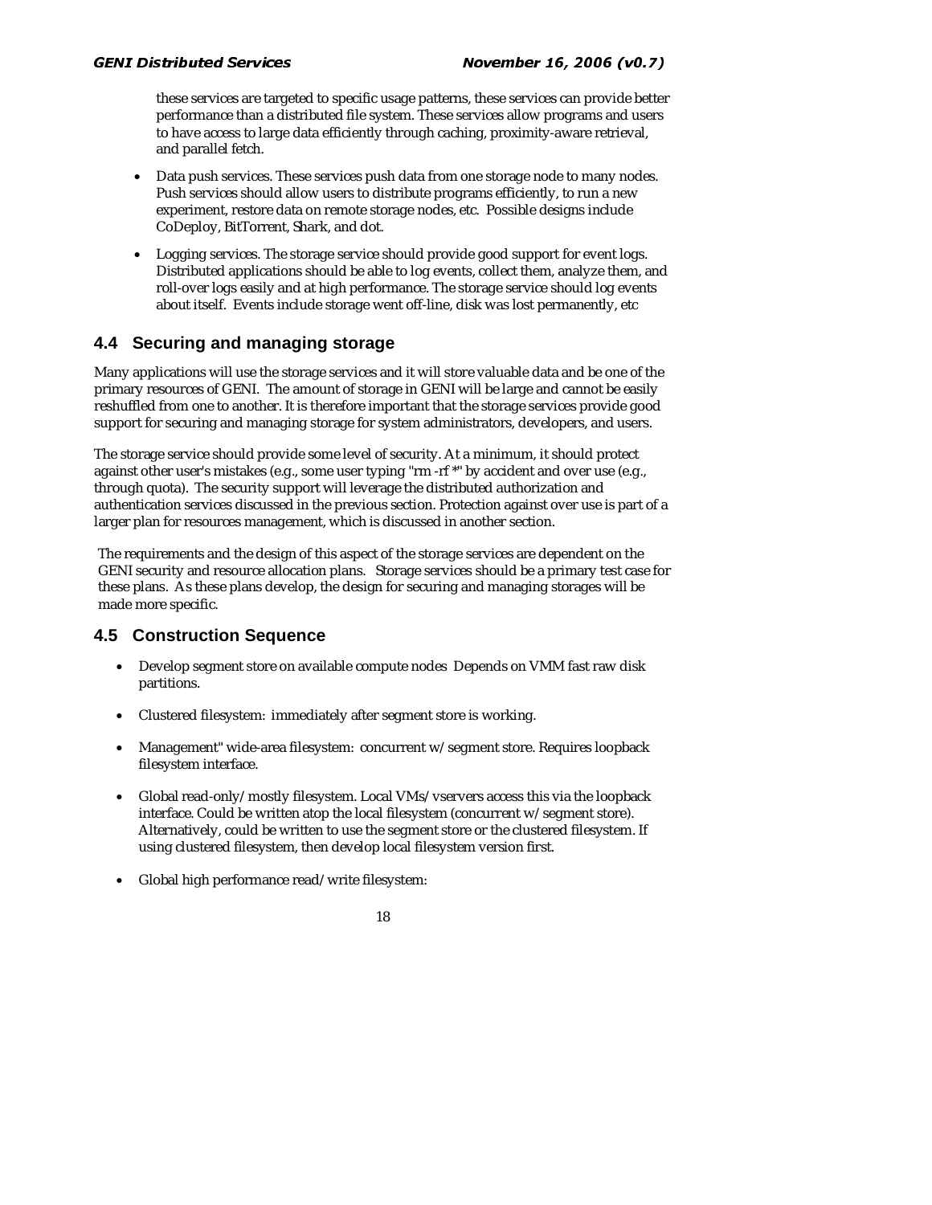these services are targeted to specific usage patterns, these services can provide better performance than a distributed file system. These services allow programs and users to have access to large data efficiently through caching, proximity-aware retrieval, and parallel fetch.

- Data push services. These services push data from one storage node to many nodes. Push services should allow users to distribute programs efficiently, to run a new experiment, restore data on remote storage nodes, etc. Possible designs include CoDeploy, BitTorrent, Shark, and dot.
- Logging services. The storage service should provide good support for event logs. Distributed applications should be able to log events, collect them, analyze them, and roll-over logs easily and at high performance. The storage service should log events about itself. Events include storage went off-line, disk was lost permanently, etc

## 4.4 Securing and managing storage

Many applications will use the storage services and it will store valuable data and be one of the primary resources of GENI. The amount of storage in GENI will be large and cannot be easily reshuffled from one to another. It is therefore important that the storage services provide good support for securing and managing storage for system administrators, developers, and users.

The storage service should provide some level of security. At a minimum, it should protect against other user's mistakes (e.g., some user typing "rm -rf *" by accident and over use (e.g., through quota). The security support will leverage the distributed authorization and authentication services discussed in the previous section. Protection against over use is part of a larger plan for resources management, which is discussed in another section.

The requirements and the design of this aspect of the storage services are dependent on the GENI security and resource allocation plans. Storage services should be a primary test case for these plans. As these plans develop, the design for securing and managing storages will be made more specific.

## 4.5 Construction Sequence

- Develop segment store on available compute nodes Depends on VMM fast raw disk partitions.
- Clustered filesystem: immediately after segment store is working.
- Management" wide-area filesystem: concurrent w/segment store. Requires loopback filesystem interface.
- Global read-only/mostly filesystem. Local VMs/vservers access this via the loopback interface. Could be written atop the local filesystem (concurrent w/segment store). Alternatively, could be written to use the segment store or the clustered filesystem. If using clustered filesystem, then develop local filesystem version first.
- Global high performance read/write filesystem: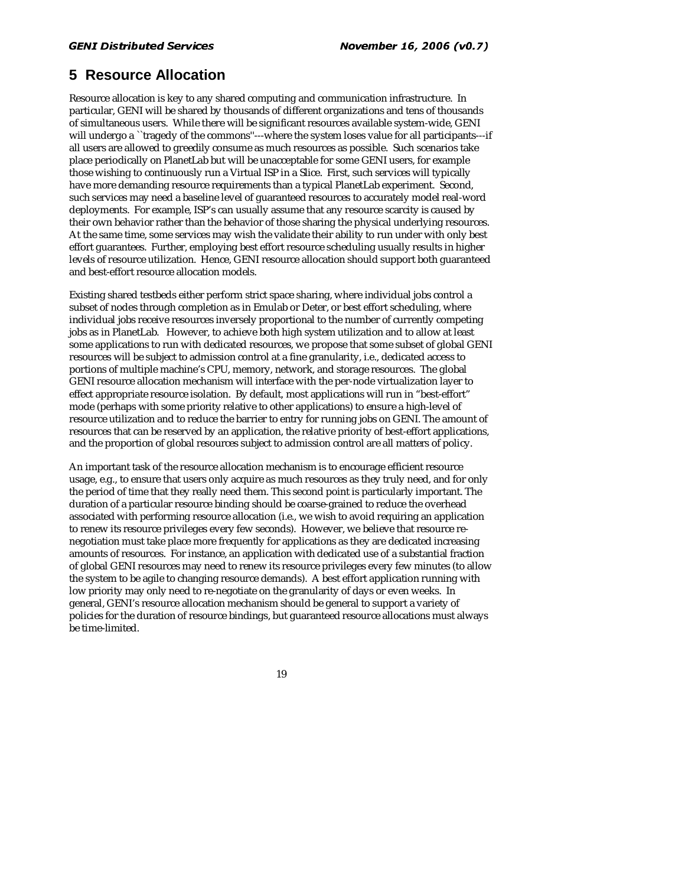# 5 Resource Allocation

Resource allocation is key to any shared computing and communication infrastructure. In particular, GENI will be shared by thousands of different organizations and tens of thousands of simultaneous users. While there will be significant resources available system-wide, GENI will undergo a ``tragedy of the commons''---where the system loses value for all participants---if all users are allowed to greedily consume as much resources as possible. Such scenarios take place periodically on PlanetLab but will be unacceptable for some GENI users, for example those wishing to continuously run a Virtual ISP in a Slice. First, such services will typically have more demanding resource requirements than a typical PlanetLab experiment. Second, such services may need a baseline level of guaranteed resources to accurately model real-word deployments. For example, ISP's can usually assume that any resource scarcity is caused by their own behavior rather than the behavior of those sharing the physical underlying resources. At the same time, some services may wish the validate their ability to run under with only best effort guarantees. Further, employing best effort resource scheduling usually results in higher levels of resource utilization. Hence, GENI resource allocation should support both guaranteed and best-effort resource allocation models.

Existing shared testbeds either perform strict space sharing, where individual jobs control a subset of nodes through completion as in Emulab or Deter, or best effort scheduling, where individual jobs receive resources inversely proportional to the number of currently competing jobs as in PlanetLab. However, to achieve both high system utilization and to allow at least some applications to run with dedicated resources, we propose that some subset of global GENI resources will be subject to admission control at a fine granularity, i.e., dedicated access to portions of multiple machine's CPU, memory, network, and storage resources. The global GENI resource allocation mechanism will interface with the per-node virtualization layer to effect appropriate resource isolation. By default, most applications will run in "best-effort" mode (perhaps with some priority relative to other applications) to ensure a high-level of resource utilization and to reduce the barrier to entry for running jobs on GENI. The amount of resources that can be reserved by an application, the relative priority of best-effort applications, and the proportion of global resources subject to admission control are all matters of policy.

An important task of the resource allocation mechanism is to encourage efficient resource usage, e.g., to ensure that users only acquire as much resources as they truly need, and for only the period of time that they really need them. This second point is particularly important. The duration of a particular resource binding should be coarse-grained to reduce the overhead associated with performing resource allocation (i.e., we wish to avoid requiring an application to renew its resource privileges every few seconds). However, we believe that resource re-negotiation must take place more frequently for applications as they are dedicated increasing amounts of resources. For instance, an application with dedicated use of a substantial fraction of global GENI resources may need to renew its resource privileges every few minutes (to allow the system to be agile to changing resource demands). A best effort application running with low priority may only need to re-negotiate on the granularity of days or even weeks. In general, GENI's resource allocation mechanism should be general to support a variety of policies for the duration of resource bindings, but guaranteed resource allocations must always be time-limited.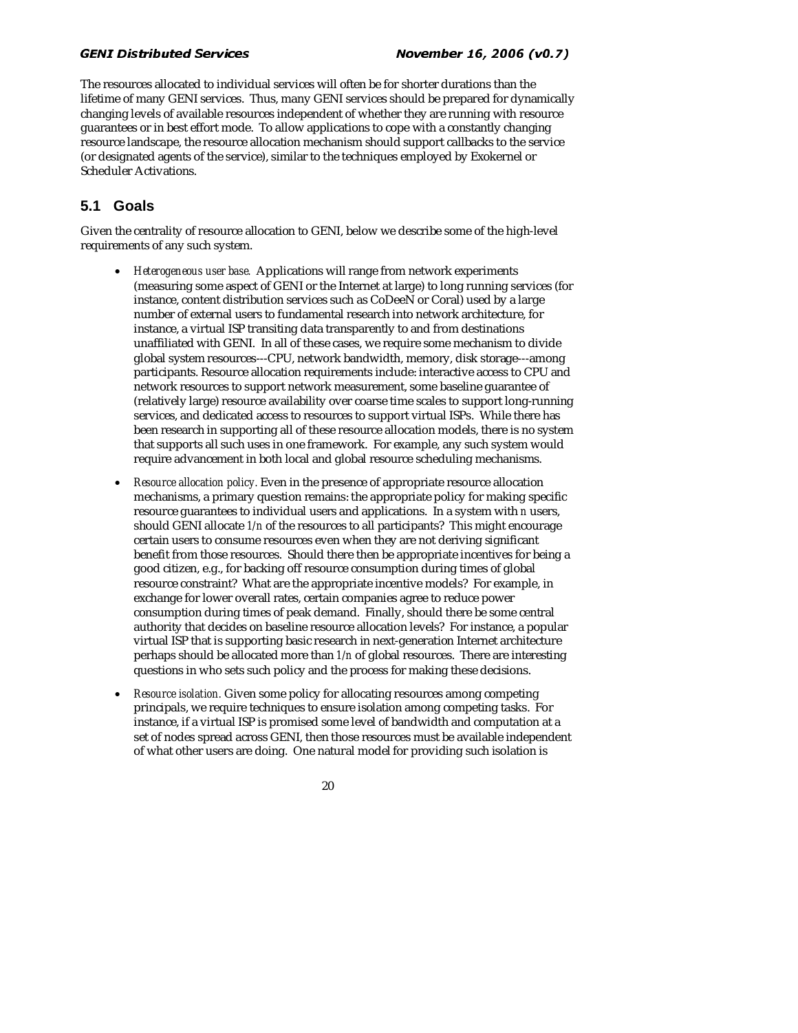The resources allocated to individual services will often be for shorter durations than the lifetime of many GENI services. Thus, many GENI services should be prepared for dynamically changing levels of available resources independent of whether they are running with resource guarantees or in best effort mode. To allow applications to cope with a constantly changing resource landscape, the resource allocation mechanism should support callbacks to the service (or designated agents of the service), similar to the techniques employed by Exokernel or Scheduler Activations.

## 5.1 Goals

Given the centrality of resource allocation to GENI, below we describe some of the high-level requirements of any such system.

- *Heterogeneous user base.* Applications will range from network experiments (measuring some aspect of GENI or the Internet at large) to long running services (for instance, content distribution services such as CoDeeN or Coral) used by a large number of external users to fundamental research into network architecture, for instance, a virtual ISP transiting data transparently to and from destinations unaffiliated with GENI. In all of these cases, we require some mechanism to divide global system resources---CPU, network bandwidth, memory, disk storage---among participants. Resource allocation requirements include: interactive access to CPU and network resources to support network measurement, some baseline guarantee of (relatively large) resource availability over coarse time scales to support long-running services, and dedicated access to resources to support virtual ISPs. While there has been research in supporting all of these resource allocation models, there is no system that supports all such uses in one framework. For example, any such system would require advancement in both local and global resource scheduling mechanisms.
- *Resource allocation policy.* Even in the presence of appropriate resource allocation mechanisms, a primary question remains: the appropriate policy for making specific resource guarantees to individual users and applications. In a system with $n$ users, should GENI allocate $1/n$ of the resources to all participants? This might encourage certain users to consume resources even when they are not deriving significant benefit from those resources. Should there then be appropriate incentives for being a good citizen, e.g., for backing off resource consumption during times of global resource constraint? What are the appropriate incentive models? For example, in exchange for lower overall rates, certain companies agree to reduce power consumption during times of peak demand. Finally, should there be some central authority that decides on baseline resource allocation levels? For instance, a popular virtual ISP that is supporting basic research in next-generation Internet architecture perhaps should be allocated more than $1/n$ of global resources. There are interesting questions in who sets such policy and the process for making these decisions.
- *Resource isolation.* Given some policy for allocating resources among competing principals, we require techniques to ensure isolation among competing tasks. For instance, if a virtual ISP is promised some level of bandwidth and computation at a set of nodes spread across GENI, then those resources must be available independent of what other users are doing. One natural model for providing such isolation is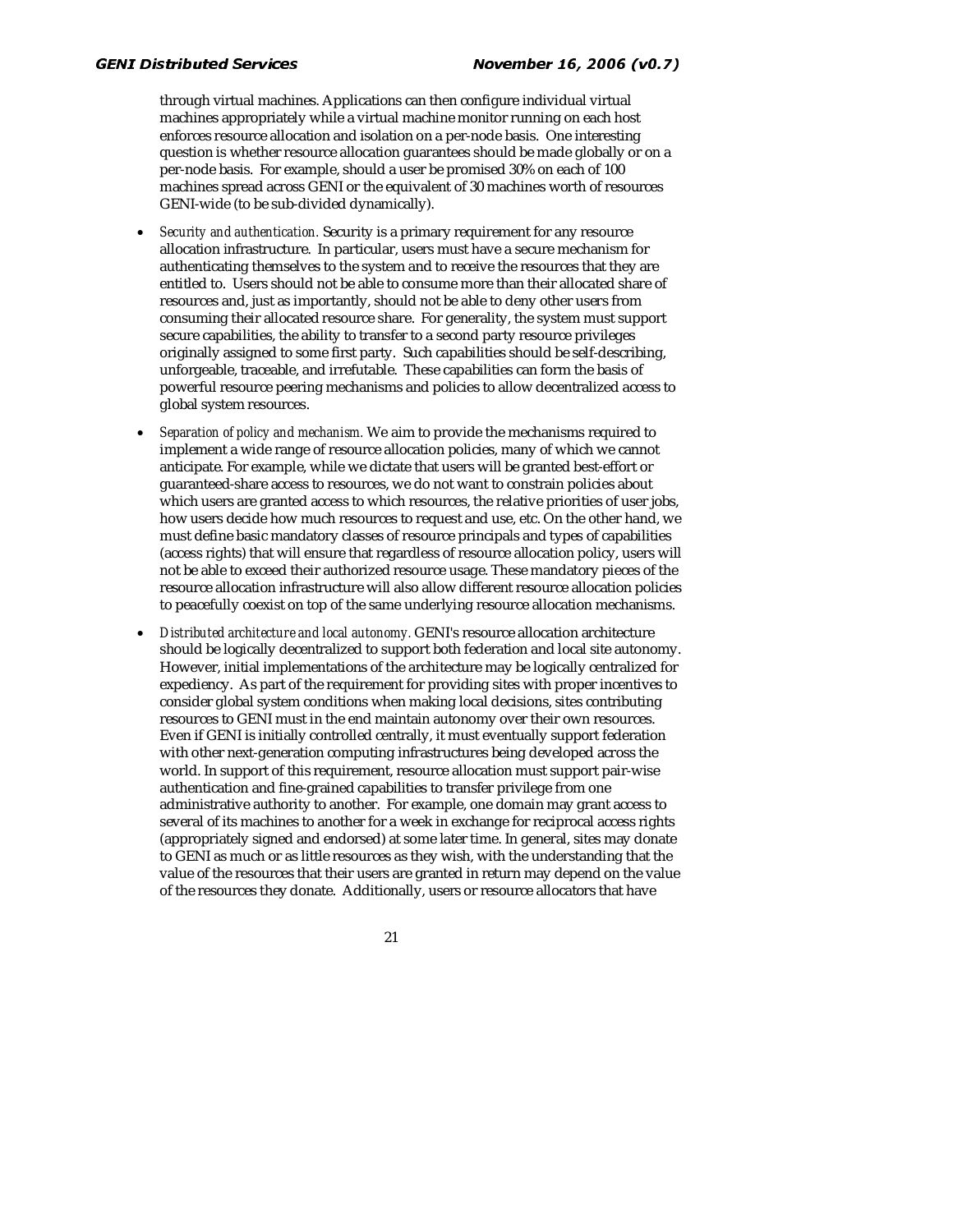through virtual machines. Applications can then configure individual virtual machines appropriately while a virtual machine monitor running on each host enforces resource allocation and isolation on a per-node basis. One interesting question is whether resource allocation guarantees should be made globally or on a per-node basis. For example, should a user be promised 30% on each of 100 machines spread across GENI or the equivalent of 30 machines worth of resources GENI-wide (to be sub-divided dynamically).

- *Security and authentication.* Security is a primary requirement for any resource allocation infrastructure. In particular, users must have a secure mechanism for authenticating themselves to the system and to receive the resources that they are entitled to. Users should not be able to consume more than their allocated share of resources and, just as importantly, should not be able to deny other users from consuming their allocated resource share. For generality, the system must support secure capabilities, the ability to transfer to a second party resource privileges originally assigned to some first party. Such capabilities should be self-describing, unforgeable, traceable, and irrefutable. These capabilities can form the basis of powerful resource peering mechanisms and policies to allow decentralized access to global system resources.
- *Separation of policy and mechanism.* We aim to provide the mechanisms required to implement a wide range of resource allocation policies, many of which we cannot anticipate. For example, while we dictate that users will be granted best-effort or guaranteed-share access to resources, we do not want to constrain policies about which users are granted access to which resources, the relative priorities of user jobs, how users decide how much resources to request and use, etc. On the other hand, we must define basic mandatory classes of resource principals and types of capabilities (access rights) that will ensure that regardless of resource allocation policy, users will not be able to exceed their authorized resource usage. These mandatory pieces of the resource allocation infrastructure will also allow different resource allocation policies to peacefully coexist on top of the same underlying resource allocation mechanisms.
- *Distributed architecture and local autonomy.* GENI's resource allocation architecture should be logically decentralized to support both federation and local site autonomy. However, initial implementations of the architecture may be logically centralized for expediency. As part of the requirement for providing sites with proper incentives to consider global system conditions when making local decisions, sites contributing resources to GENI must in the end maintain autonomy over their own resources. Even if GENI is initially controlled centrally, it must eventually support federation with other next-generation computing infrastructures being developed across the world. In support of this requirement, resource allocation must support pair-wise authentication and fine-grained capabilities to transfer privilege from one administrative authority to another. For example, one domain may grant access to several of its machines to another for a week in exchange for reciprocal access rights (appropriately signed and endorsed) at some later time. In general, sites may donate to GENI as much or as little resources as they wish, with the understanding that the value of the resources that their users are granted in return may depend on the value of the resources they donate. Additionally, users or resource allocators that have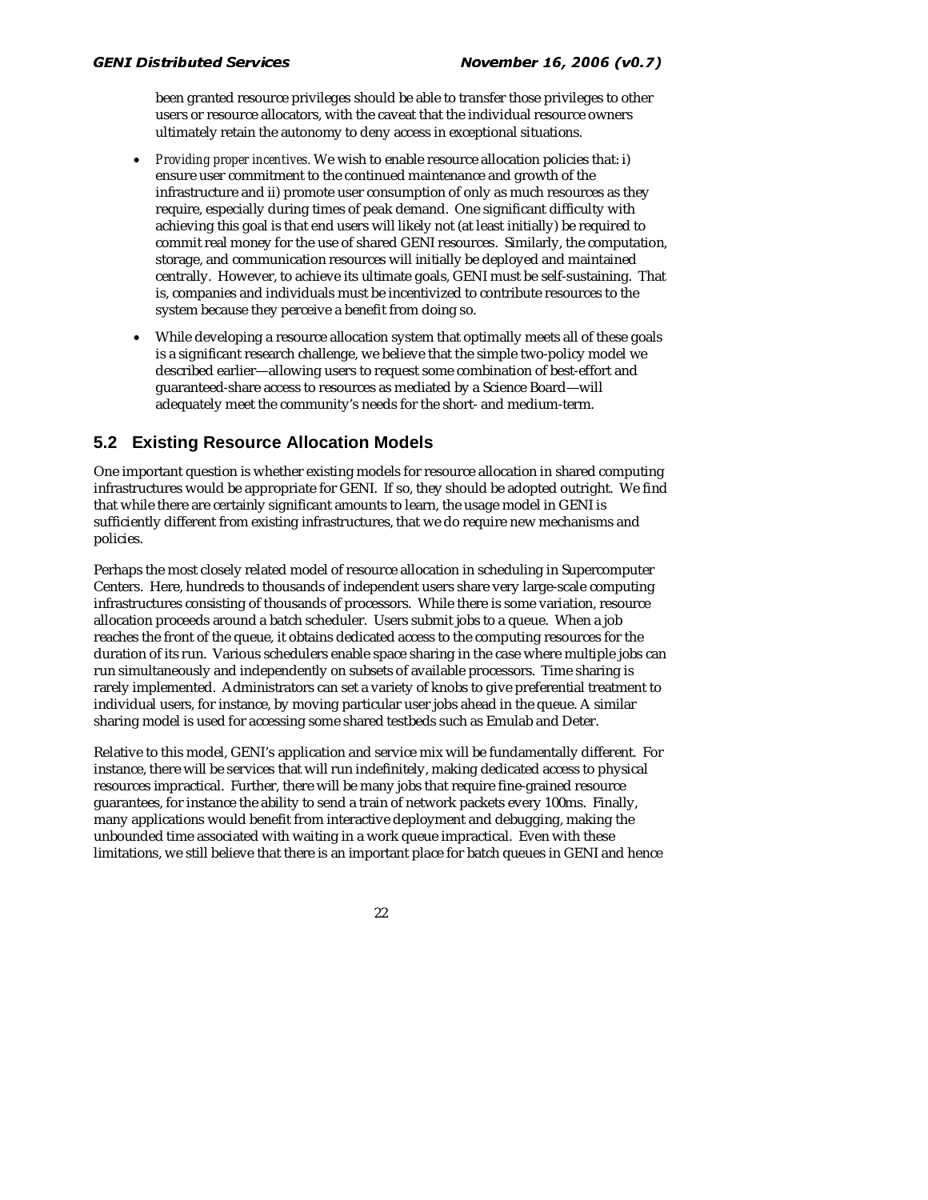been granted resource privileges should be able to transfer those privileges to other users or resource allocators, with the caveat that the individual resource owners ultimately retain the autonomy to deny access in exceptional situations.

- *Providing proper incentives.* We wish to enable resource allocation policies that: i) ensure user commitment to the continued maintenance and growth of the infrastructure and ii) promote user consumption of only as much resources as they require, especially during times of peak demand. One significant difficulty with achieving this goal is that end users will likely not (at least initially) be required to commit real money for the use of shared GENI resources. Similarly, the computation, storage, and communication resources will initially be deployed and maintained centrally. However, to achieve its ultimate goals, GENI must be self-sustaining. That is, companies and individuals must be incentivized to contribute resources to the system because they perceive a benefit from doing so.
- While developing a resource allocation system that optimally meets all of these goals is a significant research challenge, we believe that the simple two-policy model we described earlier—allowing users to request some combination of best-effort and guaranteed-share access to resources as mediated by a Science Board—will adequately meet the community's needs for the short- and medium-term.

## 5.2 Existing Resource Allocation Models

One important question is whether existing models for resource allocation in shared computing infrastructures would be appropriate for GENI. If so, they should be adopted outright. We find that while there are certainly significant amounts to learn, the usage model in GENI is sufficiently different from existing infrastructures, that we do require new mechanisms and policies.

Perhaps the most closely related model of resource allocation in scheduling in Supercomputer Centers. Here, hundreds to thousands of independent users share very large-scale computing infrastructures consisting of thousands of processors. While there is some variation, resource allocation proceeds around a batch scheduler. Users submit jobs to a queue. When a job reaches the front of the queue, it obtains dedicated access to the computing resources for the duration of its run. Various schedulers enable space sharing in the case where multiple jobs can run simultaneously and independently on subsets of available processors. Time sharing is rarely implemented. Administrators can set a variety of knobs to give preferential treatment to individual users, for instance, by moving particular user jobs ahead in the queue. A similar sharing model is used for accessing some shared testbeds such as Emulab and Deter.

Relative to this model, GENI's application and service mix will be fundamentally different. For instance, there will be services that will run indefinitely, making dedicated access to physical resources impractical. Further, there will be many jobs that require fine-grained resource guarantees, for instance the ability to send a train of network packets every 100ms. Finally, many applications would benefit from interactive deployment and debugging, making the unbounded time associated with waiting in a work queue impractical. Even with these limitations, we still believe that there is an important place for batch queues in GENI and hence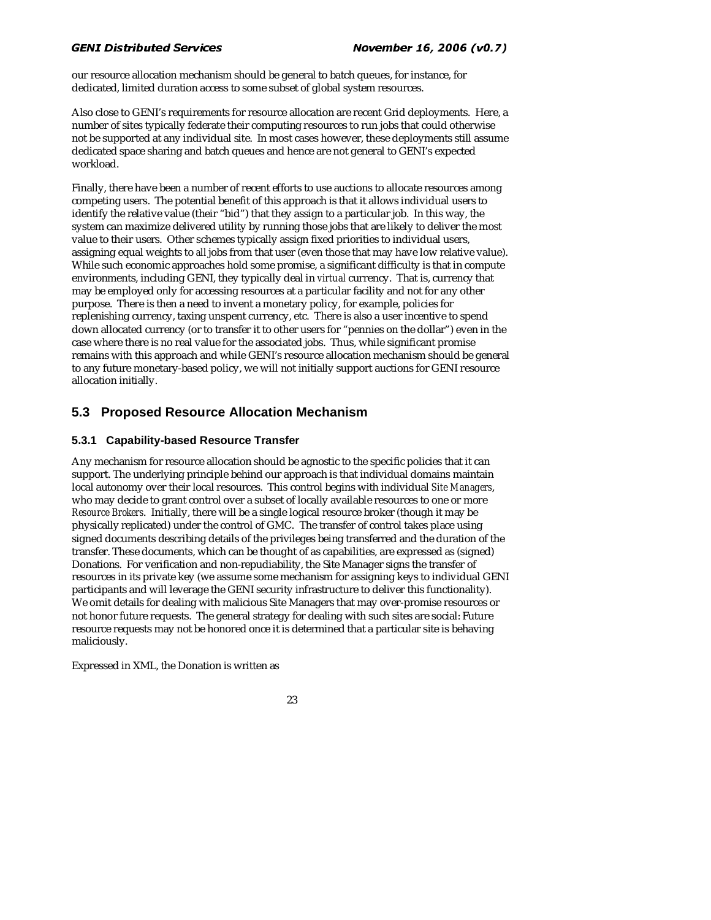our resource allocation mechanism should be general to batch queues, for instance, for dedicated, limited duration access to some subset of global system resources.

Also close to GENI's requirements for resource allocation are recent Grid deployments. Here, a number of sites typically federate their computing resources to run jobs that could otherwise not be supported at any individual site. In most cases however, these deployments still assume dedicated space sharing and batch queues and hence are not general to GENI's expected workload.

Finally, there have been a number of recent efforts to use auctions to allocate resources among competing users. The potential benefit of this approach is that it allows individual users to identify the relative value (their "bid") that they assign to a particular job. In this way, the system can maximize delivered utility by running those jobs that are likely to deliver the most value to their users. Other schemes typically assign fixed priorities to individual users, assigning equal weights to *all* jobs from that user (even those that may have low relative value). While such economic approaches hold some promise, a significant difficulty is that in compute environments, including GENI, they typically deal in *virtual* currency. That is, currency that may be employed only for accessing resources at a particular facility and not for any other purpose. There is then a need to invent a monetary policy, for example, policies for replenishing currency, taxing unspent currency, etc. There is also a user incentive to spend down allocated currency (or to transfer it to other users for "pennies on the dollar") even in the case where there is no real value for the associated jobs. Thus, while significant promise remains with this approach and while GENI's resource allocation mechanism should be general to any future monetary-based policy, we will not initially support auctions for GENI resource allocation initially.

## 5.3 Proposed Resource Allocation Mechanism

### 5.3.1 Capability-based Resource Transfer

Any mechanism for resource allocation should be agnostic to the specific policies that it can support. The underlying principle behind our approach is that individual domains maintain local autonomy over their local resources. This control begins with individual *Site Managers*, who may decide to grant control over a subset of locally available resources to one or more *Resource Brokers*. Initially, there will be a single logical resource broker (though it may be physically replicated) under the control of GMC. The transfer of control takes place using signed documents describing details of the privileges being transferred and the duration of the transfer. These documents, which can be thought of as capabilities, are expressed as (signed) Donations. For verification and non-repudiability, the Site Manager signs the transfer of resources in its private key (we assume some mechanism for assigning keys to individual GENI participants and will leverage the GENI security infrastructure to deliver this functionality). We omit details for dealing with malicious Site Managers that may over-promise resources or not honor future requests. The general strategy for dealing with such sites are social: Future resource requests may not be honored once it is determined that a particular site is behaving maliciously.

Expressed in XML, the Donation is written as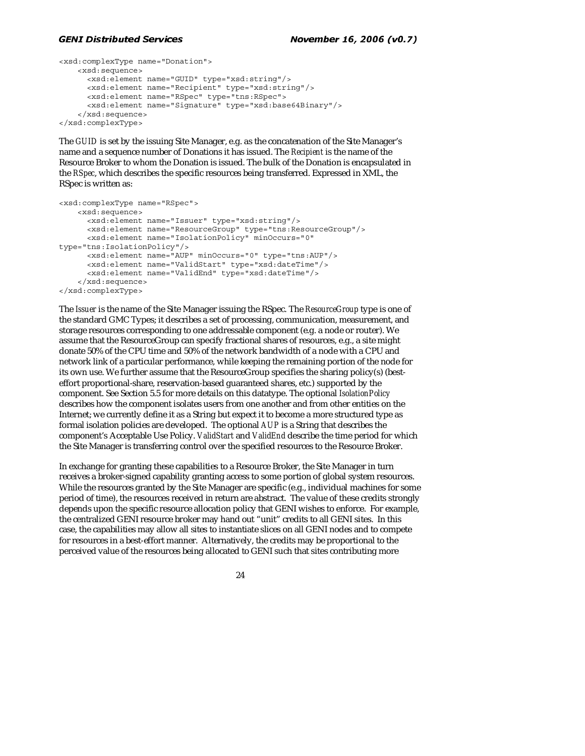```
<xsd:complexType name="Donation">
    <xsd:sequence>
      <xsd:element name="GUID" type="xsd:string"/>
      <xsd:element name="Recipient" type="xsd:string"/>
      <xsd:element name="RSpec" type="tns:RSpec">
      <xsd:element name="Signature" type="xsd:base64Binary"/>
    </xsd:sequence>
</xsd:complexType>
```

The *GUID* is set by the issuing Site Manager, e.g. as the concatenation of the Site Manager's name and a sequence number of Donations it has issued. The *Recipient* is the name of the Resource Broker to whom the Donation is issued. The bulk of the Donation is encapsulated in the *RSpec*, which describes the specific resources being transferred. Expressed in XML, the RSpec is written as:

```
<xsd:complexType name="RSpec">
    <xsd:sequence>
      <xsd:element name="Issuer" type="xsd:string"/>
      <xsd:element name="ResourceGroup" type="tns:ResourceGroup"/>
      <xsd:element name="IsolationPolicy" minOccurs="0"
type="tns:IsolationPolicy"/>
      <xsd:element name="AUP" minOccurs="0" type="tns:AUP"/>
      <xsd:element name="ValidStart" type="xsd:dateTime"/>
      <xsd:element name="ValidEnd" type="xsd:dateTime"/>
    </xsd:sequence>
</xsd:complexType>
```

The *Issuer* is the name of the Site Manager issuing the RSpec. The *ResourceGroup* type is one of the standard GMC Types; it describes a set of processing, communication, measurement, and storage resources corresponding to one addressable component (e.g. a node or router). We assume that the ResourceGroup can specify fractional shares of resources, e.g., a site might donate 50% of the CPU time and 50% of the network bandwidth of a node with a CPU and network link of a particular performance, while keeping the remaining portion of the node for its own use. We further assume that the ResourceGroup specifies the sharing policy(s) (best-effort proportional-share, reservation-based guaranteed shares, etc.) supported by the component. See Section 5.5 for more details on this datatype. The optional *IsolationPolicy* describes how the component isolates users from one another and from other entities on the Internet; we currently define it as a String but expect it to become a more structured type as formal isolation policies are developed. The optional *AUP* is a String that describes the component's Acceptable Use Policy. *ValidStart* and *ValidEnd* describe the time period for which the Site Manager is transferring control over the specified resources to the Resource Broker.

In exchange for granting these capabilities to a Resource Broker, the Site Manager in turn receives a broker-signed capability granting access to some portion of global system resources. While the resources granted by the Site Manager are specific (e.g., individual machines for some period of time), the resources received in return are abstract. The value of these credits strongly depends upon the specific resource allocation policy that GENI wishes to enforce. For example, the centralized GENI resource broker may hand out "unit" credits to all GENI sites. In this case, the capabilities may allow all sites to instantiate slices on all GENI nodes and to compete for resources in a best-effort manner. Alternatively, the credits may be proportional to the perceived value of the resources being allocated to GENI such that sites contributing more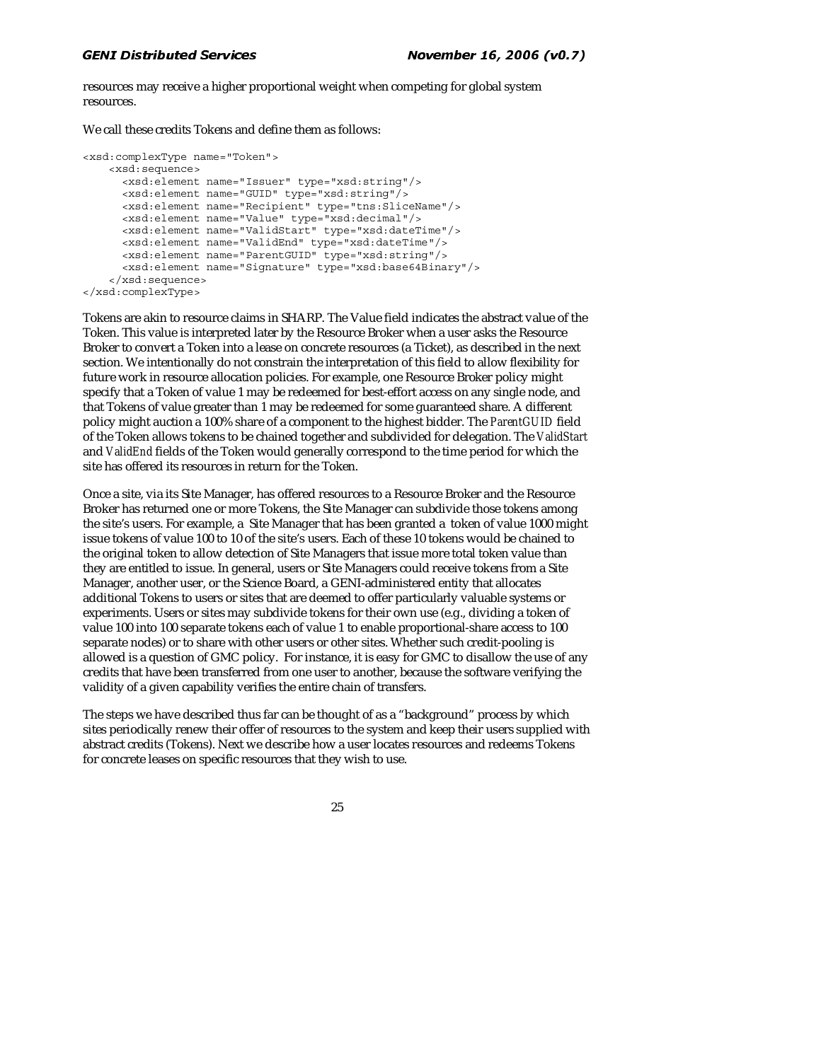resources may receive a higher proportional weight when competing for global system resources.

We call these credits Tokens and define them as follows:

```
<xsd:complexType name="Token">
    <xsd:sequence>
      <xsd:element name="Issuer" type="xsd:string"/>
      <xsd:element name="GUID" type="xsd:string"/>
      <xsd:element name="Recipient" type="tns:SliceName"/>
      <xsd:element name="Value" type="xsd:decimal"/>
      <xsd:element name="ValidStart" type="xsd:dateTime"/>
      <xsd:element name="ValidEnd" type="xsd:dateTime"/>
      <xsd:element name="ParentGUID" type="xsd:string"/>
      <xsd:element name="Signature" type="xsd:base64Binary"/>
    </xsd:sequence>
</xsd:complexType>
```

Tokens are akin to resource claims in SHARP. The Value field indicates the abstract value of the Token. This value is interpreted later by the Resource Broker when a user asks the Resource Broker to convert a Token into a lease on concrete resources (a Ticket), as described in the next section. We intentionally do not constrain the interpretation of this field to allow flexibility for future work in resource allocation policies. For example, one Resource Broker policy might specify that a Token of value 1 may be redeemed for best-effort access on any single node, and that Tokens of value greater than 1 may be redeemed for some guaranteed share. A different policy might auction a 100% share of a component to the highest bidder. The *ParentGUID* field of the Token allows tokens to be chained together and subdivided for delegation. The *ValidStart* and *ValidEnd* fields of the Token would generally correspond to the time period for which the site has offered its resources in return for the Token.

Once a site, via its Site Manager, has offered resources to a Resource Broker and the Resource Broker has returned one or more Tokens, the Site Manager can subdivide those tokens among the site's users. For example, a Site Manager that has been granted a token of value 1000 might issue tokens of value 100 to 10 of the site's users. Each of these 10 tokens would be chained to the original token to allow detection of Site Managers that issue more total token value than they are entitled to issue. In general, users or Site Managers could receive tokens from a Site Manager, another user, or the Science Board, a GENI-administered entity that allocates additional Tokens to users or sites that are deemed to offer particularly valuable systems or experiments. Users or sites may subdivide tokens for their own use (e.g., dividing a token of value 100 into 100 separate tokens each of value 1 to enable proportional-share access to 100 separate nodes) or to share with other users or other sites. Whether such credit-pooling is allowed is a question of GMC policy. For instance, it is easy for GMC to disallow the use of any credits that have been transferred from one user to another, because the software verifying the validity of a given capability verifies the entire chain of transfers.

The steps we have described thus far can be thought of as a "background" process by which sites periodically renew their offer of resources to the system and keep their users supplied with abstract credits (Tokens). Next we describe how a user locates resources and redeems Tokens for concrete leases on specific resources that they wish to use.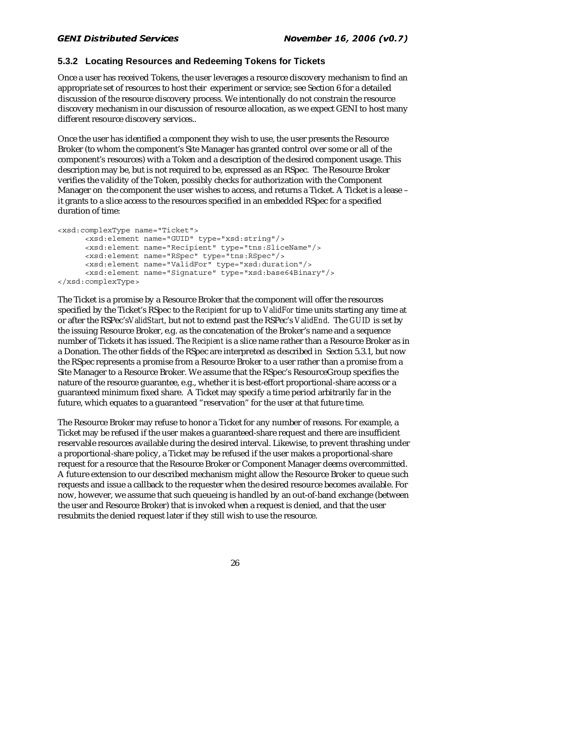### 5.3.2 Locating Resources and Redeeming Tokens for Tickets

Once a user has received Tokens, the user leverages a resource discovery mechanism to find an appropriate set of resources to host their experiment or service; see Section 6 for a detailed discussion of the resource discovery process. We intentionally do not constrain the resource discovery mechanism in our discussion of resource allocation, as we expect GENI to host many different resource discovery services..

Once the user has identified a component they wish to use, the user presents the Resource Broker (to whom the component's Site Manager has granted control over some or all of the component's resources) with a Token and a description of the desired component usage. This description may be, but is not required to be, expressed as an RSpec. The Resource Broker verifies the validity of the Token, possibly checks for authorization with the Component Manager on the component the user wishes to access, and returns a Ticket. A Ticket is a lease – it grants to a slice access to the resources specified in an embedded RSpec for a specified duration of time:

```
<xsd:complexType name="Ticket">
      <xsd:element name="GUID" type="xsd:string"/>
      <xsd:element name="Recipient" type="tns:SliceName"/>
      <xsd:element name="RSpec" type="tns:RSpec"/>
      <xsd:element name="ValidFor" type="xsd:duration"/>
      <xsd:element name="Signature" type="xsd:base64Binary"/>
</xsd:complexType>
```

The Ticket is a promise by a Resource Broker that the component will offer the resources specified by the Ticket's RSpec to the *Recipient* for up to *ValidFor* time units starting any time at or after the RSPec's *ValidStart*, but not to extend past the RSPec's *ValidEnd*. The *GUID* is set by the issuing Resource Broker, e.g. as the concatenation of the Broker's name and a sequence number of Tickets it has issued. The *Recipient* is a slice name rather than a Resource Broker as in a Donation. The other fields of the RSpec are interpreted as described in Section 5.3.1, but now the RSpec represents a promise from a Resource Broker to a user rather than a promise from a Site Manager to a Resource Broker. We assume that the RSpec's ResourceGroup specifies the nature of the resource guarantee, e.g., whether it is best-effort proportional-share access or a guaranteed minimum fixed share. A Ticket may specify a time period arbitrarily far in the future, which equates to a guaranteed "reservation" for the user at that future time.

The Resource Broker may refuse to honor a Ticket for any number of reasons. For example, a Ticket may be refused if the user makes a guaranteed-share request and there are insufficient reservable resources available during the desired interval. Likewise, to prevent thrashing under a proportional-share policy, a Ticket may be refused if the user makes a proportional-share request for a resource that the Resource Broker or Component Manager deems overcommitted. A future extension to our described mechanism might allow the Resource Broker to queue such requests and issue a callback to the requester when the desired resource becomes available. For now, however, we assume that such queueing is handled by an out-of-band exchange (between the user and Resource Broker) that is invoked when a request is denied, and that the user resubmits the denied request later if they still wish to use the resource.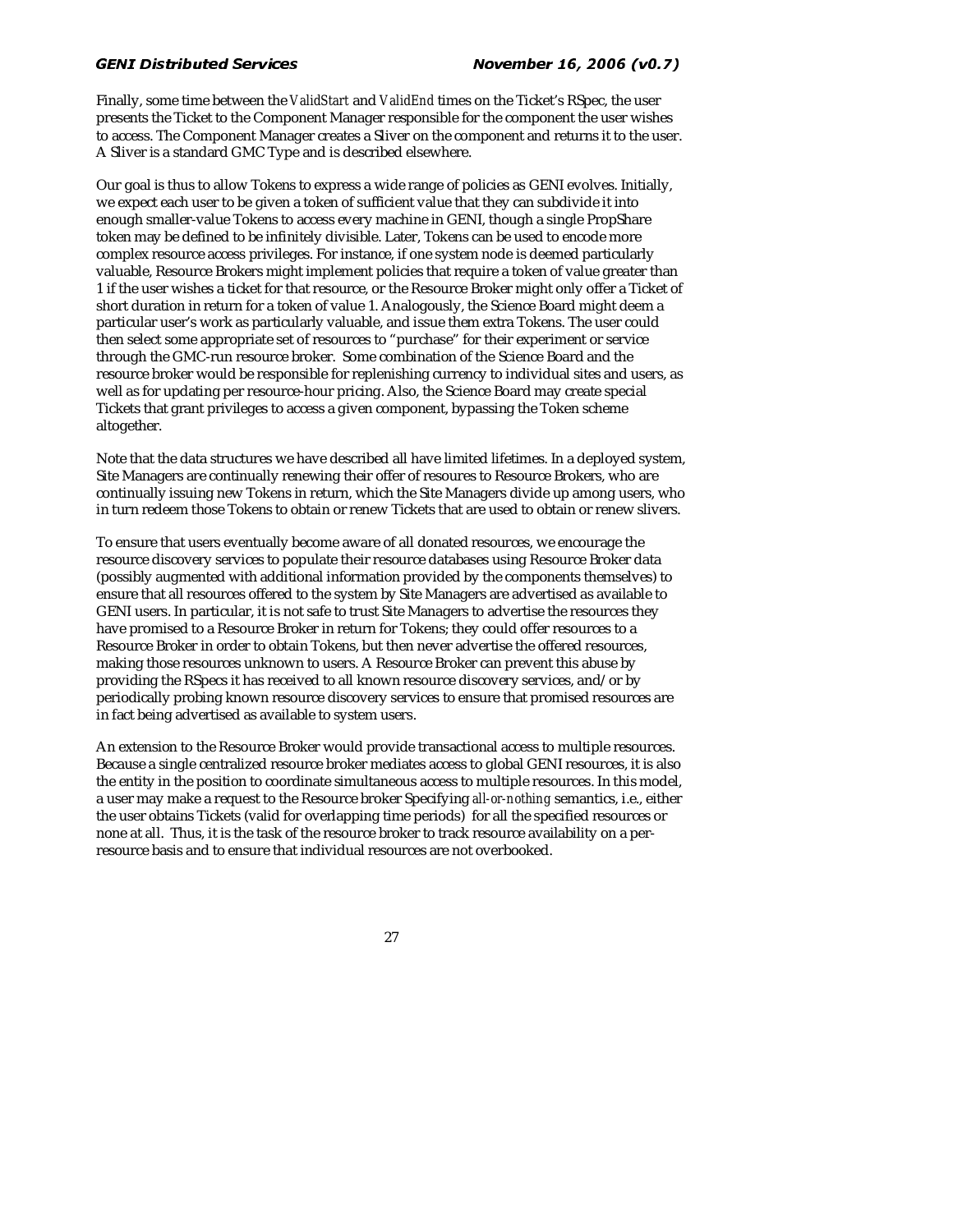Finally, some time between the *ValidStart* and *ValidEnd* times on the Ticket's RSpec, the user presents the Ticket to the Component Manager responsible for the component the user wishes to access. The Component Manager creates a Sliver on the component and returns it to the user. A Sliver is a standard GMC Type and is described elsewhere.

Our goal is thus to allow Tokens to express a wide range of policies as GENI evolves. Initially, we expect each user to be given a token of sufficient value that they can subdivide it into enough smaller-value Tokens to access every machine in GENI, though a single PropShare token may be defined to be infinitely divisible. Later, Tokens can be used to encode more complex resource access privileges. For instance, if one system node is deemed particularly valuable, Resource Brokers might implement policies that require a token of value greater than 1 if the user wishes a ticket for that resource, or the Resource Broker might only offer a Ticket of short duration in return for a token of value 1. Analogously, the Science Board might deem a particular user's work as particularly valuable, and issue them extra Tokens. The user could then select some appropriate set of resources to "purchase" for their experiment or service through the GMC-run resource broker. Some combination of the Science Board and the resource broker would be responsible for replenishing currency to individual sites and users, as well as for updating per resource-hour pricing. Also, the Science Board may create special Tickets that grant privileges to access a given component, bypassing the Token scheme altogether.

Note that the data structures we have described all have limited lifetimes. In a deployed system, Site Managers are continually renewing their offer of resoures to Resource Brokers, who are continually issuing new Tokens in return, which the Site Managers divide up among users, who in turn redeem those Tokens to obtain or renew Tickets that are used to obtain or renew slivers.

To ensure that users eventually become aware of all donated resources, we encourage the resource discovery services to populate their resource databases using Resource Broker data (possibly augmented with additional information provided by the components themselves) to ensure that all resources offered to the system by Site Managers are advertised as available to GENI users. In particular, it is not safe to trust Site Managers to advertise the resources they have promised to a Resource Broker in return for Tokens; they could offer resources to a Resource Broker in order to obtain Tokens, but then never advertise the offered resources, making those resources unknown to users. A Resource Broker can prevent this abuse by providing the RSpecs it has received to all known resource discovery services, and/or by periodically probing known resource discovery services to ensure that promised resources are in fact being advertised as available to system users.

An extension to the Resource Broker would provide transactional access to multiple resources. Because a single centralized resource broker mediates access to global GENI resources, it is also the entity in the position to coordinate simultaneous access to multiple resources. In this model, a user may make a request to the Resource broker Specifying *all-or-nothing* semantics, i.e., either the user obtains Tickets (valid for overlapping time periods) for all the specified resources or none at all. Thus, it is the task of the resource broker to track resource availability on a per-resource basis and to ensure that individual resources are not overbooked.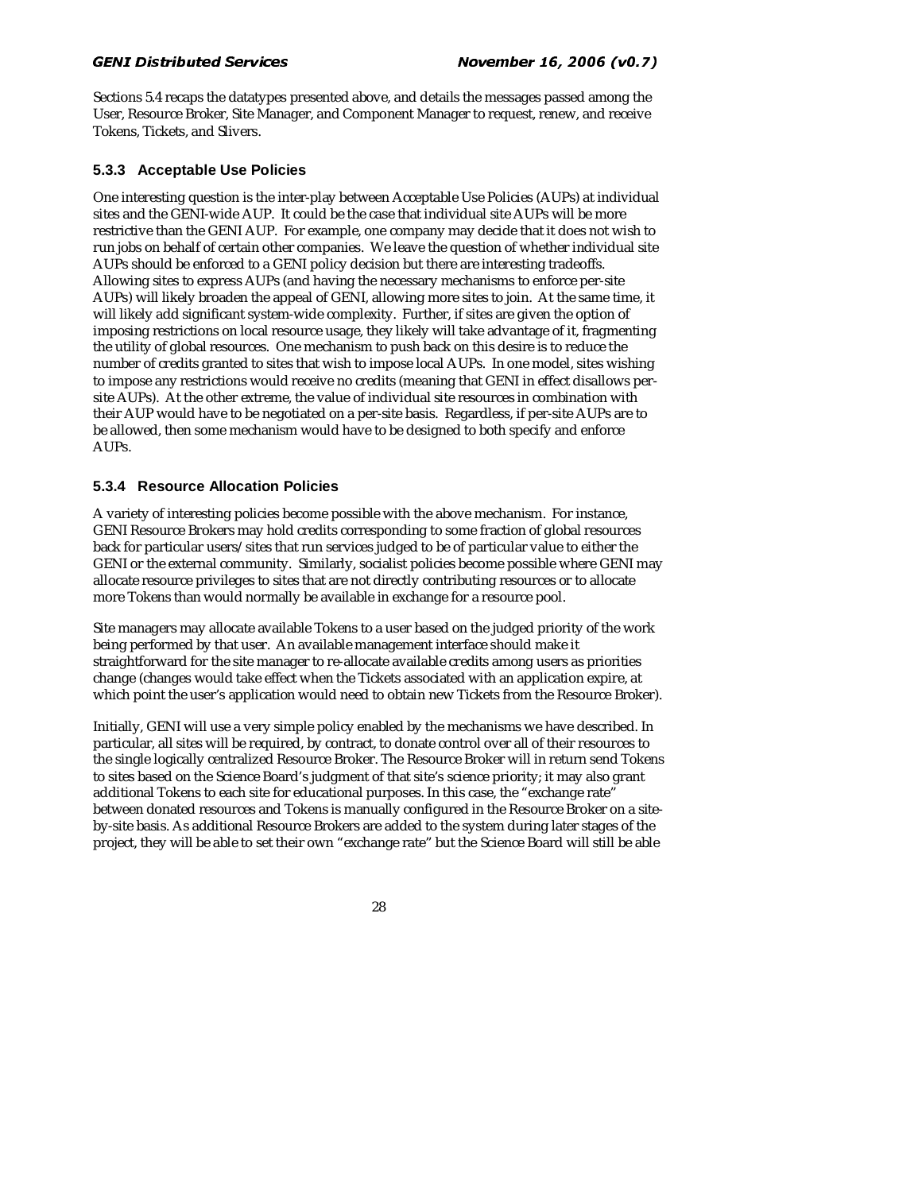Sections 5.4 recaps the datatypes presented above, and details the messages passed among the User, Resource Broker, Site Manager, and Component Manager to request, renew, and receive Tokens, Tickets, and Slivers.

### 5.3.3 Acceptable Use Policies

One interesting question is the inter-play between Acceptable Use Policies (AUPs) at individual sites and the GENI-wide AUP. It could be the case that individual site AUPs will be more restrictive than the GENI AUP. For example, one company may decide that it does not wish to run jobs on behalf of certain other companies. We leave the question of whether individual site AUPs should be enforced to a GENI policy decision but there are interesting tradeoffs. Allowing sites to express AUPs (and having the necessary mechanisms to enforce per-site AUPs) will likely broaden the appeal of GENI, allowing more sites to join. At the same time, it will likely add significant system-wide complexity. Further, if sites are given the option of imposing restrictions on local resource usage, they likely will take advantage of it, fragmenting the utility of global resources. One mechanism to push back on this desire is to reduce the number of credits granted to sites that wish to impose local AUPs. In one model, sites wishing to impose any restrictions would receive no credits (meaning that GENI in effect disallows per-site AUPs). At the other extreme, the value of individual site resources in combination with their AUP would have to be negotiated on a per-site basis. Regardless, if per-site AUPs are to be allowed, then some mechanism would have to be designed to both specify and enforce AUPs.

### 5.3.4 Resource Allocation Policies

A variety of interesting policies become possible with the above mechanism. For instance, GENI Resource Brokers may hold credits corresponding to some fraction of global resources back for particular users/sites that run services judged to be of particular value to either the GENI or the external community. Similarly, socialist policies become possible where GENI may allocate resource privileges to sites that are not directly contributing resources or to allocate more Tokens than would normally be available in exchange for a resource pool.

Site managers may allocate available Tokens to a user based on the judged priority of the work being performed by that user. An available management interface should make it straightforward for the site manager to re-allocate available credits among users as priorities change (changes would take effect when the Tickets associated with an application expire, at which point the user's application would need to obtain new Tickets from the Resource Broker).

Initially, GENI will use a very simple policy enabled by the mechanisms we have described. In particular, all sites will be required, by contract, to donate control over all of their resources to the single logically centralized Resource Broker. The Resource Broker will in return send Tokens to sites based on the Science Board's judgment of that site's science priority; it may also grant additional Tokens to each site for educational purposes. In this case, the "exchange rate" between donated resources and Tokens is manually configured in the Resource Broker on a site-by-site basis. As additional Resource Brokers are added to the system during later stages of the project, they will be able to set their own "exchange rate" but the Science Board will still be able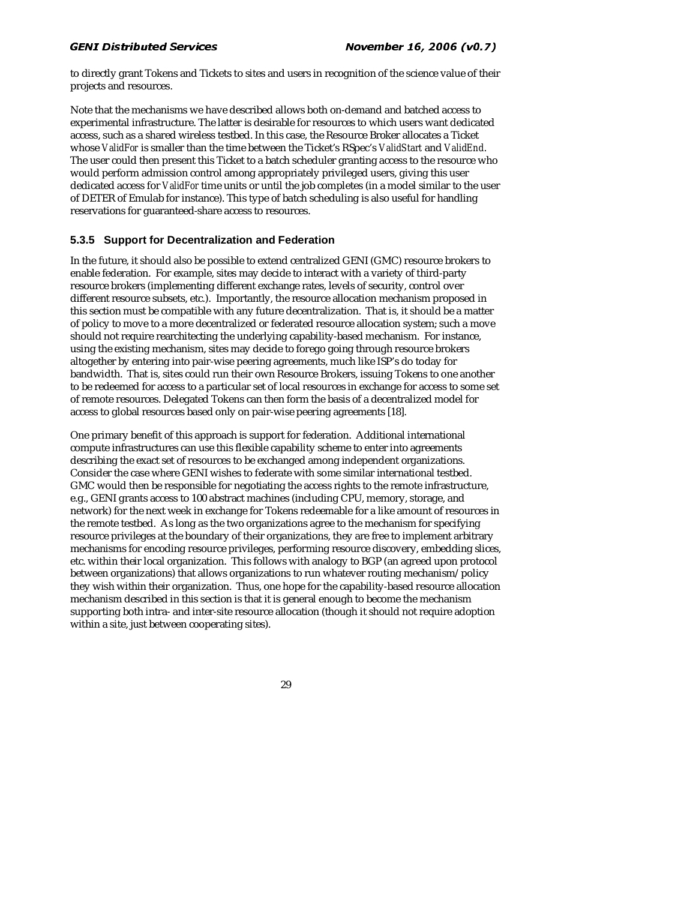to directly grant Tokens and Tickets to sites and users in recognition of the science value of their projects and resources.

Note that the mechanisms we have described allows both on-demand and batched access to experimental infrastructure. The latter is desirable for resources to which users want dedicated access, such as a shared wireless testbed. In this case, the Resource Broker allocates a Ticket whose *ValidFor* is smaller than the time between the Ticket's RSpec's *ValidStart* and *ValidEnd*. The user could then present this Ticket to a batch scheduler granting access to the resource who would perform admission control among appropriately privileged users, giving this user dedicated access for *ValidFor* time units or until the job completes (in a model similar to the user of DETER of Emulab for instance). This type of batch scheduling is also useful for handling reservations for guaranteed-share access to resources.

### 5.3.5 Support for Decentralization and Federation

In the future, it should also be possible to extend centralized GENI (GMC) resource brokers to enable federation. For example, sites may decide to interact with a variety of third-party resource brokers (implementing different exchange rates, levels of security, control over different resource subsets, etc.). Importantly, the resource allocation mechanism proposed in this section must be compatible with any future decentralization. That is, it should be a matter of policy to move to a more decentralized or federated resource allocation system; such a move should not require rearchitecting the underlying capability-based mechanism. For instance, using the existing mechanism, sites may decide to forego going through resource brokers altogether by entering into pair-wise peering agreements, much like ISP's do today for bandwidth. That is, sites could run their own Resource Brokers, issuing Tokens to one another to be redeemed for access to a particular set of local resources in exchange for access to some set of remote resources. Delegated Tokens can then form the basis of a decentralized model for access to global resources based only on pair-wise peering agreements [18].

One primary benefit of this approach is support for federation. Additional international compute infrastructures can use this flexible capability scheme to enter into agreements describing the exact set of resources to be exchanged among independent organizations. Consider the case where GENI wishes to federate with some similar international testbed. GMC would then be responsible for negotiating the access rights to the remote infrastructure, e.g., GENI grants access to 100 abstract machines (including CPU, memory, storage, and network) for the next week in exchange for Tokens redeemable for a like amount of resources in the remote testbed. As long as the two organizations agree to the mechanism for specifying resource privileges at the boundary of their organizations, they are free to implement arbitrary mechanisms for encoding resource privileges, performing resource discovery, embedding slices, etc. within their local organization. This follows with analogy to BGP (an agreed upon protocol between organizations) that allows organizations to run whatever routing mechanism/policy they wish within their organization. Thus, one hope for the capability-based resource allocation mechanism described in this section is that it is general enough to become the mechanism supporting both intra- and inter-site resource allocation (though it should not require adoption within a site, just between cooperating sites).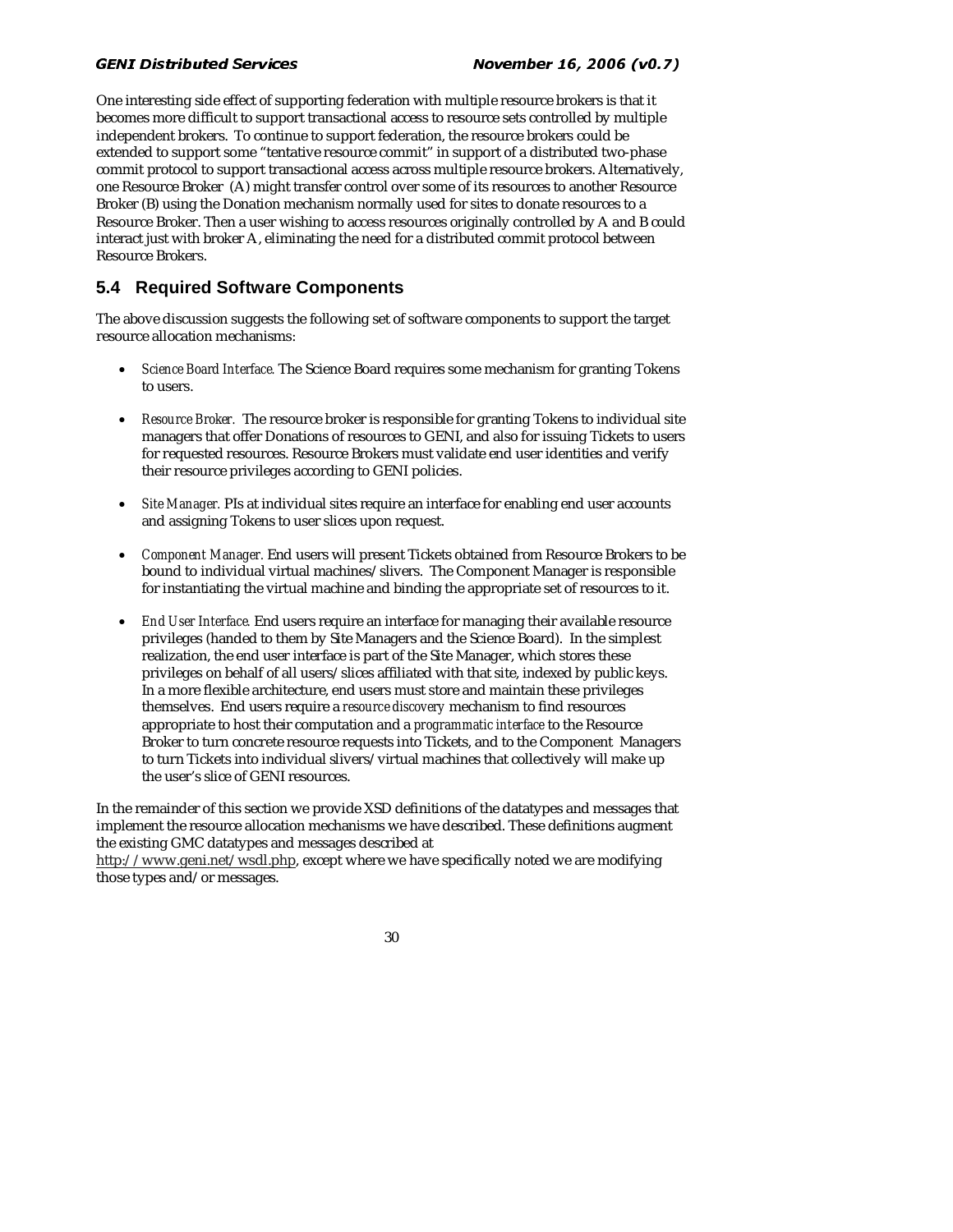One interesting side effect of supporting federation with multiple resource brokers is that it becomes more difficult to support transactional access to resource sets controlled by multiple independent brokers. To continue to support federation, the resource brokers could be extended to support some "tentative resource commit" in support of a distributed two-phase commit protocol to support transactional access across multiple resource brokers. Alternatively, one Resource Broker (A) might transfer control over some of its resources to another Resource Broker (B) using the Donation mechanism normally used for sites to donate resources to a Resource Broker. Then a user wishing to access resources originally controlled by A and B could interact just with broker A, eliminating the need for a distributed commit protocol between Resource Brokers.

## 5.4 Required Software Components

The above discussion suggests the following set of software components to support the target resource allocation mechanisms:

- *Science Board Interface.* The Science Board requires some mechanism for granting Tokens to users.
- *Resource Broker.* The resource broker is responsible for granting Tokens to individual site managers that offer Donations of resources to GENI, and also for issuing Tickets to users for requested resources. Resource Brokers must validate end user identities and verify their resource privileges according to GENI policies.
- *Site Manager.* PIs at individual sites require an interface for enabling end user accounts and assigning Tokens to user slices upon request.
- *Component Manager.* End users will present Tickets obtained from Resource Brokers to be bound to individual virtual machines/slivers. The Component Manager is responsible for instantiating the virtual machine and binding the appropriate set of resources to it.
- *End User Interface.* End users require an interface for managing their available resource privileges (handed to them by Site Managers and the Science Board). In the simplest realization, the end user interface is part of the Site Manager, which stores these privileges on behalf of all users/slices affiliated with that site, indexed by public keys. In a more flexible architecture, end users must store and maintain these privileges themselves. End users require a *resource discovery* mechanism to find resources appropriate to host their computation and a *programmatic interface* to the Resource Broker to turn concrete resource requests into Tickets, and to the Component Managers to turn Tickets into individual slivers/virtual machines that collectively will make up the user's slice of GENI resources.

In the remainder of this section we provide XSD definitions of the datatypes and messages that implement the resource allocation mechanisms we have described. These definitions augment the existing GMC datatypes and messages described at http://www.geni.net/wsdl.php, except where we have specifically noted we are modifying those types and/or messages.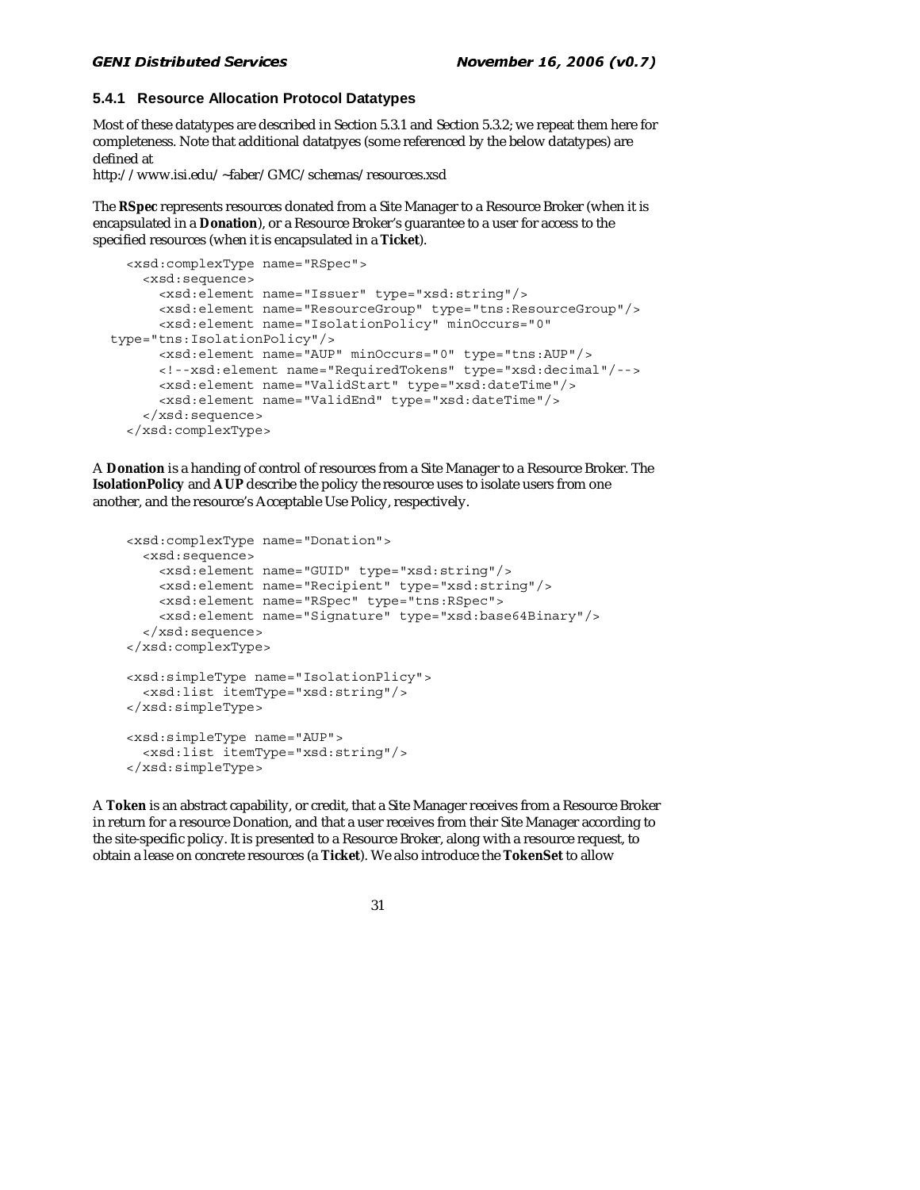### 5.4.1 Resource Allocation Protocol Datatypes

Most of these datatypes are described in Section 5.3.1 and Section 5.3.2; we repeat them here for completeness. Note that additional datatpyes (some referenced by the below datatypes) are defined at
http://www.isi.edu/~faber/GMC/schemas/resources.xsd

The **RSpec** represents resources donated from a Site Manager to a Resource Broker (when it is encapsulated in a **Donation**), or a Resource Broker's guarantee to a user for access to the specified resources (when it is encapsulated in a **Ticket**).

```
<xsd:complexType name="RSpec">
  <xsd:sequence>
    <xsd:element name="Issuer" type="xsd:string"/>
    <xsd:element name="ResourceGroup" type="tns:ResourceGroup"/>
    <xsd:element name="IsolationPolicy" minOccurs="0"
type="tns:IsolationPolicy"/>
    <xsd:element name="AUP" minOccurs="0" type="tns:AUP"/>
    <!--xsd:element name="RequiredTokens" type="xsd:decimal"/-->
    <xsd:element name="ValidStart" type="xsd:dateTime"/>
    <xsd:element name="ValidEnd" type="xsd:dateTime"/>
  </xsd:sequence>
</xsd:complexType>
```

A **Donation** is a handing of control of resources from a Site Manager to a Resource Broker. The **IsolationPolicy** and **AUP** describe the policy the resource uses to isolate users from one another, and the resource's Acceptable Use Policy, respectively.

```
<xsd:complexType name="Donation">
  <xsd:sequence>
    <xsd:element name="GUID" type="xsd:string"/>
    <xsd:element name="Recipient" type="xsd:string"/>
    <xsd:element name="RSpec" type="tns:RSpec">
    <xsd:element name="Signature" type="xsd:base64Binary"/>
  </xsd:sequence>
</xsd:complexType>

<xsd:simpleType name="IsolationPlicy">
  <xsd:list itemType="xsd:string"/>
</xsd:simpleType>

<xsd:simpleType name="AUP">
  <xsd:list itemType="xsd:string"/>
</xsd:simpleType>
```

A **Token** is an abstract capability, or credit, that a Site Manager receives from a Resource Broker in return for a resource Donation, and that a user receives from their Site Manager according to the site-specific policy. It is presented to a Resource Broker, along with a resource request, to obtain a lease on concrete resources (a **Ticket**). We also introduce the **TokenSet** to allow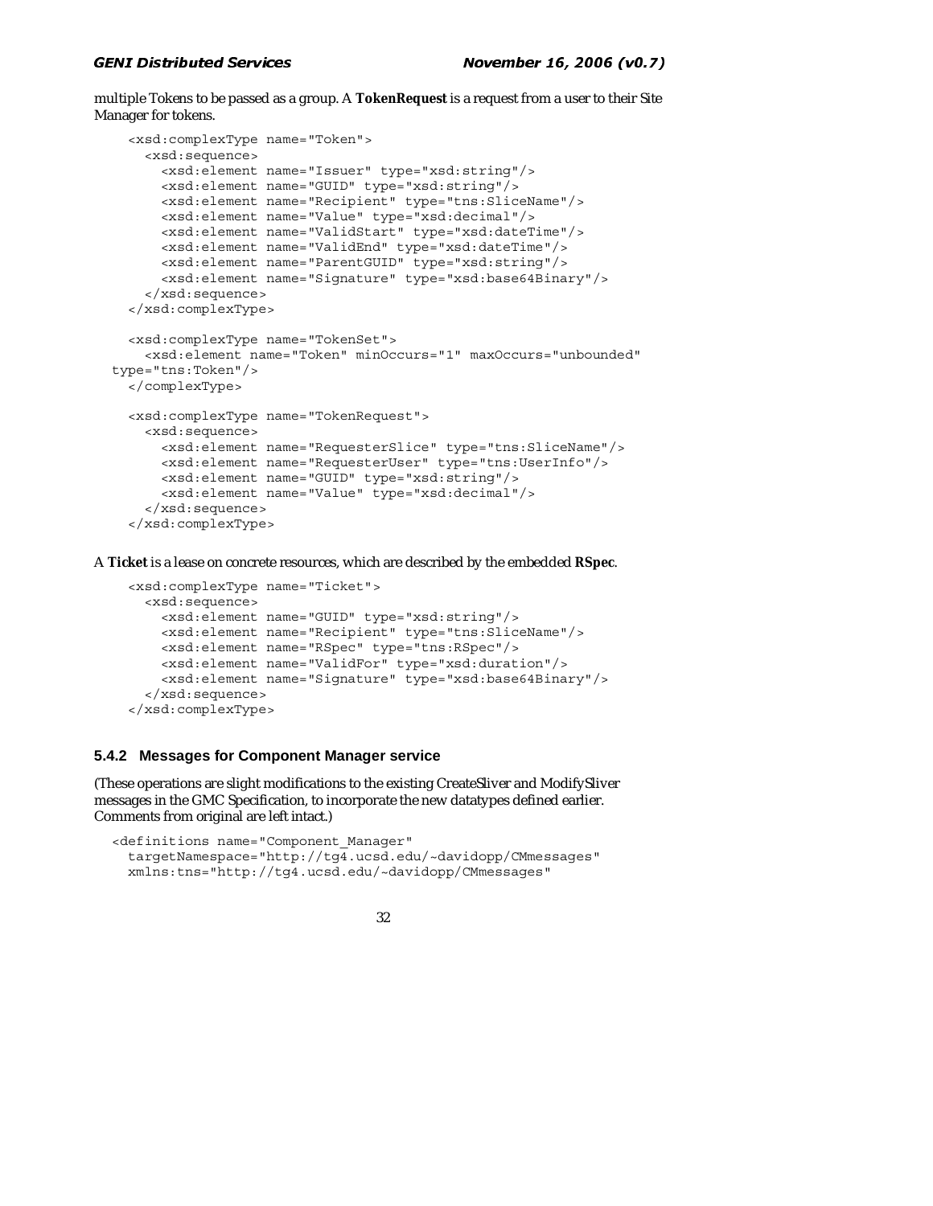multiple Tokens to be passed as a group. A **TokenRequest** is a request from a user to their Site Manager for tokens.

```
<xsd:complexType name="Token">
  <xsd:sequence>
    <xsd:element name="Issuer" type="xsd:string"/>
    <xsd:element name="GUID" type="xsd:string"/>
    <xsd:element name="Recipient" type="tns:SliceName"/>
    <xsd:element name="Value" type="xsd:decimal"/>
    <xsd:element name="ValidStart" type="xsd:dateTime"/>
    <xsd:element name="ValidEnd" type="xsd:dateTime"/>
    <xsd:element name="ParentGUID" type="xsd:string"/>
    <xsd:element name="Signature" type="xsd:base64Binary"/>
  </xsd:sequence>
</xsd:complexType>

<xsd:complexType name="TokenSet">
  <xsd:element name="Token" minOccurs="1" maxOccurs="unbounded"
type="tns:Token"/>
</complexType>

<xsd:complexType name="TokenRequest">
  <xsd:sequence>
    <xsd:element name="RequesterSlice" type="tns:SliceName"/>
    <xsd:element name="RequesterUser" type="tns:UserInfo"/>
    <xsd:element name="GUID" type="xsd:string"/>
    <xsd:element name="Value" type="xsd:decimal"/>
  </xsd:sequence>
</xsd:complexType>
```

A **Ticket** is a lease on concrete resources, which are described by the embedded **RSpec**.

```
<xsd:complexType name="Ticket">
  <xsd:sequence>
    <xsd:element name="GUID" type="xsd:string"/>
    <xsd:element name="Recipient" type="tns:SliceName"/>
    <xsd:element name="RSpec" type="tns:RSpec"/>
    <xsd:element name="ValidFor" type="xsd:duration"/>
    <xsd:element name="Signature" type="xsd:base64Binary"/>
  </xsd:sequence>
</xsd:complexType>
```

### 5.4.2 Messages for Component Manager service

(These operations are slight modifications to the existing CreateSliver and ModifySliver messages in the GMC Specification, to incorporate the new datatypes defined earlier. Comments from original are left intact.)

```
<definitions name="Component_Manager"
  targetNamespace="http://tg4.ucsd.edu/~davidopp/CMmessages"
  xmlns:tns="http://tg4.ucsd.edu/~davidopp/CMmessages"
```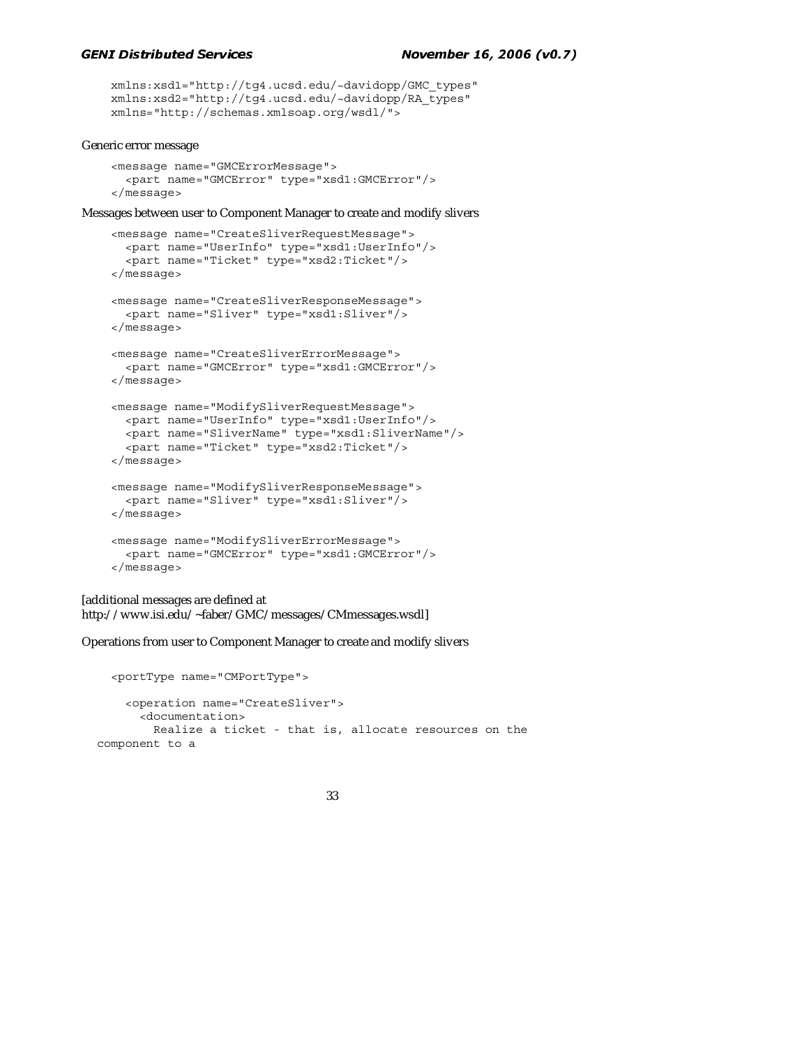```
    xmlns:xsd1="http://tg4.ucsd.edu/~davidopp/GMC_types"
    xmlns:xsd2="http://tg4.ucsd.edu/~davidopp/RA_types"
    xmlns="http://schemas.xmlsoap.org/wsdl/">
```

Generic error message

```
    <message name="GMCErrorMessage">
      <part name="GMCError" type="xsd1:GMCError"/>
    </message>
```

Messages between user to Component Manager to create and modify slivers

```
    <message name="CreateSliverRequestMessage">
      <part name="UserInfo" type="xsd1:UserInfo"/>
      <part name="Ticket" type="xsd2:Ticket"/>
    </message>

    <message name="CreateSliverResponseMessage">
      <part name="Sliver" type="xsd1:Sliver"/>
    </message>

    <message name="CreateSliverErrorMessage">
      <part name="GMCError" type="xsd1:GMCError"/>
    </message>

    <message name="ModifySliverRequestMessage">
      <part name="UserInfo" type="xsd1:UserInfo"/>
      <part name="SliverName" type="xsd1:SliverName"/>
      <part name="Ticket" type="xsd2:Ticket"/>
    </message>

    <message name="ModifySliverResponseMessage">
      <part name="Sliver" type="xsd1:Sliver"/>
    </message>

    <message name="ModifySliverErrorMessage">
      <part name="GMCError" type="xsd1:GMCError"/>
    </message>
```

[additional messages are defined at http://www.isi.edu/~faber/GMC/messages/CMmessages.wsdl]

Operations from user to Component Manager to create and modify slivers

```
    <portType name="CMPortType">

      <operation name="CreateSliver">
        <documentation>
          Realize a ticket - that is, allocate resources on the
  component to a
```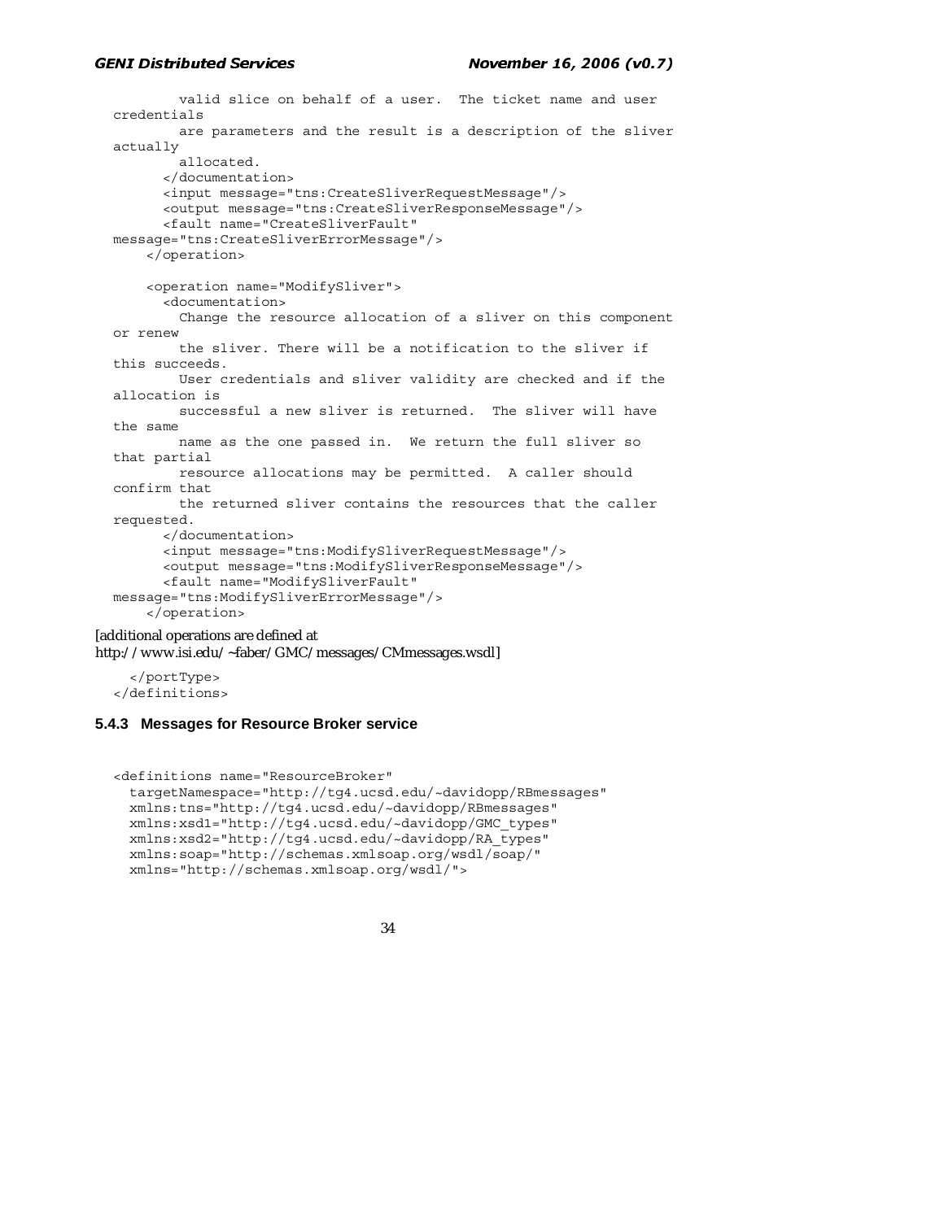```
         valid slice on behalf of a user.  The ticket name and user
  credentials
         are parameters and the result is a description of the sliver
  actually
         allocated.
       </documentation>
       <input message="tns:CreateSliverRequestMessage"/>
       <output message="tns:CreateSliverResponseMessage"/>
       <fault name="CreateSliverFault"
  message="tns:CreateSliverErrorMessage"/>
     </operation>

     <operation name="ModifySliver">
       <documentation>
         Change the resource allocation of a sliver on this component
  or renew
         the sliver. There will be a notification to the sliver if
  this succeeds.
         User credentials and sliver validity are checked and if the
  allocation is
         successful a new sliver is returned.  The sliver will have
  the same
         name as the one passed in.  We return the full sliver so
  that partial
         resource allocations may be permitted.  A caller should
  confirm that
         the returned sliver contains the resources that the caller
  requested.
       </documentation>
       <input message="tns:ModifySliverRequestMessage"/>
       <output message="tns:ModifySliverResponseMessage"/>
       <fault name="ModifySliverFault"
  message="tns:ModifySliverErrorMessage"/>
     </operation>
```

[additional operations are defined at
http://www.isi.edu/~faber/GMC/messages/CMmessages.wsdl]

```
    </portType>
  </definitions>
```

### 5.4.3 Messages for Resource Broker service

```
  <definitions name="ResourceBroker"
    targetNamespace="http://tg4.ucsd.edu/~davidopp/RBmessages"
    xmlns:tns="http://tg4.ucsd.edu/~davidopp/RBmessages"
    xmlns:xsd1="http://tg4.ucsd.edu/~davidopp/GMC_types"
    xmlns:xsd2="http://tg4.ucsd.edu/~davidopp/RA_types"
    xmlns:soap="http://schemas.xmlsoap.org/wsdl/soap/"
    xmlns="http://schemas.xmlsoap.org/wsdl/">
```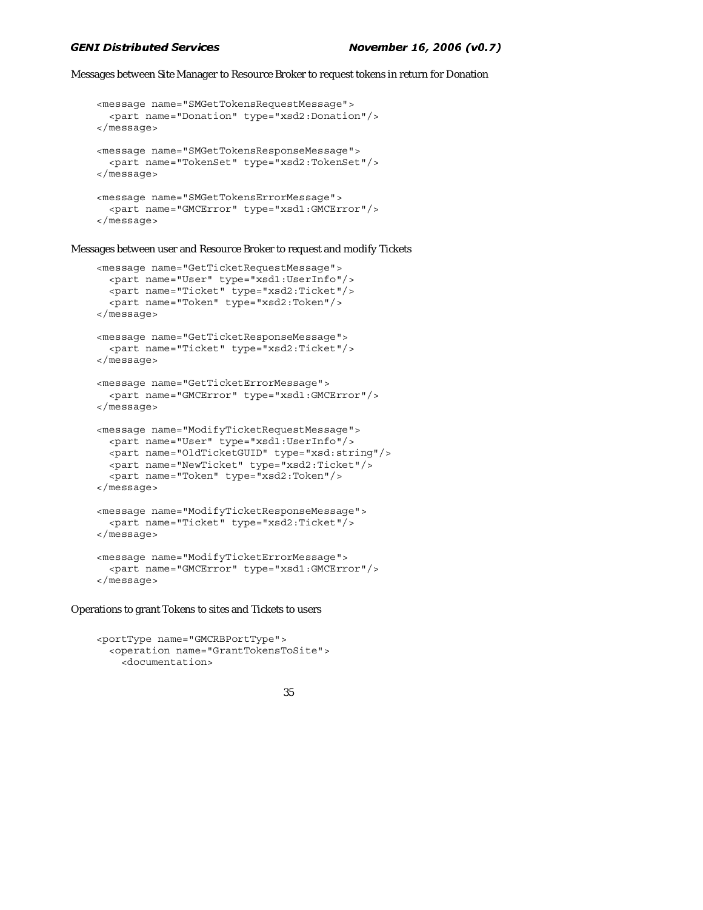Messages between Site Manager to Resource Broker to request tokens in return for Donation

```
<message name="SMGetTokensRequestMessage">
  <part name="Donation" type="xsd2:Donation"/>
</message>

<message name="SMGetTokensResponseMessage">
  <part name="TokenSet" type="xsd2:TokenSet"/>
</message>

<message name="SMGetTokensErrorMessage">
  <part name="GMCError" type="xsd1:GMCError"/>
</message>
```

Messages between user and Resource Broker to request and modify Tickets

```
<message name="GetTicketRequestMessage">
  <part name="User" type="xsd1:UserInfo"/>
  <part name="Ticket" type="xsd2:Ticket"/>
  <part name="Token" type="xsd2:Token"/>
</message>

<message name="GetTicketResponseMessage">
  <part name="Ticket" type="xsd2:Ticket"/>
</message>

<message name="GetTicketErrorMessage">
  <part name="GMCError" type="xsd1:GMCError"/>
</message>

<message name="ModifyTicketRequestMessage">
  <part name="User" type="xsd1:UserInfo"/>
  <part name="OldTicketGUID" type="xsd:string"/>
  <part name="NewTicket" type="xsd2:Ticket"/>
  <part name="Token" type="xsd2:Token"/>
</message>

<message name="ModifyTicketResponseMessage">
  <part name="Ticket" type="xsd2:Ticket"/>
</message>

<message name="ModifyTicketErrorMessage">
  <part name="GMCError" type="xsd1:GMCError"/>
</message>
```

Operations to grant Tokens to sites and Tickets to users

```
<portType name="GMCRBPortType">
  <operation name="GrantTokensToSite">
    <documentation>
```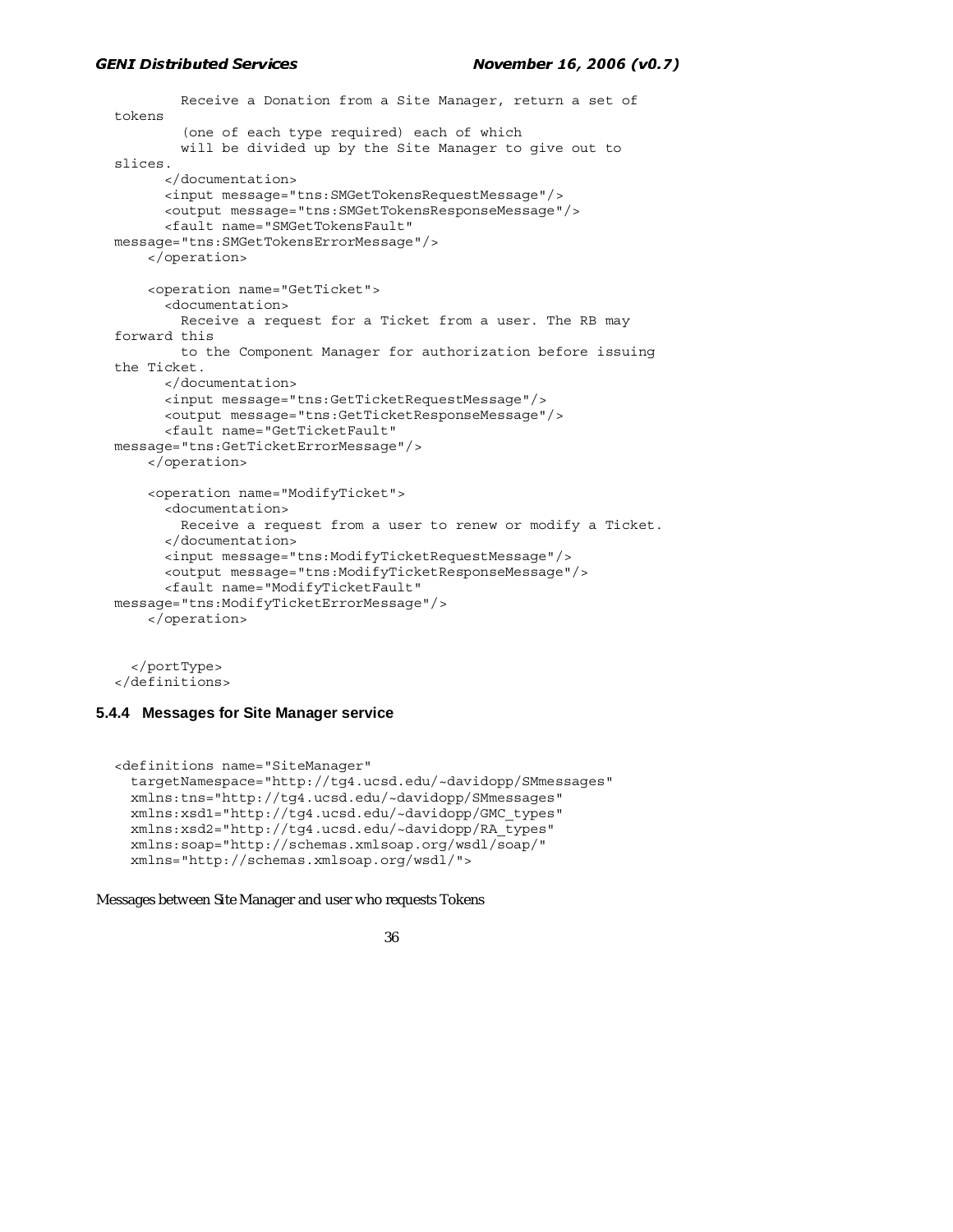```
        Receive a Donation from a Site Manager, return a set of
tokens
        (one of each type required) each of which
        will be divided up by the Site Manager to give out to
slices.
      </documentation>
      <input message="tns:SMGetTokensRequestMessage"/>
      <output message="tns:SMGetTokensResponseMessage"/>
      <fault name="SMGetTokensFault"
message="tns:SMGetTokensErrorMessage"/>
    </operation>

    <operation name="GetTicket">
      <documentation>
        Receive a request for a Ticket from a user. The RB may
forward this
        to the Component Manager for authorization before issuing
the Ticket.
      </documentation>
      <input message="tns:GetTicketRequestMessage"/>
      <output message="tns:GetTicketResponseMessage"/>
      <fault name="GetTicketFault"
message="tns:GetTicketErrorMessage"/>
    </operation>

    <operation name="ModifyTicket">
      <documentation>
        Receive a request from a user to renew or modify a Ticket.
      </documentation>
      <input message="tns:ModifyTicketRequestMessage"/>
      <output message="tns:ModifyTicketResponseMessage"/>
      <fault name="ModifyTicketFault"
message="tns:ModifyTicketErrorMessage"/>
    </operation>


  </portType>
</definitions>
```

### 5.4.4 Messages for Site Manager service

```
<definitions name="SiteManager"
  targetNamespace="http://tg4.ucsd.edu/~davidopp/SMmessages"
  xmlns:tns="http://tg4.ucsd.edu/~davidopp/SMmessages"
  xmlns:xsd1="http://tg4.ucsd.edu/~davidopp/GMC_types"
  xmlns:xsd2="http://tg4.ucsd.edu/~davidopp/RA_types"
  xmlns:soap="http://schemas.xmlsoap.org/wsdl/soap/"
  xmlns="http://schemas.xmlsoap.org/wsdl/">
```

Messages between Site Manager and user who requests Tokens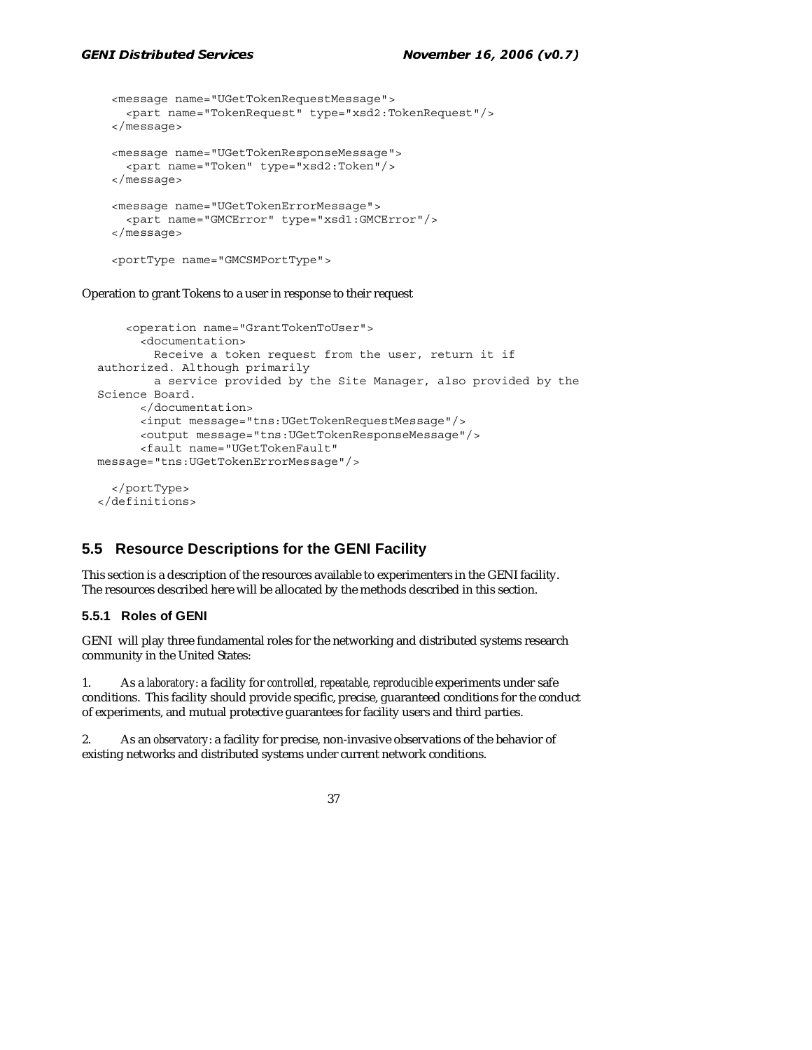```
    <message name="UGetTokenRequestMessage">
      <part name="TokenRequest" type="xsd2:TokenRequest"/>
    </message>

    <message name="UGetTokenResponseMessage">
      <part name="Token" type="xsd2:Token"/>
    </message>

    <message name="UGetTokenErrorMessage">
      <part name="GMCError" type="xsd1:GMCError"/>
    </message>

    <portType name="GMCSMPortType">
```

Operation to grant Tokens to a user in response to their request

```
      <operation name="GrantTokenToUser">
        <documentation>
          Receive a token request from the user, return it if
  authorized. Although primarily
          a service provided by the Site Manager, also provided by the
  Science Board.
        </documentation>
        <input message="tns:UGetTokenRequestMessage"/>
        <output message="tns:UGetTokenResponseMessage"/>
        <fault name="UGetTokenFault"
  message="tns:UGetTokenErrorMessage"/>

    </portType>
  </definitions>
```

## 5.5 Resource Descriptions for the GENI Facility

This section is a description of the resources available to experimenters in the GENI facility. The resources described here will be allocated by the methods described in this section.

### 5.5.1 Roles of GENI

GENI will play three fundamental roles for the networking and distributed systems research community in the United States:

1. As a *laboratory*: a facility for *controlled, repeatable, reproducible* experiments under safe conditions. This facility should provide specific, precise, guaranteed conditions for the conduct of experiments, and mutual protective guarantees for facility users and third parties.

2. As an *observatory*: a facility for precise, non-invasive observations of the behavior of existing networks and distributed systems under current network conditions.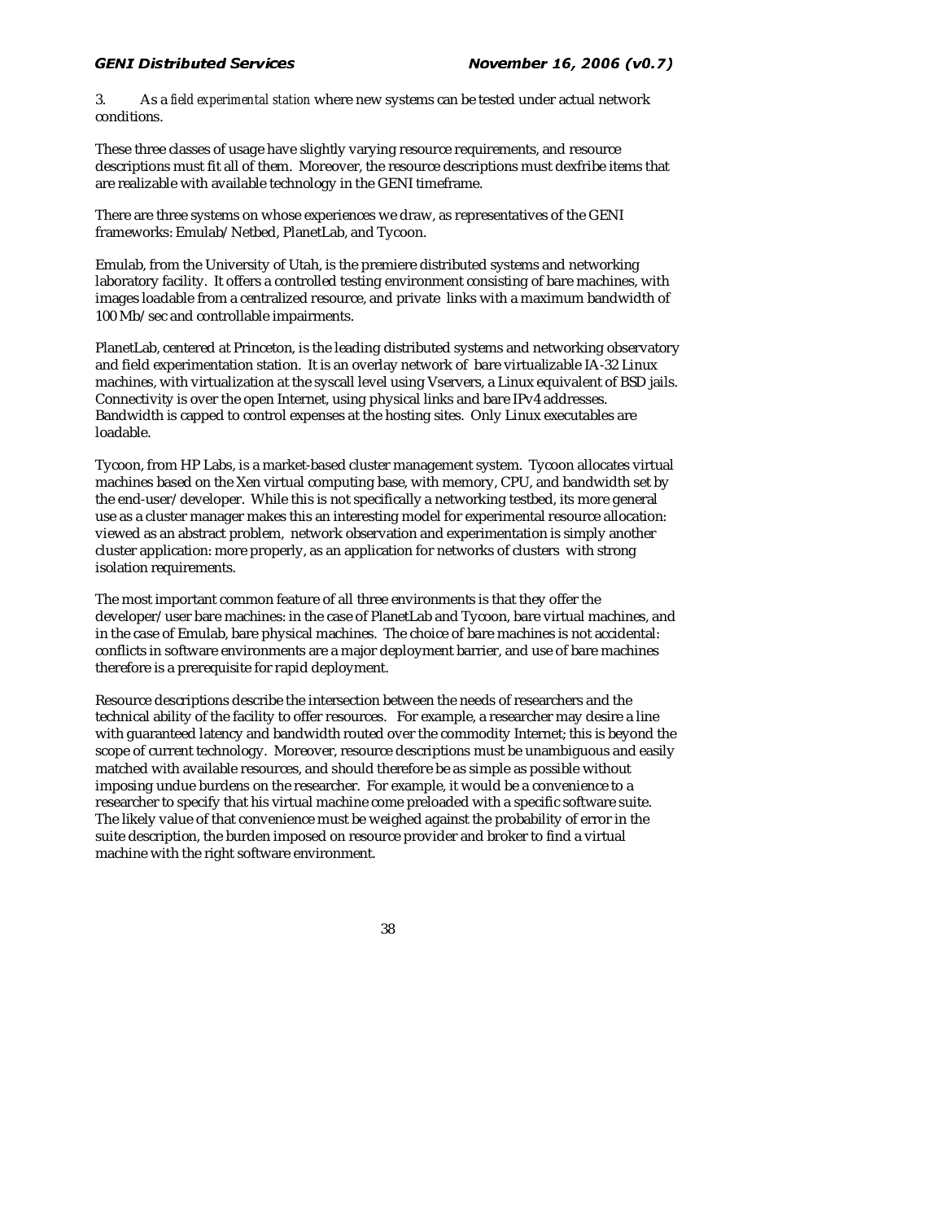3. As a *field experimental station* where new systems can be tested under actual network conditions.

These three classes of usage have slightly varying resource requirements, and resource descriptions must fit all of them. Moreover, the resource descriptions must dexfribe items that are realizable with available technology in the GENI timeframe.

There are three systems on whose experiences we draw, as representatives of the GENI frameworks: Emulab/Netbed, PlanetLab, and Tycoon.

Emulab, from the University of Utah, is the premiere distributed systems and networking laboratory facility. It offers a controlled testing environment consisting of bare machines, with images loadable from a centralized resource, and private links with a maximum bandwidth of 100 Mb/sec and controllable impairments.

PlanetLab, centered at Princeton, is the leading distributed systems and networking observatory and field experimentation station. It is an overlay network of bare virtualizable IA-32 Linux machines, with virtualization at the syscall level using Vservers, a Linux equivalent of BSD jails. Connectivity is over the open Internet, using physical links and bare IPv4 addresses. Bandwidth is capped to control expenses at the hosting sites. Only Linux executables are loadable.

Tycoon, from HP Labs, is a market-based cluster management system. Tycoon allocates virtual machines based on the Xen virtual computing base, with memory, CPU, and bandwidth set by the end-user/developer. While this is not specifically a networking testbed, its more general use as a cluster manager makes this an interesting model for experimental resource allocation: viewed as an abstract problem, network observation and experimentation is simply another cluster application: more properly, as an application for networks of clusters with strong isolation requirements.

The most important common feature of all three environments is that they offer the developer/user bare machines: in the case of PlanetLab and Tycoon, bare virtual machines, and in the case of Emulab, bare physical machines. The choice of bare machines is not accidental: conflicts in software environments are a major deployment barrier, and use of bare machines therefore is a prerequisite for rapid deployment.

Resource descriptions describe the intersection between the needs of researchers and the technical ability of the facility to offer resources. For example, a researcher may desire a line with guaranteed latency and bandwidth routed over the commodity Internet; this is beyond the scope of current technology. Moreover, resource descriptions must be unambiguous and easily matched with available resources, and should therefore be as simple as possible without imposing undue burdens on the researcher. For example, it would be a convenience to a researcher to specify that his virtual machine come preloaded with a specific software suite. The likely value of that convenience must be weighed against the probability of error in the suite description, the burden imposed on resource provider and broker to find a virtual machine with the right software environment.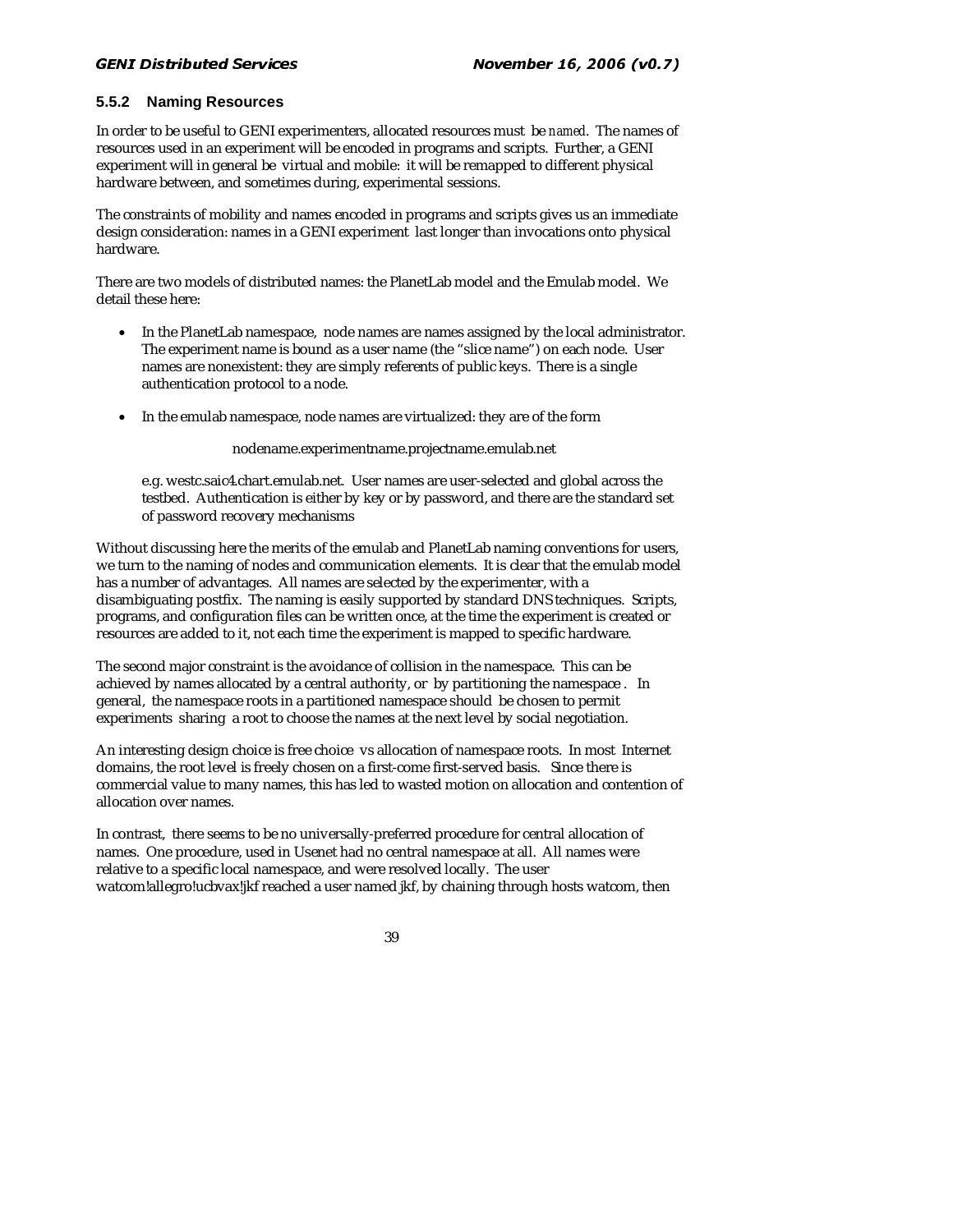### 5.5.2 Naming Resources

In order to be useful to GENI experimenters, allocated resources must be *named*. The names of resources used in an experiment will be encoded in programs and scripts. Further, a GENI experiment will in general be virtual and mobile: it will be remapped to different physical hardware between, and sometimes during, experimental sessions.

The constraints of mobility and names encoded in programs and scripts gives us an immediate design consideration: names in a GENI experiment last longer than invocations onto physical hardware.

There are two models of distributed names: the PlanetLab model and the Emulab model. We detail these here:

- In the PlanetLab namespace, node names are names assigned by the local administrator. The experiment name is bound as a user name (the "slice name") on each node. User names are nonexistent: they are simply referents of public keys. There is a single authentication protocol to a node.

- In the emulab namespace, node names are virtualized: they are of the form

  nodename.experimentname.projectname.emulab.net

  e.g. westc.saic4.chart.emulab.net. User names are user-selected and global across the testbed. Authentication is either by key or by password, and there are the standard set of password recovery mechanisms

Without discussing here the merits of the emulab and PlanetLab naming conventions for users, we turn to the naming of nodes and communication elements. It is clear that the emulab model has a number of advantages. All names are selected by the experimenter, with a disambiguating postfix. The naming is easily supported by standard DNS techniques. Scripts, programs, and configuration files can be written once, at the time the experiment is created or resources are added to it, not each time the experiment is mapped to specific hardware.

The second major constraint is the avoidance of collision in the namespace. This can be achieved by names allocated by a central authority, or by partitioning the namespace . In general, the namespace roots in a partitioned namespace should be chosen to permit experiments sharing a root to choose the names at the next level by social negotiation.

An interesting design choice is free choice vs allocation of namespace roots. In most Internet domains, the root level is freely chosen on a first-come first-served basis. Since there is commercial value to many names, this has led to wasted motion on allocation and contention of allocation over names.

In contrast, there seems to be no universally-preferred procedure for central allocation of names. One procedure, used in Usenet had no central namespace at all. All names were relative to a specific local namespace, and were resolved locally. The user watcom!allegro!ucbvax!jkf reached a user named jkf, by chaining through hosts watcom, then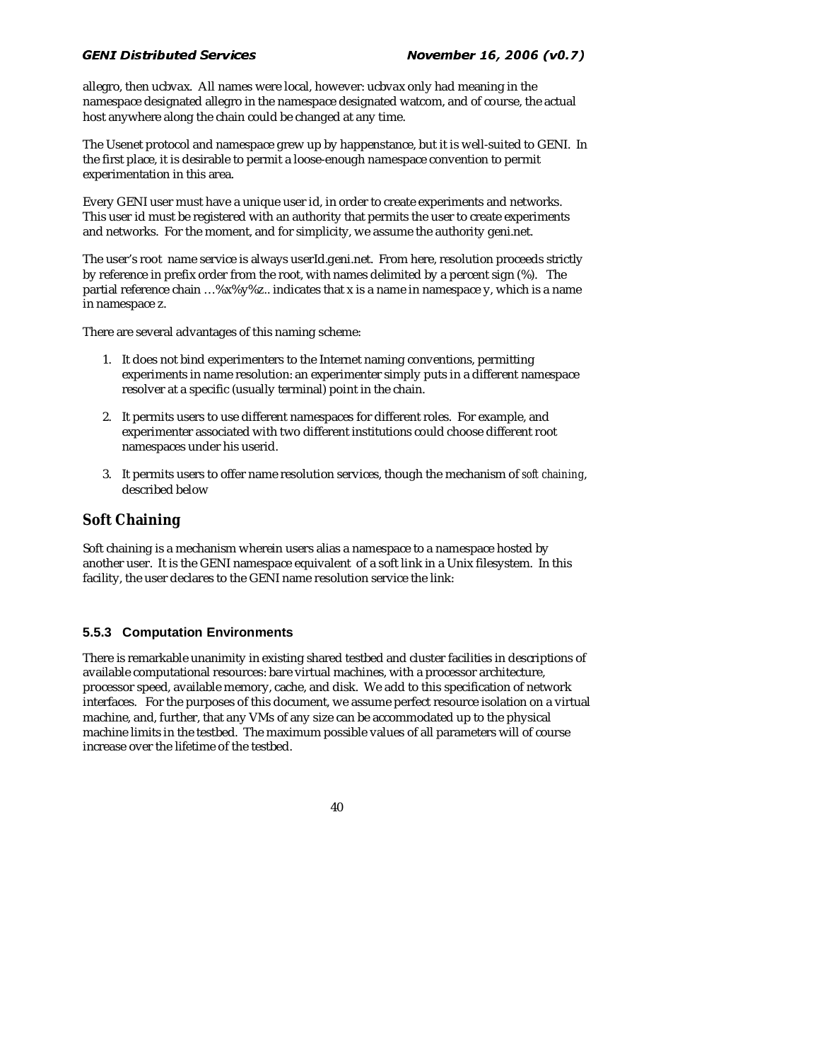allegro, then ucbvax. All names were local, however: ucbvax only had meaning in the namespace designated allegro in the namespace designated watcom, and of course, the actual host anywhere along the chain could be changed at any time.

The Usenet protocol and namespace grew up by happenstance, but it is well-suited to GENI. In the first place, it is desirable to permit a loose-enough namespace convention to permit experimentation in this area.

Every GENI user must have a unique user id, in order to create experiments and networks. This user id must be registered with an authority that permits the user to create experiments and networks. For the moment, and for simplicity, we assume the authority geni.net.

The user's root name service is always userId.geni.net. From here, resolution proceeds strictly by reference in prefix order from the root, with names delimited by a percent sign (%). The partial reference chain …%x%y%z.. indicates that x is a name in namespace y, which is a name in namespace z.

There are several advantages of this naming scheme:

1. It does not bind experimenters to the Internet naming conventions, permitting experiments in name resolution: an experimenter simply puts in a different namespace resolver at a specific (usually terminal) point in the chain.

2. It permits users to use different namespaces for different roles. For example, and experimenter associated with two different institutions could choose different root namespaces under his userid.

3. It permits users to offer name resolution services, though the mechanism of *soft chaining*, described below

## Soft Chaining

Soft chaining is a mechanism wherein users alias a namespace to a namespace hosted by another user. It is the GENI namespace equivalent of a soft link in a Unix filesystem. In this facility, the user declares to the GENI name resolution service the link:

### 5.5.3 Computation Environments

There is remarkable unanimity in existing shared testbed and cluster facilities in descriptions of available computational resources: bare virtual machines, with a processor architecture, processor speed, available memory, cache, and disk. We add to this specification of network interfaces. For the purposes of this document, we assume perfect resource isolation on a virtual machine, and, further, that any VMs of any size can be accommodated up to the physical machine limits in the testbed. The maximum possible values of all parameters will of course increase over the lifetime of the testbed.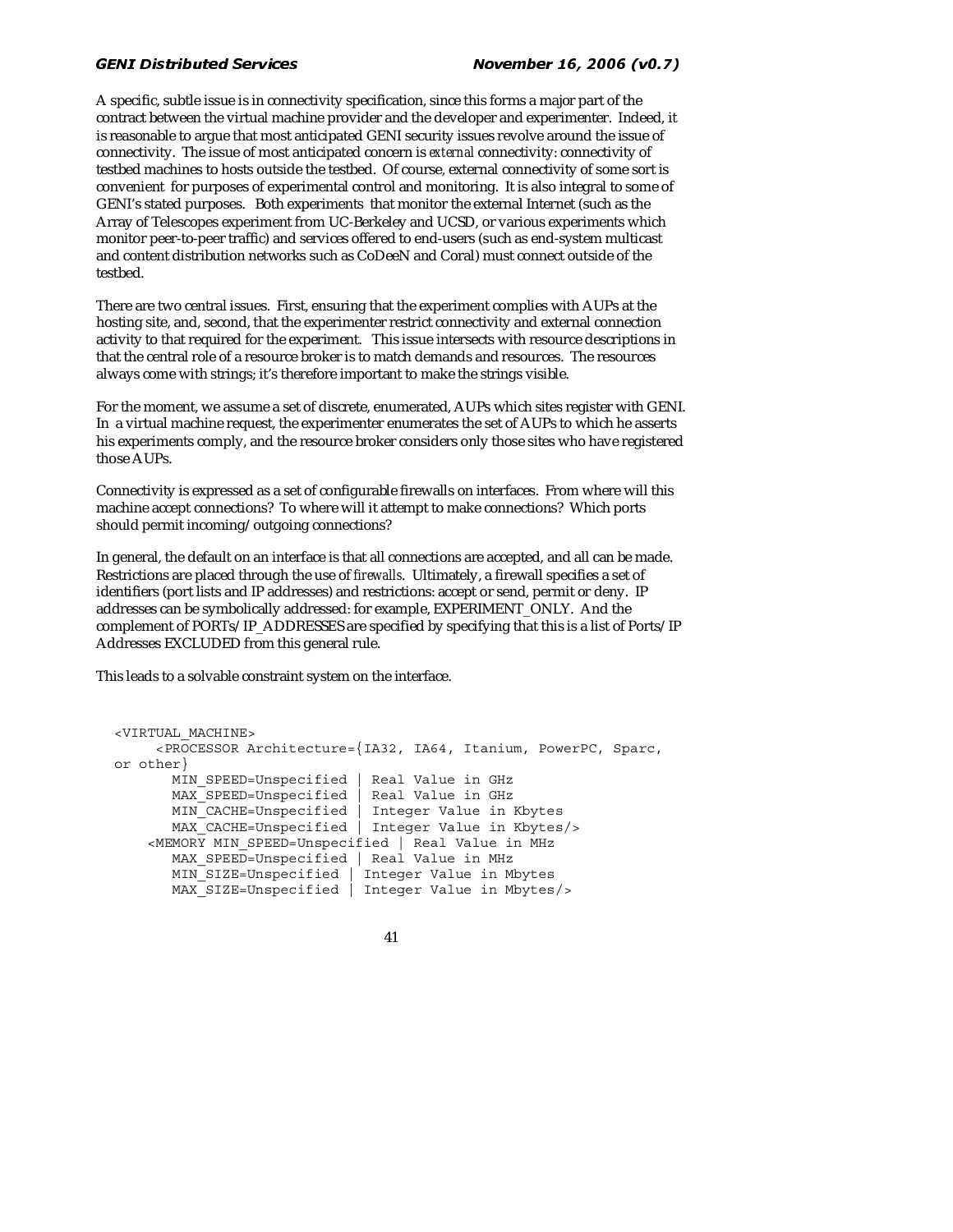A specific, subtle issue is in connectivity specification, since this forms a major part of the contract between the virtual machine provider and the developer and experimenter. Indeed, it is reasonable to argue that most anticipated GENI security issues revolve around the issue of connectivity. The issue of most anticipated concern is *external* connectivity: connectivity of testbed machines to hosts outside the testbed. Of course, external connectivity of some sort is convenient for purposes of experimental control and monitoring. It is also integral to some of GENI's stated purposes. Both experiments that monitor the external Internet (such as the Array of Telescopes experiment from UC-Berkeley and UCSD, or various experiments which monitor peer-to-peer traffic) and services offered to end-users (such as end-system multicast and content distribution networks such as CoDeeN and Coral) must connect outside of the testbed.

There are two central issues. First, ensuring that the experiment complies with AUPs at the hosting site, and, second, that the experimenter restrict connectivity and external connection activity to that required for the experiment. This issue intersects with resource descriptions in that the central role of a resource broker is to match demands and resources. The resources always come with strings; it's therefore important to make the strings visible.

For the moment, we assume a set of discrete, enumerated, AUPs which sites register with GENI. In a virtual machine request, the experimenter enumerates the set of AUPs to which he asserts his experiments comply, and the resource broker considers only those sites who have registered those AUPs.

Connectivity is expressed as a set of configurable firewalls on interfaces. From where will this machine accept connections? To where will it attempt to make connections? Which ports should permit incoming/outgoing connections?

In general, the default on an interface is that all connections are accepted, and all can be made. Restrictions are placed through the use of *firewalls*. Ultimately, a firewall specifies a set of identifiers (port lists and IP addresses) and restrictions: accept or send, permit or deny. IP addresses can be symbolically addressed: for example, EXPERIMENT_ONLY. And the complement of PORTs/IP_ADDRESSES are specified by specifying that this is a list of Ports/IP Addresses EXCLUDED from this general rule.

This leads to a solvable constraint system on the interface.

```
<VIRTUAL_MACHINE>
     <PROCESSOR Architecture={IA32, IA64, Itanium, PowerPC, Sparc,
or other}
       MIN_SPEED=Unspecified | Real Value in GHz
       MAX_SPEED=Unspecified | Real Value in GHz
       MIN_CACHE=Unspecified | Integer Value in Kbytes
       MAX_CACHE=Unspecified | Integer Value in Kbytes/>
    <MEMORY MIN_SPEED=Unspecified | Real Value in MHz
       MAX_SPEED=Unspecified | Real Value in MHz
       MIN_SIZE=Unspecified | Integer Value in Mbytes
       MAX_SIZE=Unspecified | Integer Value in Mbytes/>
```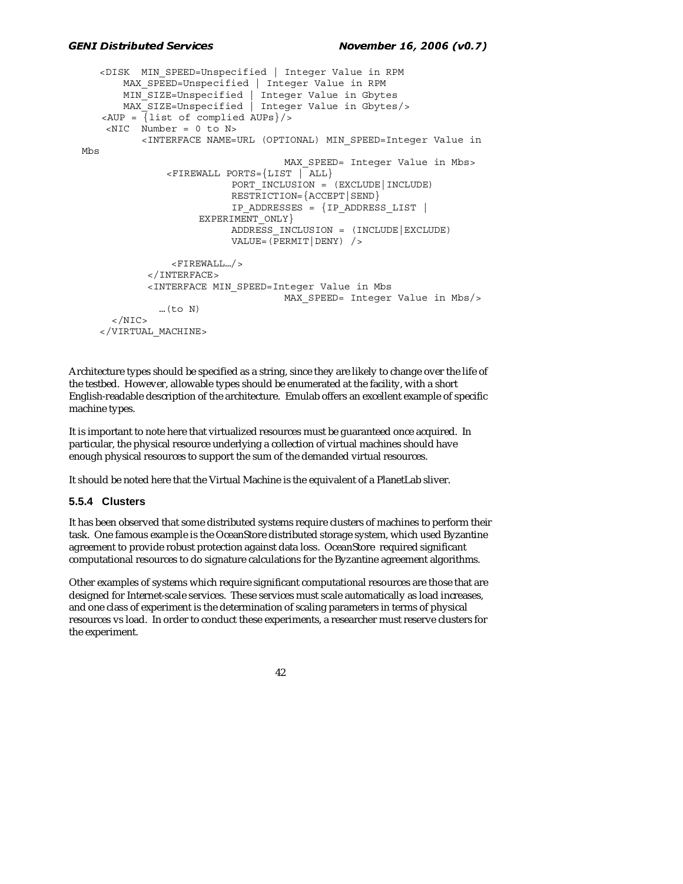```
    <DISK  MIN_SPEED=Unspecified | Integer Value in RPM
        MAX_SPEED=Unspecified | Integer Value in RPM
        MIN_SIZE=Unspecified | Integer Value in Gbytes
        MAX_SIZE=Unspecified | Integer Value in Gbytes/>
     <AUP = {list of complied AUPs}/>
      <NIC  Number = 0 to N>
           <INTERFACE NAME=URL (OPTIONAL) MIN_SPEED=Integer Value in
Mbs
                                  MAX_SPEED= Integer Value in Mbs>
               <FIREWALL PORTS={LIST | ALL}
                          PORT_INCLUSION = (EXCLUDE|INCLUDE)
                          RESTRICTION={ACCEPT|SEND}
                          IP_ADDRESSES = {IP_ADDRESS_LIST |
                    EXPERIMENT_ONLY}
                          ADDRESS_INCLUSION = (INCLUDE|EXCLUDE)
                          VALUE=(PERMIT|DENY) />

                <FIREWALL…/>
            </INTERFACE>
            <INTERFACE MIN_SPEED=Integer Value in Mbs
                                  MAX_SPEED= Integer Value in Mbs/>
              …(to N)
      </NIC>
    </VIRTUAL_MACHINE>
```

Architecture types should be specified as a string, since they are likely to change over the life of the testbed. However, allowable types should be enumerated at the facility, with a short English-readable description of the architecture. Emulab offers an excellent example of specific machine types.

It is important to note here that virtualized resources must be guaranteed once acquired. In particular, the physical resource underlying a collection of virtual machines should have enough physical resources to support the sum of the demanded virtual resources.

It should be noted here that the Virtual Machine is the equivalent of a PlanetLab sliver.

### 5.5.4 Clusters

It has been observed that some distributed systems require clusters of machines to perform their task. One famous example is the OceanStore distributed storage system, which used Byzantine agreement to provide robust protection against data loss. OceanStore required significant computational resources to do signature calculations for the Byzantine agreement algorithms.

Other examples of systems which require significant computational resources are those that are designed for Internet-scale services. These services must scale automatically as load increases, and one class of experiment is the determination of scaling parameters in terms of physical resources vs load. In order to conduct these experiments, a researcher must reserve clusters for the experiment.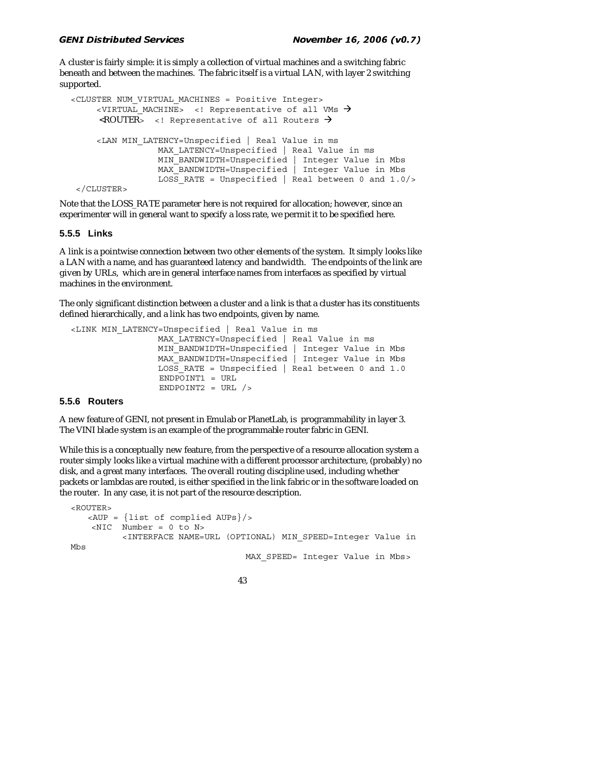A cluster is fairly simple: it is simply a collection of virtual machines and a switching fabric beneath and between the machines. The fabric itself is a virtual LAN, with layer 2 switching supported.

```
<CLUSTER NUM_VIRTUAL_MACHINES = Positive Integer>
     <VIRTUAL_MACHINE>  <! Representative of all VMs →
      <ROUTER>  <! Representative of all Routers →

     <LAN MIN_LATENCY=Unspecified | Real Value in ms
                MAX_LATENCY=Unspecified | Real Value in ms
                MIN_BANDWIDTH=Unspecified | Integer Value in Mbs
                MAX_BANDWIDTH=Unspecified | Integer Value in Mbs
                LOSS_RATE = Unspecified | Real between 0 and 1.0/>
 </CLUSTER>
```

Note that the LOSS_RATE parameter here is not required for allocation; however, since an experimenter will in general want to specify a loss rate, we permit it to be specified here.

### 5.5.5 Links

A link is a pointwise connection between two other elements of the system. It simply looks like a LAN with a name, and has guaranteed latency and bandwidth. The endpoints of the link are given by URLs, which are in general interface names from interfaces as specified by virtual machines in the environment.

The only significant distinction between a cluster and a link is that a cluster has its constituents defined hierarchically, and a link has two endpoints, given by name.

```
<LINK MIN_LATENCY=Unspecified | Real Value in ms
                MAX_LATENCY=Unspecified | Real Value in ms
                MIN_BANDWIDTH=Unspecified | Integer Value in Mbs
                MAX_BANDWIDTH=Unspecified | Integer Value in Mbs
                LOSS_RATE = Unspecified | Real between 0 and 1.0
                ENDPOINT1 = URL
                ENDPOINT2 = URL />
```

### 5.5.6 Routers

A new feature of GENI, not present in Emulab or PlanetLab, is programmability in layer 3. The VINI blade system is an example of the programmable router fabric in GENI.

While this is a conceptually new feature, from the perspective of a resource allocation system a router simply looks like a virtual machine with a different processor architecture, (probably) no disk, and a great many interfaces. The overall routing discipline used, including whether packets or lambdas are routed, is either specified in the link fabric or in the software loaded on the router. In any case, it is not part of the resource description.

```
<ROUTER>
   <AUP = {list of complied AUPs}/>
    <NIC  Number = 0 to N>
         <INTERFACE NAME=URL (OPTIONAL) MIN_SPEED=Integer Value in
Mbs
                                 MAX_SPEED= Integer Value in Mbs>
```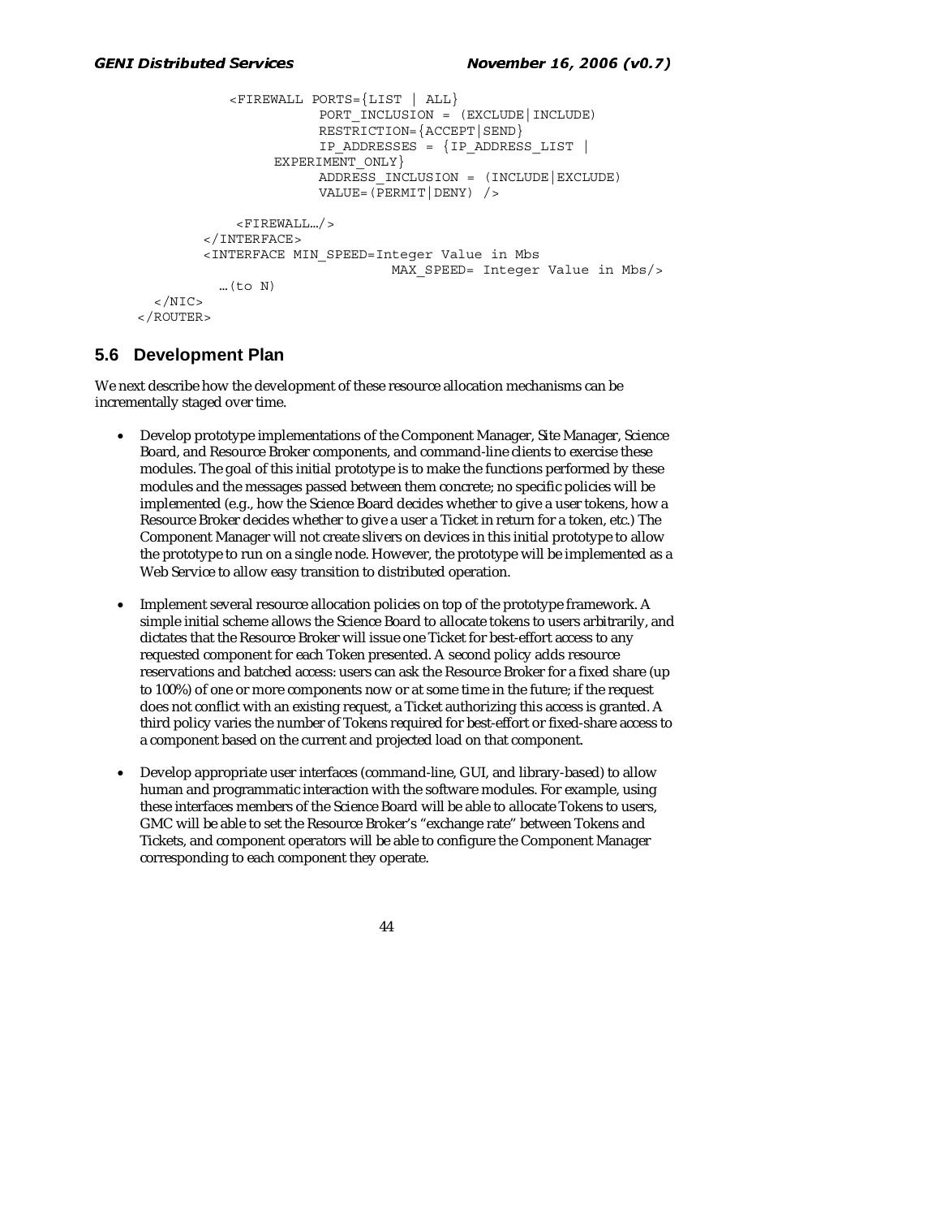```
            <FIREWALL PORTS={LIST | ALL}
                      PORT_INCLUSION = (EXCLUDE|INCLUDE)
                      RESTRICTION={ACCEPT|SEND}
                      IP_ADDRESSES = {IP_ADDRESS_LIST |
                 EXPERIMENT_ONLY}
                      ADDRESS_INCLUSION = (INCLUDE|EXCLUDE)
                      VALUE=(PERMIT|DENY) />

             <FIREWALL…/>
         </INTERFACE>
         <INTERFACE MIN_SPEED=Integer Value in Mbs
                              MAX_SPEED= Integer Value in Mbs/>
           …(to N)
   </NIC>
 </ROUTER>
```

## 5.6 Development Plan

We next describe how the development of these resource allocation mechanisms can be incrementally staged over time.

- Develop prototype implementations of the Component Manager, Site Manager, Science Board, and Resource Broker components, and command-line clients to exercise these modules. The goal of this initial prototype is to make the functions performed by these modules and the messages passed between them concrete; no specific policies will be implemented (e.g., how the Science Board decides whether to give a user tokens, how a Resource Broker decides whether to give a user a Ticket in return for a token, etc.) The Component Manager will not create slivers on devices in this initial prototype to allow the prototype to run on a single node. However, the prototype will be implemented as a Web Service to allow easy transition to distributed operation.

- Implement several resource allocation policies on top of the prototype framework. A simple initial scheme allows the Science Board to allocate tokens to users arbitrarily, and dictates that the Resource Broker will issue one Ticket for best-effort access to any requested component for each Token presented. A second policy adds resource reservations and batched access: users can ask the Resource Broker for a fixed share (up to 100%) of one or more components now or at some time in the future; if the request does not conflict with an existing request, a Ticket authorizing this access is granted. A third policy varies the number of Tokens required for best-effort or fixed-share access to a component based on the current and projected load on that component.

- Develop appropriate user interfaces (command-line, GUI, and library-based) to allow human and programmatic interaction with the software modules. For example, using these interfaces members of the Science Board will be able to allocate Tokens to users, GMC will be able to set the Resource Broker's "exchange rate" between Tokens and Tickets, and component operators will be able to configure the Component Manager corresponding to each component they operate.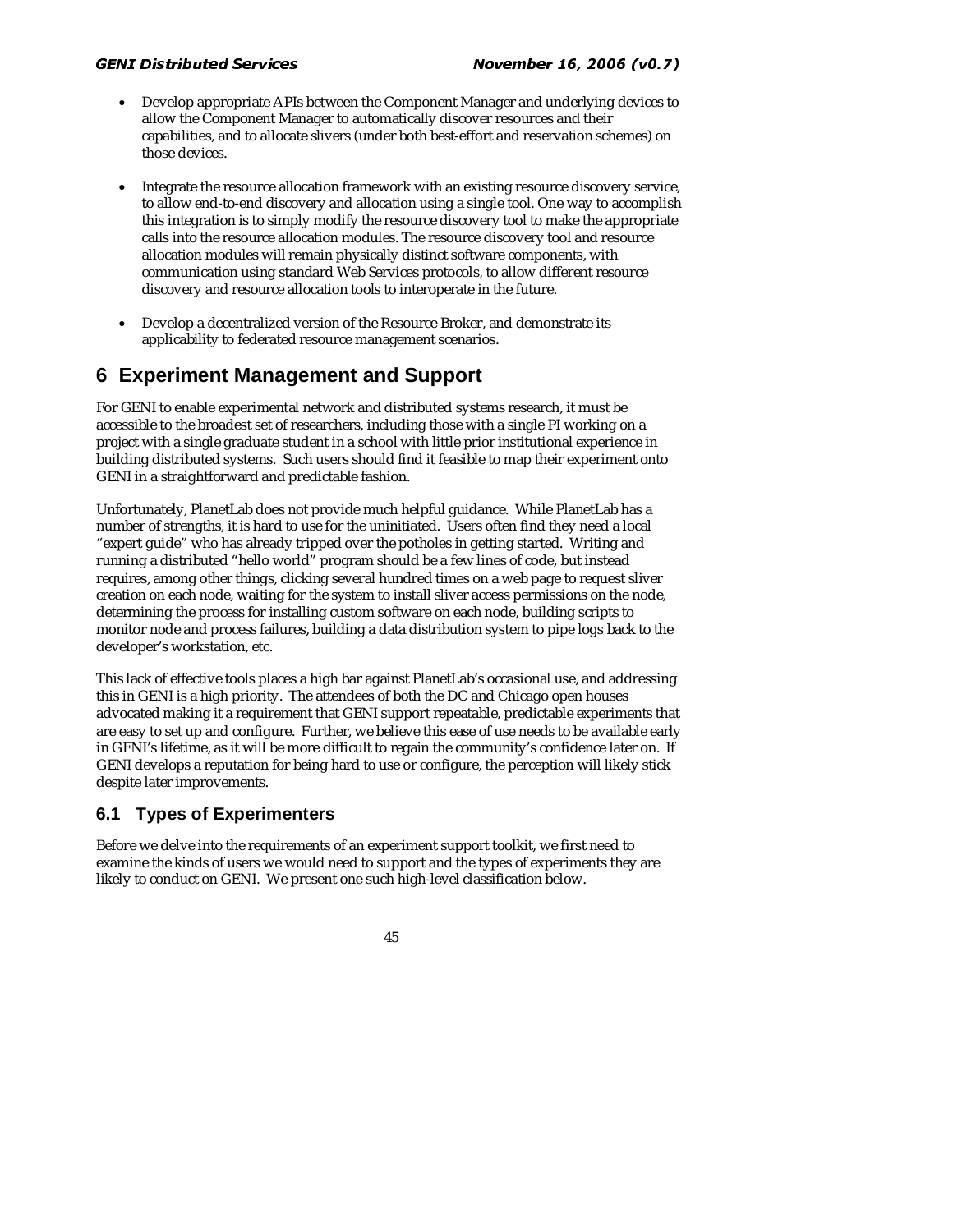- Develop appropriate APIs between the Component Manager and underlying devices to allow the Component Manager to automatically discover resources and their capabilities, and to allocate slivers (under both best-effort and reservation schemes) on those devices.

- Integrate the resource allocation framework with an existing resource discovery service, to allow end-to-end discovery and allocation using a single tool. One way to accomplish this integration is to simply modify the resource discovery tool to make the appropriate calls into the resource allocation modules. The resource discovery tool and resource allocation modules will remain physically distinct software components, with communication using standard Web Services protocols, to allow different resource discovery and resource allocation tools to interoperate in the future.

- Develop a decentralized version of the Resource Broker, and demonstrate its applicability to federated resource management scenarios.

# 6 Experiment Management and Support

For GENI to enable experimental network and distributed systems research, it must be accessible to the broadest set of researchers, including those with a single PI working on a project with a single graduate student in a school with little prior institutional experience in building distributed systems. Such users should find it feasible to map their experiment onto GENI in a straightforward and predictable fashion.

Unfortunately, PlanetLab does not provide much helpful guidance. While PlanetLab has a number of strengths, it is hard to use for the uninitiated. Users often find they need a local "expert guide" who has already tripped over the potholes in getting started. Writing and running a distributed "hello world" program should be a few lines of code, but instead requires, among other things, clicking several hundred times on a web page to request sliver creation on each node, waiting for the system to install sliver access permissions on the node, determining the process for installing custom software on each node, building scripts to monitor node and process failures, building a data distribution system to pipe logs back to the developer's workstation, etc.

This lack of effective tools places a high bar against PlanetLab's occasional use, and addressing this in GENI is a high priority. The attendees of both the DC and Chicago open houses advocated making it a requirement that GENI support repeatable, predictable experiments that are easy to set up and configure. Further, we believe this ease of use needs to be available early in GENI's lifetime, as it will be more difficult to regain the community's confidence later on. If GENI develops a reputation for being hard to use or configure, the perception will likely stick despite later improvements.

## 6.1 Types of Experimenters

Before we delve into the requirements of an experiment support toolkit, we first need to examine the kinds of users we would need to support and the types of experiments they are likely to conduct on GENI. We present one such high-level classification below.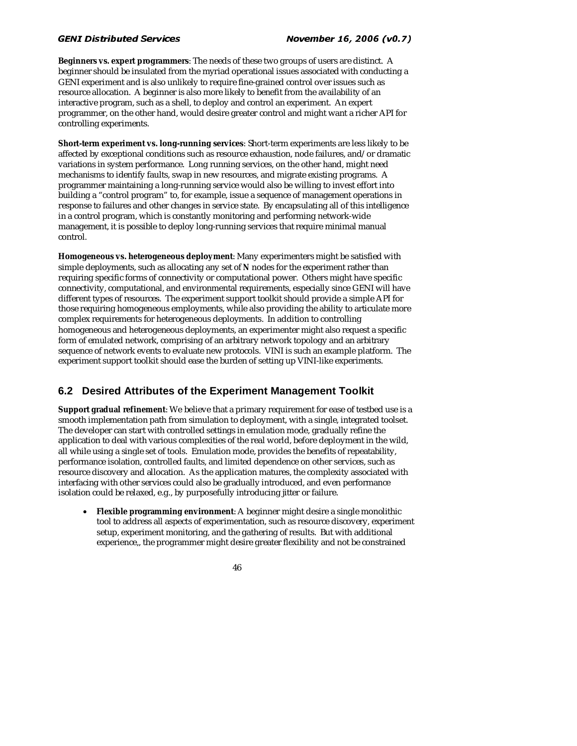**Beginners vs. expert programmers**: The needs of these two groups of users are distinct. A beginner should be insulated from the myriad operational issues associated with conducting a GENI experiment and is also unlikely to require fine-grained control over issues such as resource allocation. A beginner is also more likely to benefit from the availability of an interactive program, such as a shell, to deploy and control an experiment. An expert programmer, on the other hand, would desire greater control and might want a richer API for controlling experiments.

**Short-term experiment vs. long-running services**: Short-term experiments are less likely to be affected by exceptional conditions such as resource exhaustion, node failures, and/or dramatic variations in system performance. Long running services, on the other hand, might need mechanisms to identify faults, swap in new resources, and migrate existing programs. A programmer maintaining a long-running service would also be willing to invest effort into building a "control program" to, for example, issue a sequence of management operations in response to failures and other changes in service state. By encapsulating all of this intelligence in a control program, which is constantly monitoring and performing network-wide management, it is possible to deploy long-running services that require minimal manual control.

**Homogeneous vs. heterogeneous deployment**: Many experimenters might be satisfied with simple deployments, such as allocating any set of **N** nodes for the experiment rather than requiring specific forms of connectivity or computational power. Others might have specific connectivity, computational, and environmental requirements, especially since GENI will have different types of resources. The experiment support toolkit should provide a simple API for those requiring homogeneous employments, while also providing the ability to articulate more complex requirements for heterogeneous deployments. In addition to controlling homogeneous and heterogeneous deployments, an experimenter might also request a specific form of emulated network, comprising of an arbitrary network topology and an arbitrary sequence of network events to evaluate new protocols. VINI is such an example platform. The experiment support toolkit should ease the burden of setting up VINI-like experiments.

## 6.2 Desired Attributes of the Experiment Management Toolkit

**Support gradual refinement**: We believe that a primary requirement for ease of testbed use is a smooth implementation path from simulation to deployment, with a single, integrated toolset. The developer can start with controlled settings in emulation mode, gradually refine the application to deal with various complexities of the real world, before deployment in the wild, all while using a single set of tools. Emulation mode, provides the benefits of repeatability, performance isolation, controlled faults, and limited dependence on other services, such as resource discovery and allocation. As the application matures, the complexity associated with interfacing with other services could also be gradually introduced, and even performance isolation could be relaxed, e.g., by purposefully introducing jitter or failure.

- **Flexible programming environment**: A beginner might desire a single monolithic tool to address all aspects of experimentation, such as resource discovery, experiment setup, experiment monitoring, and the gathering of results. But with additional experience,, the programmer might desire greater flexibility and not be constrained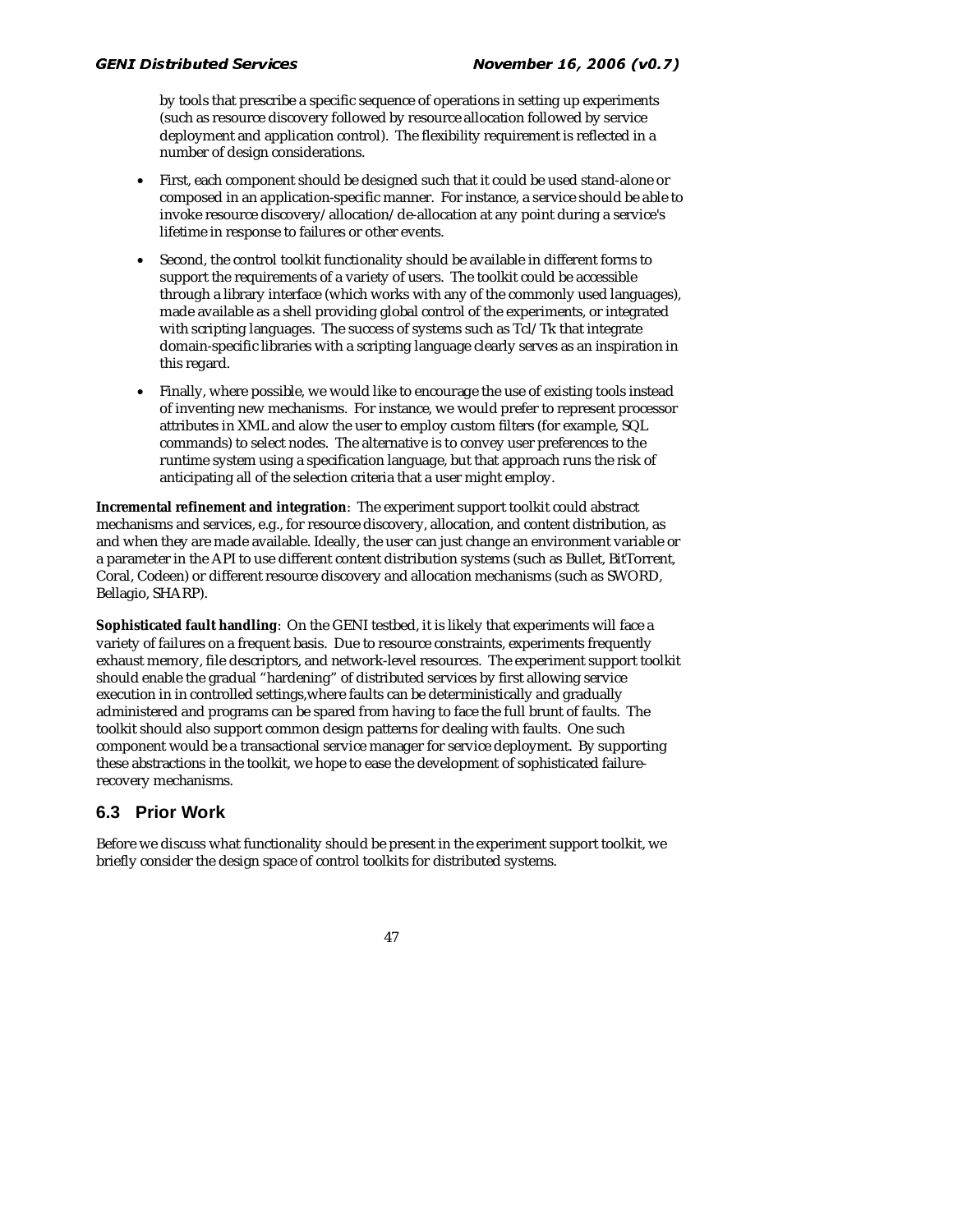by tools that prescribe a specific sequence of operations in setting up experiments (such as resource discovery followed by resource allocation followed by service deployment and application control). The flexibility requirement is reflected in a number of design considerations.

- First, each component should be designed such that it could be used stand-alone or composed in an application-specific manner. For instance, a service should be able to invoke resource discovery/allocation/de-allocation at any point during a service's lifetime in response to failures or other events.
- Second, the control toolkit functionality should be available in different forms to support the requirements of a variety of users. The toolkit could be accessible through a library interface (which works with any of the commonly used languages), made available as a shell providing global control of the experiments, or integrated with scripting languages. The success of systems such as Tcl/Tk that integrate domain-specific libraries with a scripting language clearly serves as an inspiration in this regard.
- Finally, where possible, we would like to encourage the use of existing tools instead of inventing new mechanisms. For instance, we would prefer to represent processor attributes in XML and alow the user to employ custom filters (for example, SQL commands) to select nodes. The alternative is to convey user preferences to the runtime system using a specification language, but that approach runs the risk of anticipating all of the selection criteria that a user might employ.

**Incremental refinement and integration**: The experiment support toolkit could abstract mechanisms and services, e.g., for resource discovery, allocation, and content distribution, as and when they are made available. Ideally, the user can just change an environment variable or a parameter in the API to use different content distribution systems (such as Bullet, BitTorrent, Coral, Codeen) or different resource discovery and allocation mechanisms (such as SWORD, Bellagio, SHARP).

**Sophisticated fault handling**: On the GENI testbed, it is likely that experiments will face a variety of failures on a frequent basis. Due to resource constraints, experiments frequently exhaust memory, file descriptors, and network-level resources. The experiment support toolkit should enable the gradual "hardening" of distributed services by first allowing service execution in in controlled settings,where faults can be deterministically and gradually administered and programs can be spared from having to face the full brunt of faults. The toolkit should also support common design patterns for dealing with faults. One such component would be a transactional service manager for service deployment. By supporting these abstractions in the toolkit, we hope to ease the development of sophisticated failure-recovery mechanisms.

## 6.3 Prior Work

Before we discuss what functionality should be present in the experiment support toolkit, we briefly consider the design space of control toolkits for distributed systems.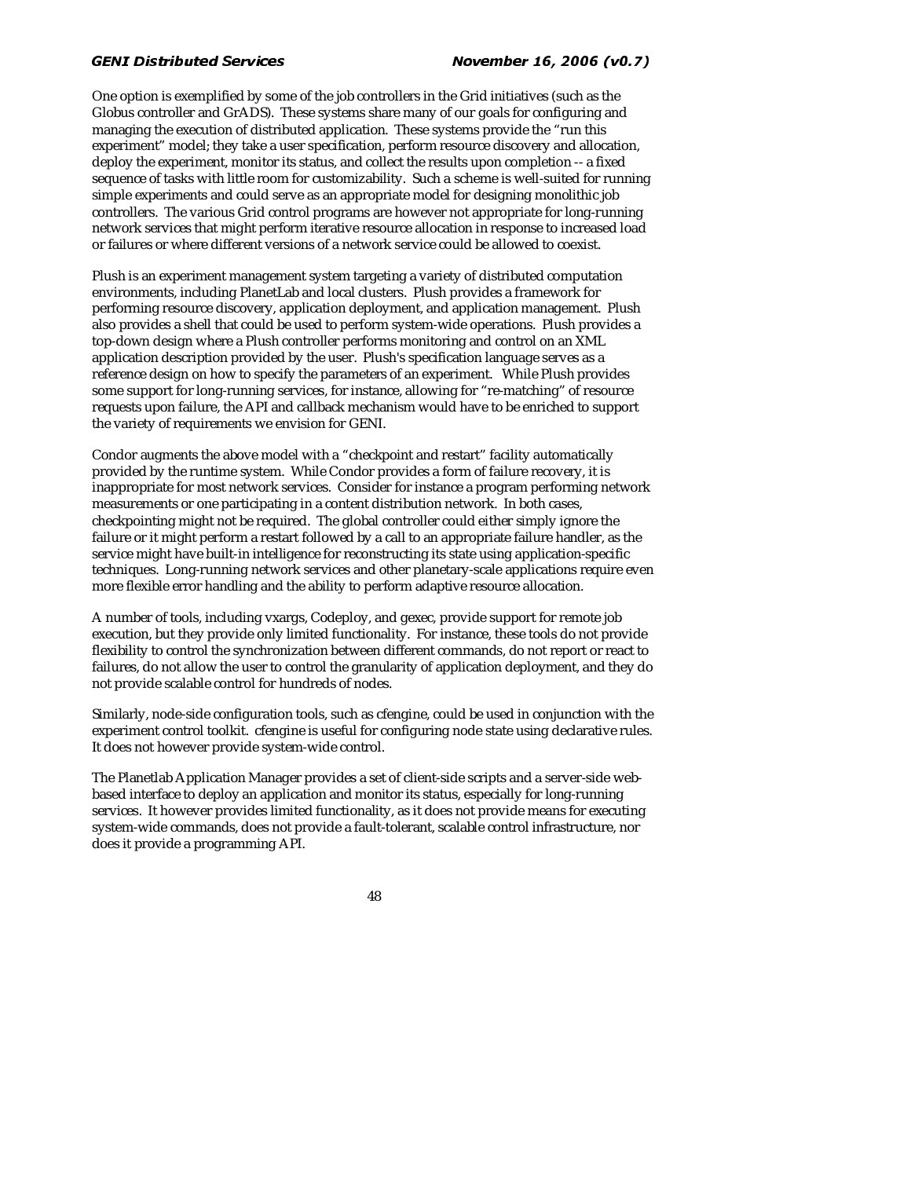One option is exemplified by some of the job controllers in the Grid initiatives (such as the Globus controller and GrADS). These systems share many of our goals for configuring and managing the execution of distributed application. These systems provide the "run this experiment" model; they take a user specification, perform resource discovery and allocation, deploy the experiment, monitor its status, and collect the results upon completion -- a fixed sequence of tasks with little room for customizability. Such a scheme is well-suited for running simple experiments and could serve as an appropriate model for designing monolithic job controllers. The various Grid control programs are however not appropriate for long-running network services that might perform iterative resource allocation in response to increased load or failures or where different versions of a network service could be allowed to coexist.

Plush is an experiment management system targeting a variety of distributed computation environments, including PlanetLab and local clusters. Plush provides a framework for performing resource discovery, application deployment, and application management. Plush also provides a shell that could be used to perform system-wide operations. Plush provides a top-down design where a Plush controller performs monitoring and control on an XML application description provided by the user. Plush's specification language serves as a reference design on how to specify the parameters of an experiment. While Plush provides some support for long-running services, for instance, allowing for "re-matching" of resource requests upon failure, the API and callback mechanism would have to be enriched to support the variety of requirements we envision for GENI.

Condor augments the above model with a "checkpoint and restart" facility automatically provided by the runtime system. While Condor provides a form of failure recovery, it is inappropriate for most network services. Consider for instance a program performing network measurements or one participating in a content distribution network. In both cases, checkpointing might not be required. The global controller could either simply ignore the failure or it might perform a restart followed by a call to an appropriate failure handler, as the service might have built-in intelligence for reconstructing its state using application-specific techniques. Long-running network services and other planetary-scale applications require even more flexible error handling and the ability to perform adaptive resource allocation.

A number of tools, including vxargs, Codeploy, and gexec, provide support for remote job execution, but they provide only limited functionality. For instance, these tools do not provide flexibility to control the synchronization between different commands, do not report or react to failures, do not allow the user to control the granularity of application deployment, and they do not provide scalable control for hundreds of nodes.

Similarly, node-side configuration tools, such as cfengine, could be used in conjunction with the experiment control toolkit. cfengine is useful for configuring node state using declarative rules. It does not however provide system-wide control.

The Planetlab Application Manager provides a set of client-side scripts and a server-side web-based interface to deploy an application and monitor its status, especially for long-running services. It however provides limited functionality, as it does not provide means for executing system-wide commands, does not provide a fault-tolerant, scalable control infrastructure, nor does it provide a programming API.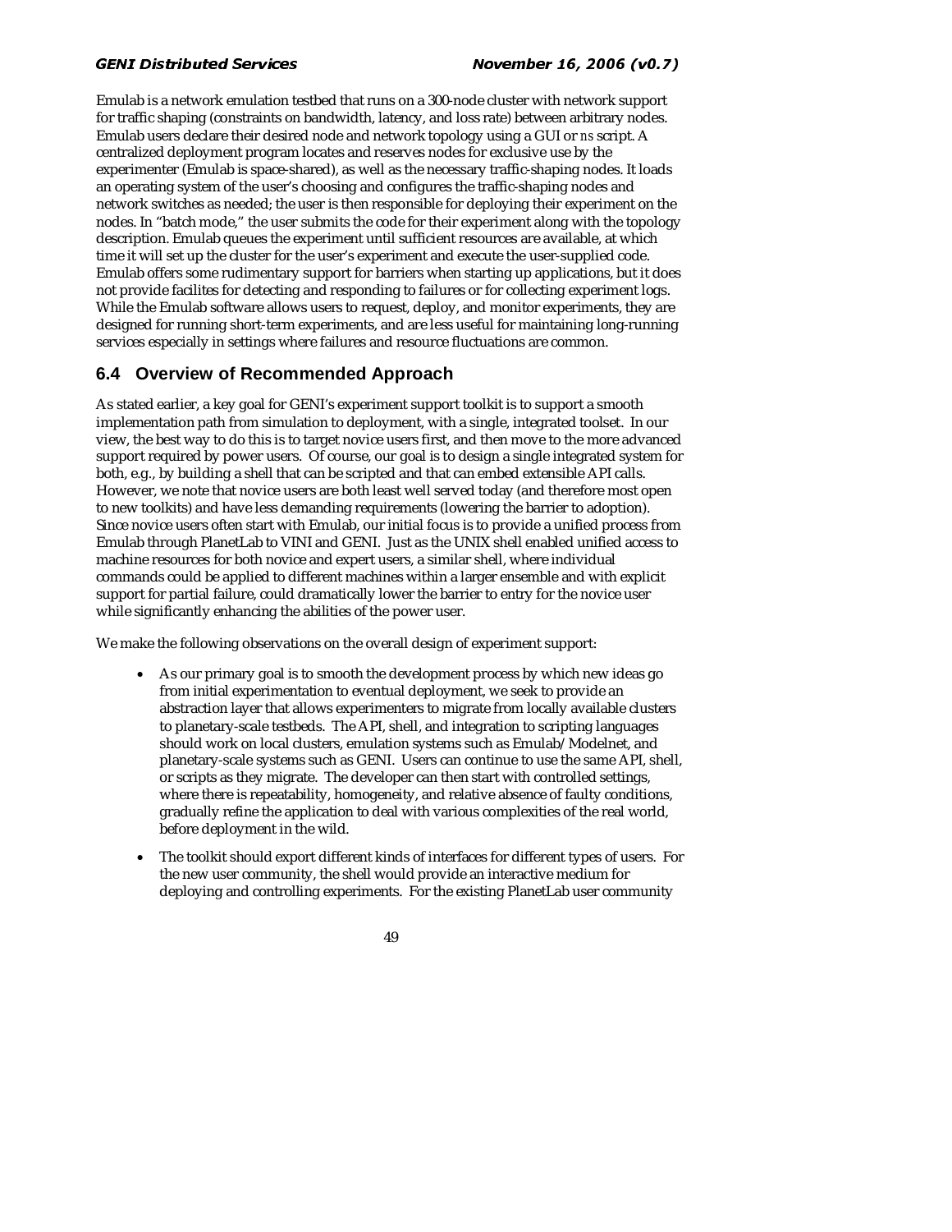Emulab is a network emulation testbed that runs on a 300-node cluster with network support for traffic shaping (constraints on bandwidth, latency, and loss rate) between arbitrary nodes. Emulab users declare their desired node and network topology using a GUI or *ns* script. A centralized deployment program locates and reserves nodes for exclusive use by the experimenter (Emulab is space-shared), as well as the necessary traffic-shaping nodes. It loads an operating system of the user's choosing and configures the traffic-shaping nodes and network switches as needed; the user is then responsible for deploying their experiment on the nodes. In "batch mode," the user submits the code for their experiment along with the topology description. Emulab queues the experiment until sufficient resources are available, at which time it will set up the cluster for the user's experiment and execute the user-supplied code. Emulab offers some rudimentary support for barriers when starting up applications, but it does not provide facilites for detecting and responding to failures or for collecting experiment logs. While the Emulab software allows users to request, deploy, and monitor experiments, they are designed for running short-term experiments, and are less useful for maintaining long-running services especially in settings where failures and resource fluctuations are common.

## 6.4 Overview of Recommended Approach

As stated earlier, a key goal for GENI's experiment support toolkit is to support a smooth implementation path from simulation to deployment, with a single, integrated toolset. In our view, the best way to do this is to target novice users first, and then move to the more advanced support required by power users. Of course, our goal is to design a single integrated system for both, e.g., by building a shell that can be scripted and that can embed extensible API calls. However, we note that novice users are both least well served today (and therefore most open to new toolkits) and have less demanding requirements (lowering the barrier to adoption). Since novice users often start with Emulab, our initial focus is to provide a unified process from Emulab through PlanetLab to VINI and GENI. Just as the UNIX shell enabled unified access to machine resources for both novice and expert users, a similar shell, where individual commands could be applied to different machines within a larger ensemble and with explicit support for partial failure, could dramatically lower the barrier to entry for the novice user while significantly enhancing the abilities of the power user.

We make the following observations on the overall design of experiment support:

- As our primary goal is to smooth the development process by which new ideas go from initial experimentation to eventual deployment, we seek to provide an abstraction layer that allows experimenters to migrate from locally available clusters to planetary-scale testbeds. The API, shell, and integration to scripting languages should work on local clusters, emulation systems such as Emulab/Modelnet, and planetary-scale systems such as GENI. Users can continue to use the same API, shell, or scripts as they migrate. The developer can then start with controlled settings, where there is repeatability, homogeneity, and relative absence of faulty conditions, gradually refine the application to deal with various complexities of the real world, before deployment in the wild.
- The toolkit should export different kinds of interfaces for different types of users. For the new user community, the shell would provide an interactive medium for deploying and controlling experiments. For the existing PlanetLab user community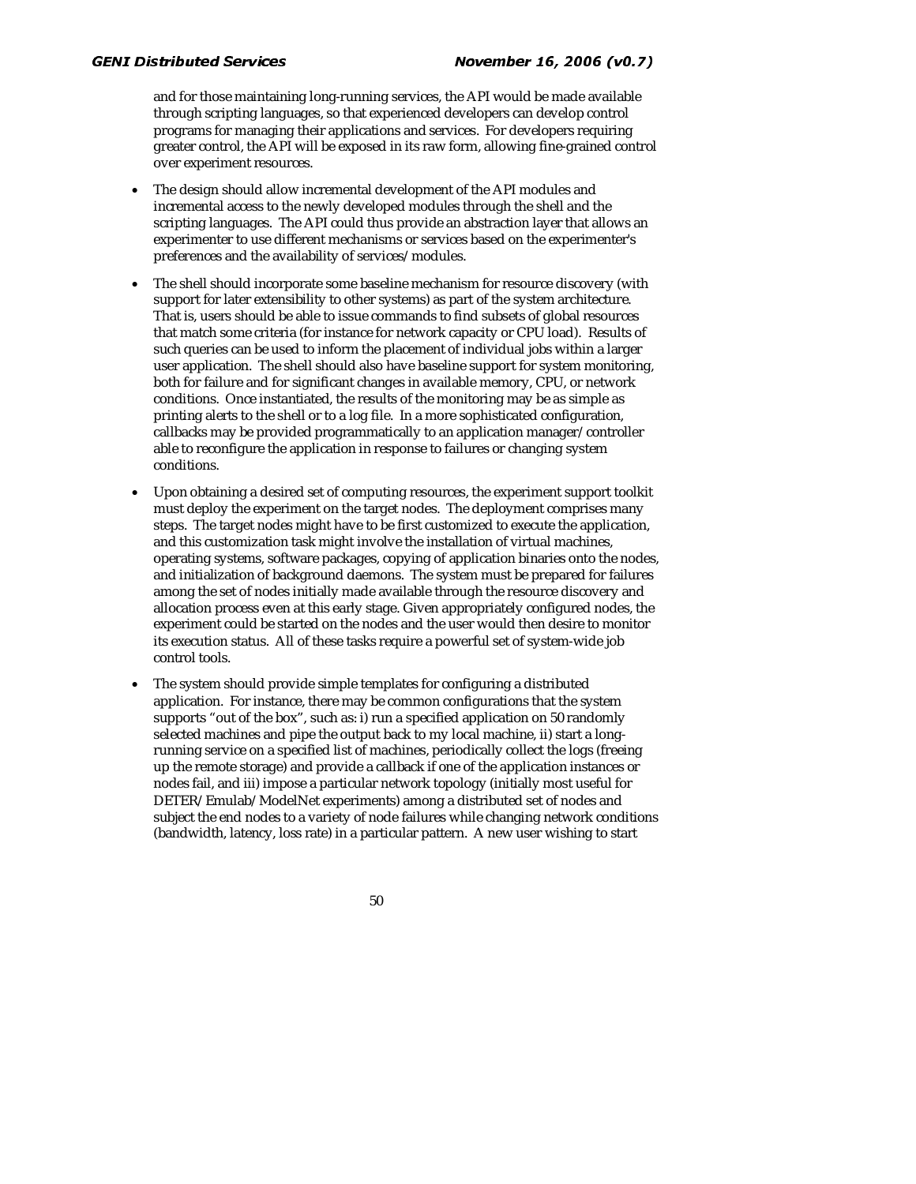and for those maintaining long-running services, the API would be made available through scripting languages, so that experienced developers can develop control programs for managing their applications and services. For developers requiring greater control, the API will be exposed in its raw form, allowing fine-grained control over experiment resources.

- The design should allow incremental development of the API modules and incremental access to the newly developed modules through the shell and the scripting languages. The API could thus provide an abstraction layer that allows an experimenter to use different mechanisms or services based on the experimenter's preferences and the availability of services/modules.

- The shell should incorporate some baseline mechanism for resource discovery (with support for later extensibility to other systems) as part of the system architecture. That is, users should be able to issue commands to find subsets of global resources that match some criteria (for instance for network capacity or CPU load). Results of such queries can be used to inform the placement of individual jobs within a larger user application. The shell should also have baseline support for system monitoring, both for failure and for significant changes in available memory, CPU, or network conditions. Once instantiated, the results of the monitoring may be as simple as printing alerts to the shell or to a log file. In a more sophisticated configuration, callbacks may be provided programmatically to an application manager/controller able to reconfigure the application in response to failures or changing system conditions.

- Upon obtaining a desired set of computing resources, the experiment support toolkit must deploy the experiment on the target nodes. The deployment comprises many steps. The target nodes might have to be first customized to execute the application, and this customization task might involve the installation of virtual machines, operating systems, software packages, copying of application binaries onto the nodes, and initialization of background daemons. The system must be prepared for failures among the set of nodes initially made available through the resource discovery and allocation process even at this early stage. Given appropriately configured nodes, the experiment could be started on the nodes and the user would then desire to monitor its execution status. All of these tasks require a powerful set of system-wide job control tools.

- The system should provide simple templates for configuring a distributed application. For instance, there may be common configurations that the system supports "out of the box", such as: i) run a specified application on 50 randomly selected machines and pipe the output back to my local machine, ii) start a long-running service on a specified list of machines, periodically collect the logs (freeing up the remote storage) and provide a callback if one of the application instances or nodes fail, and iii) impose a particular network topology (initially most useful for DETER/Emulab/ModelNet experiments) among a distributed set of nodes and subject the end nodes to a variety of node failures while changing network conditions (bandwidth, latency, loss rate) in a particular pattern. A new user wishing to start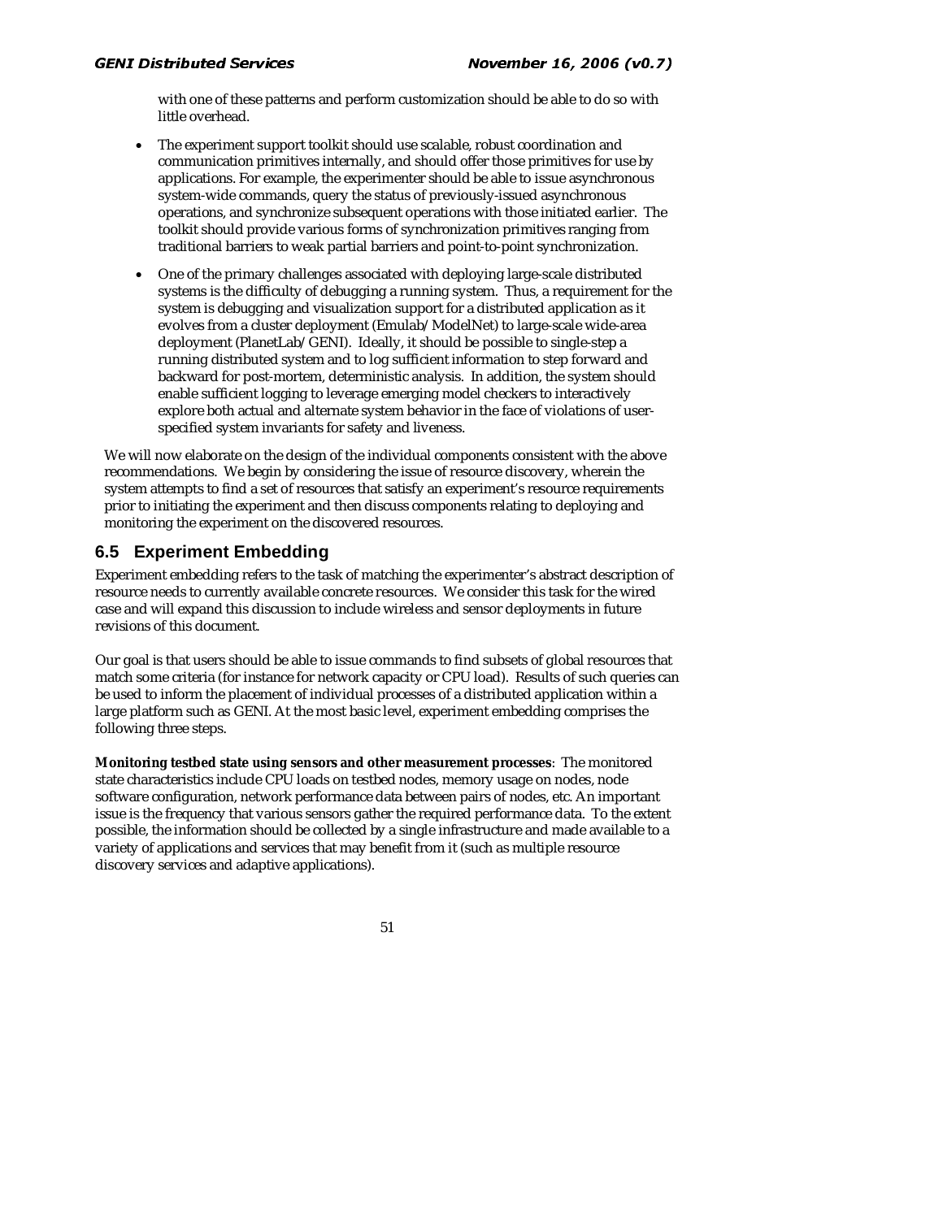with one of these patterns and perform customization should be able to do so with little overhead.

- The experiment support toolkit should use scalable, robust coordination and communication primitives internally, and should offer those primitives for use by applications. For example, the experimenter should be able to issue asynchronous system-wide commands, query the status of previously-issued asynchronous operations, and synchronize subsequent operations with those initiated earlier. The toolkit should provide various forms of synchronization primitives ranging from traditional barriers to weak partial barriers and point-to-point synchronization.
- One of the primary challenges associated with deploying large-scale distributed systems is the difficulty of debugging a running system. Thus, a requirement for the system is debugging and visualization support for a distributed application as it evolves from a cluster deployment (Emulab/ModelNet) to large-scale wide-area deployment (PlanetLab/GENI). Ideally, it should be possible to single-step a running distributed system and to log sufficient information to step forward and backward for post-mortem, deterministic analysis. In addition, the system should enable sufficient logging to leverage emerging model checkers to interactively explore both actual and alternate system behavior in the face of violations of user-specified system invariants for safety and liveness.

We will now elaborate on the design of the individual components consistent with the above recommendations. We begin by considering the issue of resource discovery, wherein the system attempts to find a set of resources that satisfy an experiment's resource requirements prior to initiating the experiment and then discuss components relating to deploying and monitoring the experiment on the discovered resources.

## 6.5 Experiment Embedding

Experiment embedding refers to the task of matching the experimenter's abstract description of resource needs to currently available concrete resources. We consider this task for the wired case and will expand this discussion to include wireless and sensor deployments in future revisions of this document.

Our goal is that users should be able to issue commands to find subsets of global resources that match some criteria (for instance for network capacity or CPU load). Results of such queries can be used to inform the placement of individual processes of a distributed application within a large platform such as GENI. At the most basic level, experiment embedding comprises the following three steps.

**Monitoring testbed state using sensors and other measurement processes**: The monitored state characteristics include CPU loads on testbed nodes, memory usage on nodes, node software configuration, network performance data between pairs of nodes, etc. An important issue is the frequency that various sensors gather the required performance data. To the extent possible, the information should be collected by a single infrastructure and made available to a variety of applications and services that may benefit from it (such as multiple resource discovery services and adaptive applications).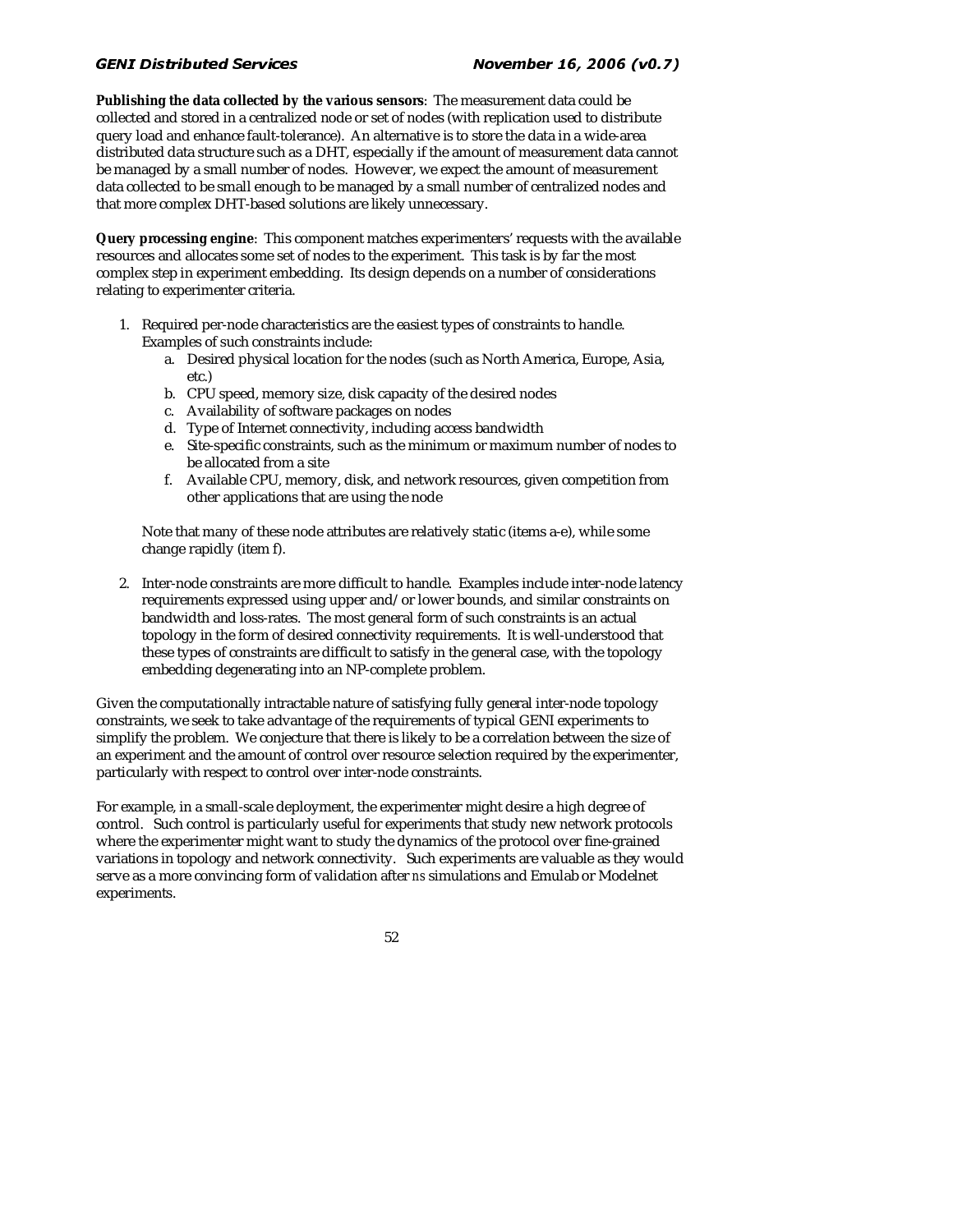**Publishing the data collected by the various sensors**: The measurement data could be collected and stored in a centralized node or set of nodes (with replication used to distribute query load and enhance fault-tolerance). An alternative is to store the data in a wide-area distributed data structure such as a DHT, especially if the amount of measurement data cannot be managed by a small number of nodes. However, we expect the amount of measurement data collected to be small enough to be managed by a small number of centralized nodes and that more complex DHT-based solutions are likely unnecessary.

**Query processing engine**: This component matches experimenters' requests with the available resources and allocates some set of nodes to the experiment. This task is by far the most complex step in experiment embedding. Its design depends on a number of considerations relating to experimenter criteria.

1. Required per-node characteristics are the easiest types of constraints to handle. Examples of such constraints include:
   a. Desired physical location for the nodes (such as North America, Europe, Asia, etc.)
   b. CPU speed, memory size, disk capacity of the desired nodes
   c. Availability of software packages on nodes
   d. Type of Internet connectivity, including access bandwidth
   e. Site-specific constraints, such as the minimum or maximum number of nodes to be allocated from a site
   f. Available CPU, memory, disk, and network resources, given competition from other applications that are using the node

   Note that many of these node attributes are relatively static (items a-e), while some change rapidly (item f).

2. Inter-node constraints are more difficult to handle. Examples include inter-node latency requirements expressed using upper and/or lower bounds, and similar constraints on bandwidth and loss-rates. The most general form of such constraints is an actual topology in the form of desired connectivity requirements. It is well-understood that these types of constraints are difficult to satisfy in the general case, with the topology embedding degenerating into an NP-complete problem.

Given the computationally intractable nature of satisfying fully general inter-node topology constraints, we seek to take advantage of the requirements of typical GENI experiments to simplify the problem. We conjecture that there is likely to be a correlation between the size of an experiment and the amount of control over resource selection required by the experimenter, particularly with respect to control over inter-node constraints.

For example, in a small-scale deployment, the experimenter might desire a high degree of control. Such control is particularly useful for experiments that study new network protocols where the experimenter might want to study the dynamics of the protocol over fine-grained variations in topology and network connectivity. Such experiments are valuable as they would serve as a more convincing form of validation after *ns* simulations and Emulab or Modelnet experiments.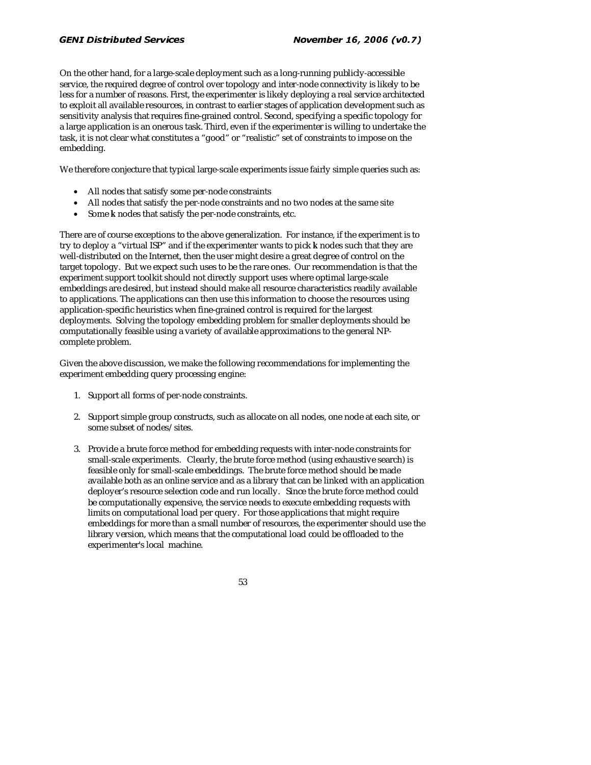On the other hand, for a large-scale deployment such as a long-running publicly-accessible service, the required degree of control over topology and inter-node connectivity is likely to be less for a number of reasons. First, the experimenter is likely deploying a real service architected to exploit all available resources, in contrast to earlier stages of application development such as sensitivity analysis that requires fine-grained control. Second, specifying a specific topology for a large application is an onerous task. Third, even if the experimenter is willing to undertake the task, it is not clear what constitutes a "good" or "realistic" set of constraints to impose on the embedding.

We therefore conjecture that typical large-scale experiments issue fairly simple queries such as:

- All nodes that satisfy some per-node constraints
- All nodes that satisfy the per-node constraints and no two nodes at the same site
- Some **k** nodes that satisfy the per-node constraints, etc.

There are of course exceptions to the above generalization. For instance, if the experiment is to try to deploy a "virtual ISP" and if the experimenter wants to pick **k** nodes such that they are well-distributed on the Internet, then the user might desire a great degree of control on the target topology. But we expect such uses to be the rare ones. Our recommendation is that the experiment support toolkit should not directly support uses where optimal large-scale embeddings are desired, but instead should make all resource characteristics readily available to applications. The applications can then use this information to choose the resources using application-specific heuristics when fine-grained control is required for the largest deployments. Solving the topology embedding problem for smaller deployments should be computationally feasible using a variety of available approximations to the general NP-complete problem.

Given the above discussion, we make the following recommendations for implementing the experiment embedding query processing engine:

1. Support all forms of per-node constraints.

2. Support simple group constructs, such as allocate on all nodes, one node at each site, or some subset of nodes/sites.

3. Provide a brute force method for embedding requests with inter-node constraints for small-scale experiments. Clearly, the brute force method (using exhaustive search) is feasible only for small-scale embeddings. The brute force method should be made available both as an online service and as a library that can be linked with an application deployer's resource selection code and run locally. Since the brute force method could be computationally expensive, the service needs to execute embedding requests with limits on computational load per query. For those applications that might require embeddings for more than a small number of resources, the experimenter should use the library version, which means that the computational load could be offloaded to the experimenter's local machine.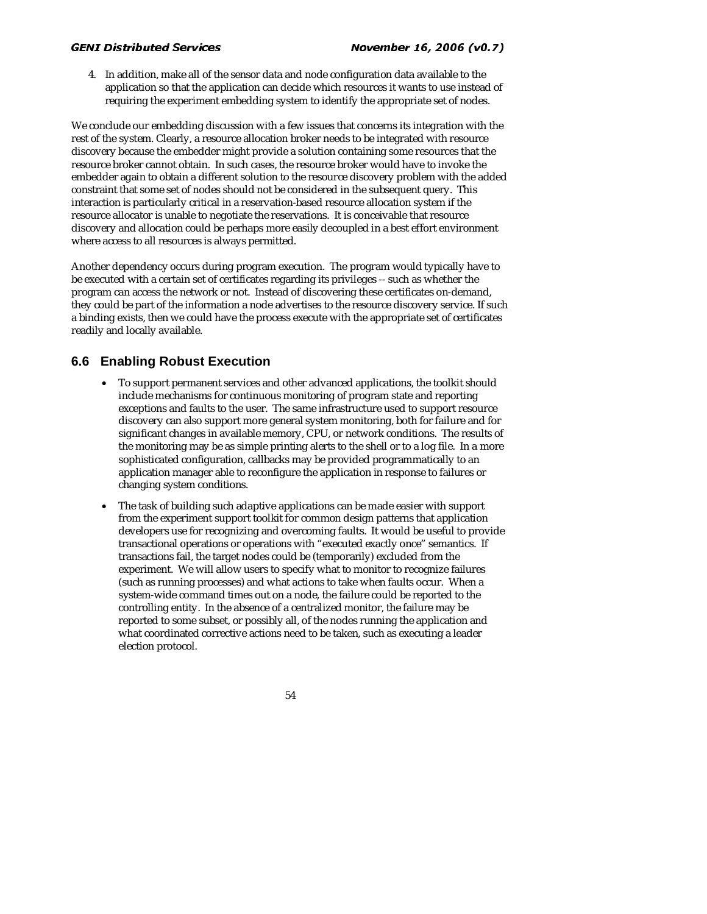4. In addition, make all of the sensor data and node configuration data available to the application so that the application can decide which resources it wants to use instead of requiring the experiment embedding system to identify the appropriate set of nodes.

We conclude our embedding discussion with a few issues that concerns its integration with the rest of the system. Clearly, a resource allocation broker needs to be integrated with resource discovery because the embedder might provide a solution containing some resources that the resource broker cannot obtain. In such cases, the resource broker would have to invoke the embedder again to obtain a different solution to the resource discovery problem with the added constraint that some set of nodes should not be considered in the subsequent query. This interaction is particularly critical in a reservation-based resource allocation system if the resource allocator is unable to negotiate the reservations. It is conceivable that resource discovery and allocation could be perhaps more easily decoupled in a best effort environment where access to all resources is always permitted.

Another dependency occurs during program execution. The program would typically have to be executed with a certain set of certificates regarding its privileges -- such as whether the program can access the network or not. Instead of discovering these certificates on-demand, they could be part of the information a node advertises to the resource discovery service. If such a binding exists, then we could have the process execute with the appropriate set of certificates readily and locally available.

## 6.6 Enabling Robust Execution

- To support permanent services and other advanced applications, the toolkit should include mechanisms for continuous monitoring of program state and reporting exceptions and faults to the user. The same infrastructure used to support resource discovery can also support more general system monitoring, both for failure and for significant changes in available memory, CPU, or network conditions. The results of the monitoring may be as simple printing alerts to the shell or to a log file. In a more sophisticated configuration, callbacks may be provided programmatically to an application manager able to reconfigure the application in response to failures or changing system conditions.
- The task of building such adaptive applications can be made easier with support from the experiment support toolkit for common design patterns that application developers use for recognizing and overcoming faults. It would be useful to provide transactional operations or operations with "executed exactly once" semantics. If transactions fail, the target nodes could be (temporarily) excluded from the experiment. We will allow users to specify what to monitor to recognize failures (such as running processes) and what actions to take when faults occur. When a system-wide command times out on a node, the failure could be reported to the controlling entity. In the absence of a centralized monitor, the failure may be reported to some subset, or possibly all, of the nodes running the application and what coordinated corrective actions need to be taken, such as executing a leader election protocol.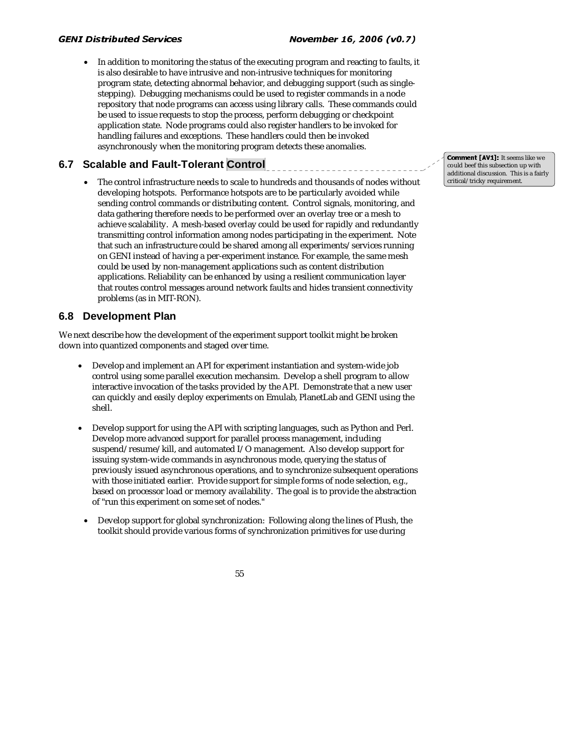- In addition to monitoring the status of the executing program and reacting to faults, it is also desirable to have intrusive and non-intrusive techniques for monitoring program state, detecting abnormal behavior, and debugging support (such as single-stepping). Debugging mechanisms could be used to register commands in a node repository that node programs can access using library calls. These commands could be used to issue requests to stop the process, perform debugging or checkpoint application state. Node programs could also register handlers to be invoked for handling failures and exceptions. These handlers could then be invoked asynchronously when the monitoring program detects these anomalies.

## 6.7 Scalable and Fault-Tolerant Control

**Comment [AV1]:** It seems like we could beef this subsection up with additional discussion. This is a fairly critical/tricky requirement.

- The control infrastructure needs to scale to hundreds and thousands of nodes without developing hotspots. Performance hotspots are to be particularly avoided while sending control commands or distributing content. Control signals, monitoring, and data gathering therefore needs to be performed over an overlay tree or a mesh to achieve scalability. A mesh-based overlay could be used for rapidly and redundantly transmitting control information among nodes participating in the experiment. Note that such an infrastructure could be shared among all experiments/services running on GENI instead of having a per-experiment instance. For example, the same mesh could be used by non-management applications such as content distribution applications. Reliability can be enhanced by using a resilient communication layer that routes control messages around network faults and hides transient connectivity problems (as in MIT-RON).

## 6.8 Development Plan

We next describe how the development of the experiment support toolkit might be broken down into quantized components and staged over time.

- Develop and implement an API for experiment instantiation and system-wide job control using some parallel execution mechansim. Develop a shell program to allow interactive invocation of the tasks provided by the API. Demonstrate that a new user can quickly and easily deploy experiments on Emulab, PlanetLab and GENI using the shell.

- Develop support for using the API with scripting languages, such as Python and Perl. Develop more advanced support for parallel process management, including suspend/resume/kill, and automated I/O management. Also develop support for issuing system-wide commands in asynchronous mode, querying the status of previously issued asynchronous operations, and to synchronize subsequent operations with those initiated earlier. Provide support for simple forms of node selection, e.g., based on processor load or memory availability. The goal is to provide the abstraction of "run this experiment on some set of nodes."

- Develop support for global synchronization: Following along the lines of Plush, the toolkit should provide various forms of synchronization primitives for use during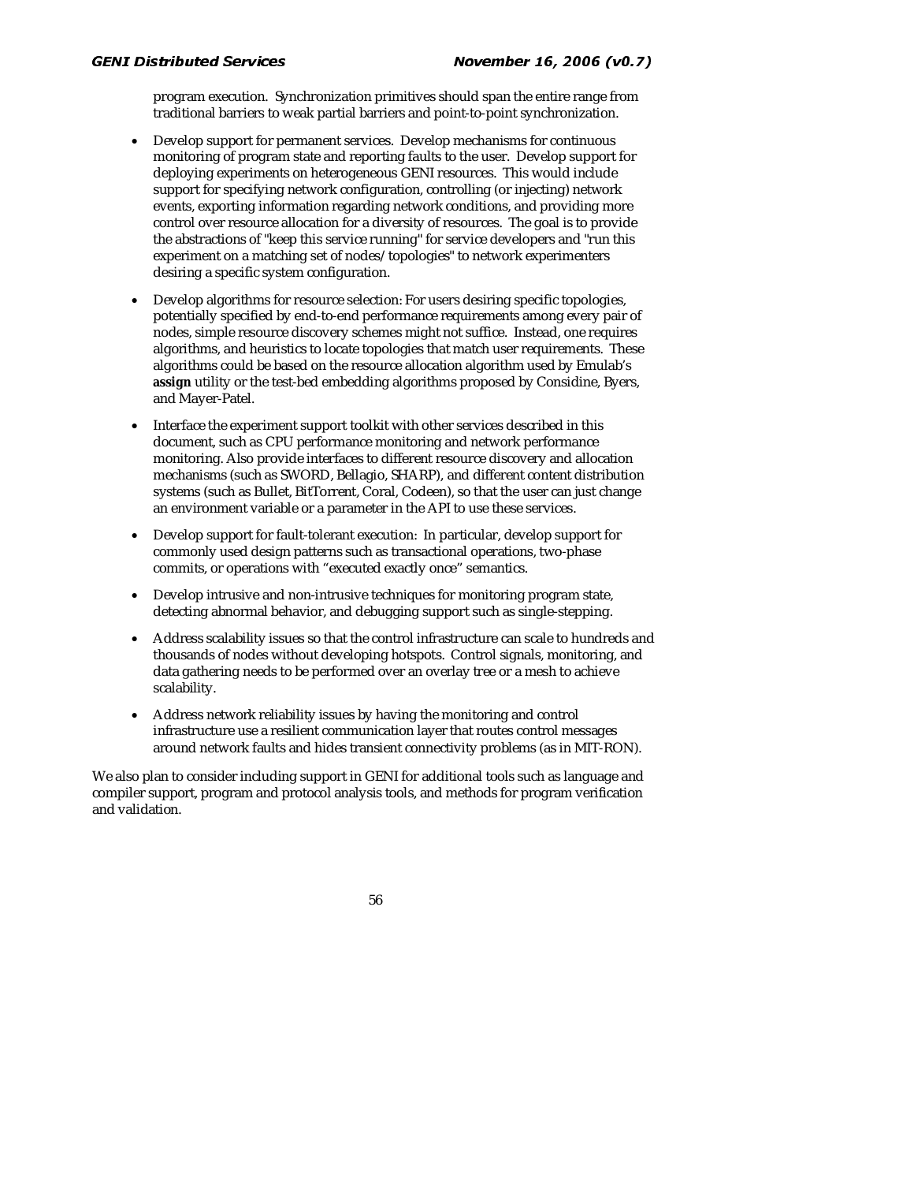program execution. Synchronization primitives should span the entire range from traditional barriers to weak partial barriers and point-to-point synchronization.

- Develop support for permanent services. Develop mechanisms for continuous monitoring of program state and reporting faults to the user. Develop support for deploying experiments on heterogeneous GENI resources. This would include support for specifying network configuration, controlling (or injecting) network events, exporting information regarding network conditions, and providing more control over resource allocation for a diversity of resources. The goal is to provide the abstractions of "keep this service running" for service developers and "run this experiment on a matching set of nodes/topologies" to network experimenters desiring a specific system configuration.

- Develop algorithms for resource selection: For users desiring specific topologies, potentially specified by end-to-end performance requirements among every pair of nodes, simple resource discovery schemes might not suffice. Instead, one requires algorithms, and heuristics to locate topologies that match user requirements. These algorithms could be based on the resource allocation algorithm used by Emulab's **assign** utility or the test-bed embedding algorithms proposed by Considine, Byers, and Mayer-Patel.

- Interface the experiment support toolkit with other services described in this document, such as CPU performance monitoring and network performance monitoring. Also provide interfaces to different resource discovery and allocation mechanisms (such as SWORD, Bellagio, SHARP), and different content distribution systems (such as Bullet, BitTorrent, Coral, Codeen), so that the user can just change an environment variable or a parameter in the API to use these services.

- Develop support for fault-tolerant execution: In particular, develop support for commonly used design patterns such as transactional operations, two-phase commits, or operations with "executed exactly once" semantics.

- Develop intrusive and non-intrusive techniques for monitoring program state, detecting abnormal behavior, and debugging support such as single-stepping.

- Address scalability issues so that the control infrastructure can scale to hundreds and thousands of nodes without developing hotspots. Control signals, monitoring, and data gathering needs to be performed over an overlay tree or a mesh to achieve scalability.

- Address network reliability issues by having the monitoring and control infrastructure use a resilient communication layer that routes control messages around network faults and hides transient connectivity problems (as in MIT-RON).

We also plan to consider including support in GENI for additional tools such as language and compiler support, program and protocol analysis tools, and methods for program verification and validation.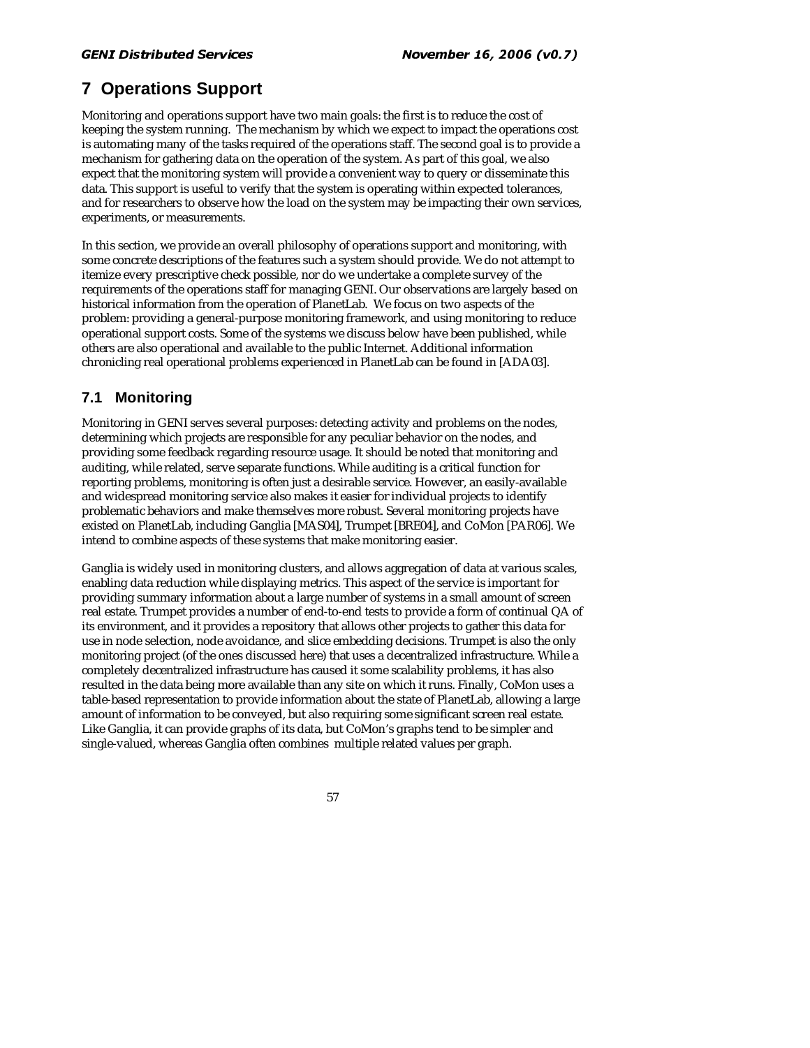# 7 Operations Support

Monitoring and operations support have two main goals: the first is to reduce the cost of keeping the system running. The mechanism by which we expect to impact the operations cost is automating many of the tasks required of the operations staff. The second goal is to provide a mechanism for gathering data on the operation of the system. As part of this goal, we also expect that the monitoring system will provide a convenient way to query or disseminate this data. This support is useful to verify that the system is operating within expected tolerances, and for researchers to observe how the load on the system may be impacting their own services, experiments, or measurements.

In this section, we provide an overall philosophy of operations support and monitoring, with some concrete descriptions of the features such a system should provide. We do not attempt to itemize every prescriptive check possible, nor do we undertake a complete survey of the requirements of the operations staff for managing GENI. Our observations are largely based on historical information from the operation of PlanetLab. We focus on two aspects of the problem: providing a general-purpose monitoring framework, and using monitoring to reduce operational support costs. Some of the systems we discuss below have been published, while others are also operational and available to the public Internet. Additional information chronicling real operational problems experienced in PlanetLab can be found in [ADA03].

## 7.1 Monitoring

Monitoring in GENI serves several purposes: detecting activity and problems on the nodes, determining which projects are responsible for any peculiar behavior on the nodes, and providing some feedback regarding resource usage. It should be noted that monitoring and auditing, while related, serve separate functions. While auditing is a critical function for reporting problems, monitoring is often just a desirable service. However, an easily-available and widespread monitoring service also makes it easier for individual projects to identify problematic behaviors and make themselves more robust. Several monitoring projects have existed on PlanetLab, including Ganglia [MAS04], Trumpet [BRE04], and CoMon [PAR06]. We intend to combine aspects of these systems that make monitoring easier.

Ganglia is widely used in monitoring clusters, and allows aggregation of data at various scales, enabling data reduction while displaying metrics. This aspect of the service is important for providing summary information about a large number of systems in a small amount of screen real estate. Trumpet provides a number of end-to-end tests to provide a form of continual QA of its environment, and it provides a repository that allows other projects to gather this data for use in node selection, node avoidance, and slice embedding decisions. Trumpet is also the only monitoring project (of the ones discussed here) that uses a decentralized infrastructure. While a completely decentralized infrastructure has caused it some scalability problems, it has also resulted in the data being more available than any site on which it runs. Finally, CoMon uses a table-based representation to provide information about the state of PlanetLab, allowing a large amount of information to be conveyed, but also requiring some significant screen real estate. Like Ganglia, it can provide graphs of its data, but CoMon's graphs tend to be simpler and single-valued, whereas Ganglia often combines multiple related values per graph.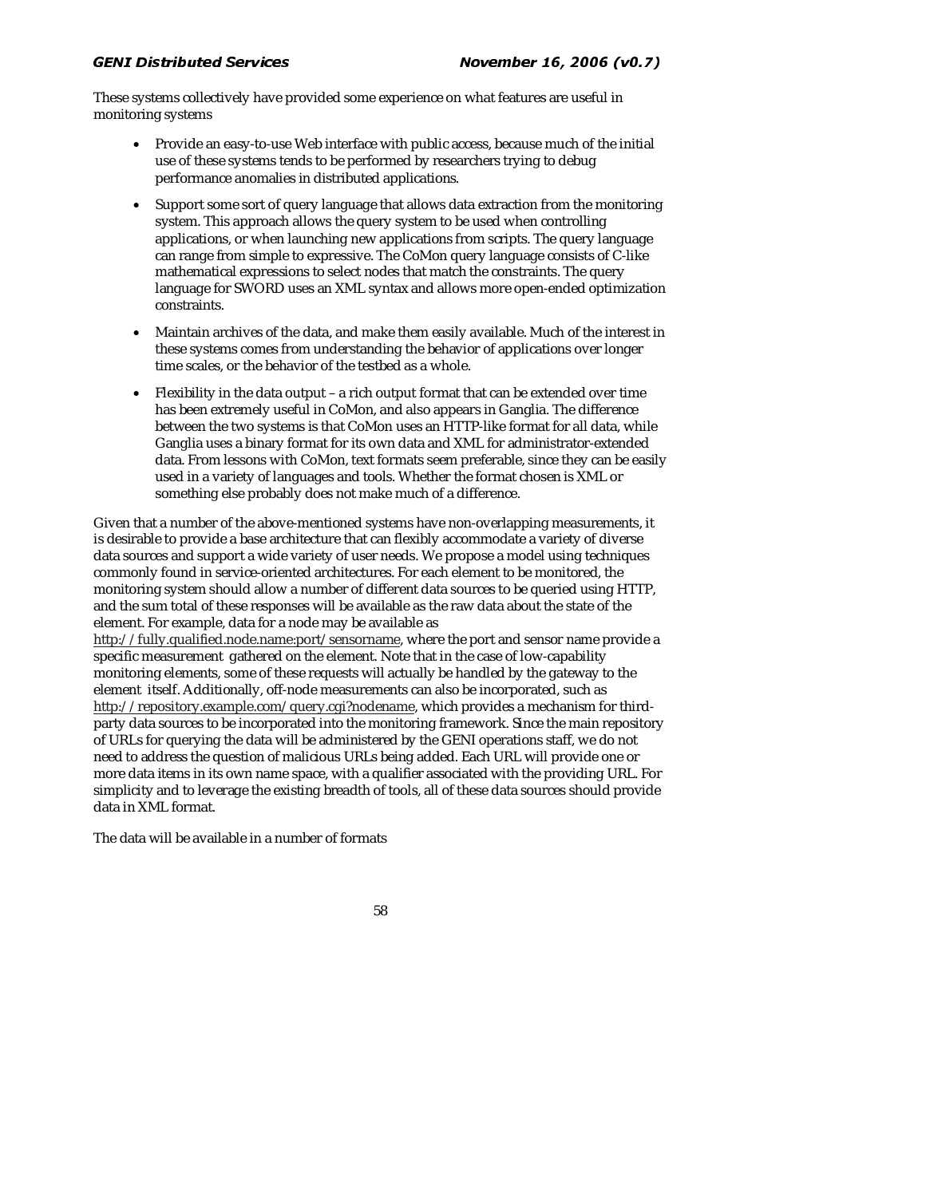These systems collectively have provided some experience on what features are useful in monitoring systems

- Provide an easy-to-use Web interface with public access, because much of the initial use of these systems tends to be performed by researchers trying to debug performance anomalies in distributed applications.
- Support some sort of query language that allows data extraction from the monitoring system. This approach allows the query system to be used when controlling applications, or when launching new applications from scripts. The query language can range from simple to expressive. The CoMon query language consists of C-like mathematical expressions to select nodes that match the constraints. The query language for SWORD uses an XML syntax and allows more open-ended optimization constraints.
- Maintain archives of the data, and make them easily available. Much of the interest in these systems comes from understanding the behavior of applications over longer time scales, or the behavior of the testbed as a whole.
- Flexibility in the data output – a rich output format that can be extended over time has been extremely useful in CoMon, and also appears in Ganglia. The difference between the two systems is that CoMon uses an HTTP-like format for all data, while Ganglia uses a binary format for its own data and XML for administrator-extended data. From lessons with CoMon, text formats seem preferable, since they can be easily used in a variety of languages and tools. Whether the format chosen is XML or something else probably does not make much of a difference.

Given that a number of the above-mentioned systems have non-overlapping measurements, it is desirable to provide a base architecture that can flexibly accommodate a variety of diverse data sources and support a wide variety of user needs. We propose a model using techniques commonly found in service-oriented architectures. For each element to be monitored, the monitoring system should allow a number of different data sources to be queried using HTTP, and the sum total of these responses will be available as the raw data about the state of the element. For example, data for a node may be available as http://fully.qualified.node.name:port/sensorname, where the port and sensor name provide a specific measurement gathered on the element. Note that in the case of low-capability monitoring elements, some of these requests will actually be handled by the gateway to the element itself. Additionally, off-node measurements can also be incorporated, such as http://repository.example.com/query.cgi?nodename, which provides a mechanism for third-party data sources to be incorporated into the monitoring framework. Since the main repository of URLs for querying the data will be administered by the GENI operations staff, we do not need to address the question of malicious URLs being added. Each URL will provide one or more data items in its own name space, with a qualifier associated with the providing URL. For simplicity and to leverage the existing breadth of tools, all of these data sources should provide data in XML format.

The data will be available in a number of formats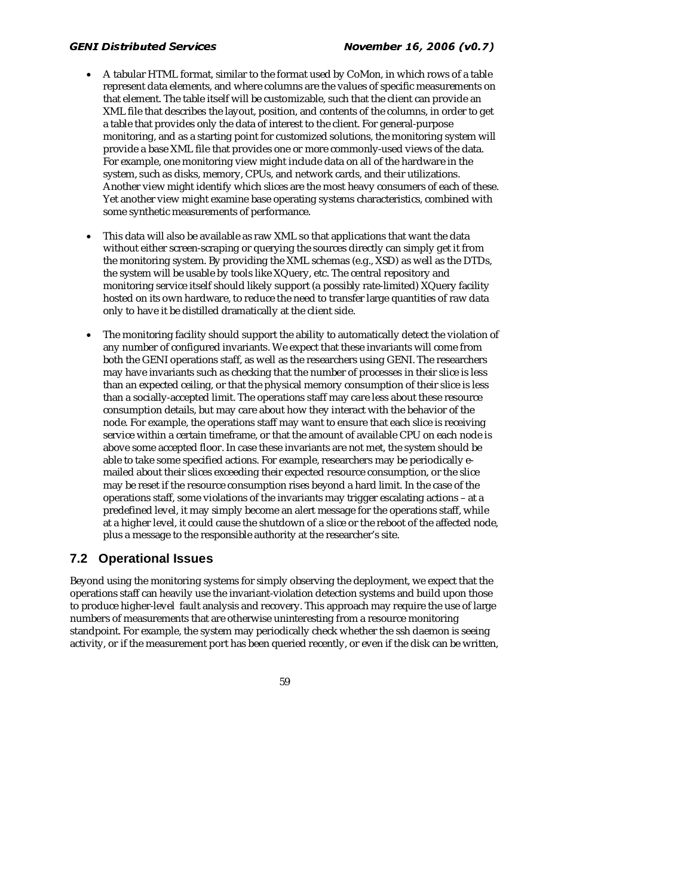- A tabular HTML format, similar to the format used by CoMon, in which rows of a table represent data elements, and where columns are the values of specific measurements on that element. The table itself will be customizable, such that the client can provide an XML file that describes the layout, position, and contents of the columns, in order to get a table that provides only the data of interest to the client. For general-purpose monitoring, and as a starting point for customized solutions, the monitoring system will provide a base XML file that provides one or more commonly-used views of the data. For example, one monitoring view might include data on all of the hardware in the system, such as disks, memory, CPUs, and network cards, and their utilizations. Another view might identify which slices are the most heavy consumers of each of these. Yet another view might examine base operating systems characteristics, combined with some synthetic measurements of performance.

- This data will also be available as raw XML so that applications that want the data without either screen-scraping or querying the sources directly can simply get it from the monitoring system. By providing the XML schemas (e.g., XSD) as well as the DTDs, the system will be usable by tools like XQuery, etc. The central repository and monitoring service itself should likely support (a possibly rate-limited) XQuery facility hosted on its own hardware, to reduce the need to transfer large quantities of raw data only to have it be distilled dramatically at the client side.

- The monitoring facility should support the ability to automatically detect the violation of any number of configured invariants. We expect that these invariants will come from both the GENI operations staff, as well as the researchers using GENI. The researchers may have invariants such as checking that the number of processes in their slice is less than an expected ceiling, or that the physical memory consumption of their slice is less than a socially-accepted limit. The operations staff may care less about these resource consumption details, but may care about how they interact with the behavior of the node. For example, the operations staff may want to ensure that each slice is receiving service within a certain timeframe, or that the amount of available CPU on each node is above some accepted floor. In case these invariants are not met, the system should be able to take some specified actions. For example, researchers may be periodically e-mailed about their slices exceeding their expected resource consumption, or the slice may be reset if the resource consumption rises beyond a hard limit. In the case of the operations staff, some violations of the invariants may trigger escalating actions – at a predefined level, it may simply become an alert message for the operations staff, while at a higher level, it could cause the shutdown of a slice or the reboot of the affected node, plus a message to the responsible authority at the researcher's site.

## 7.2 Operational Issues

Beyond using the monitoring systems for simply observing the deployment, we expect that the operations staff can heavily use the invariant-violation detection systems and build upon those to produce higher-level fault analysis and recovery. This approach may require the use of large numbers of measurements that are otherwise uninteresting from a resource monitoring standpoint. For example, the system may periodically check whether the ssh daemon is seeing activity, or if the measurement port has been queried recently, or even if the disk can be written,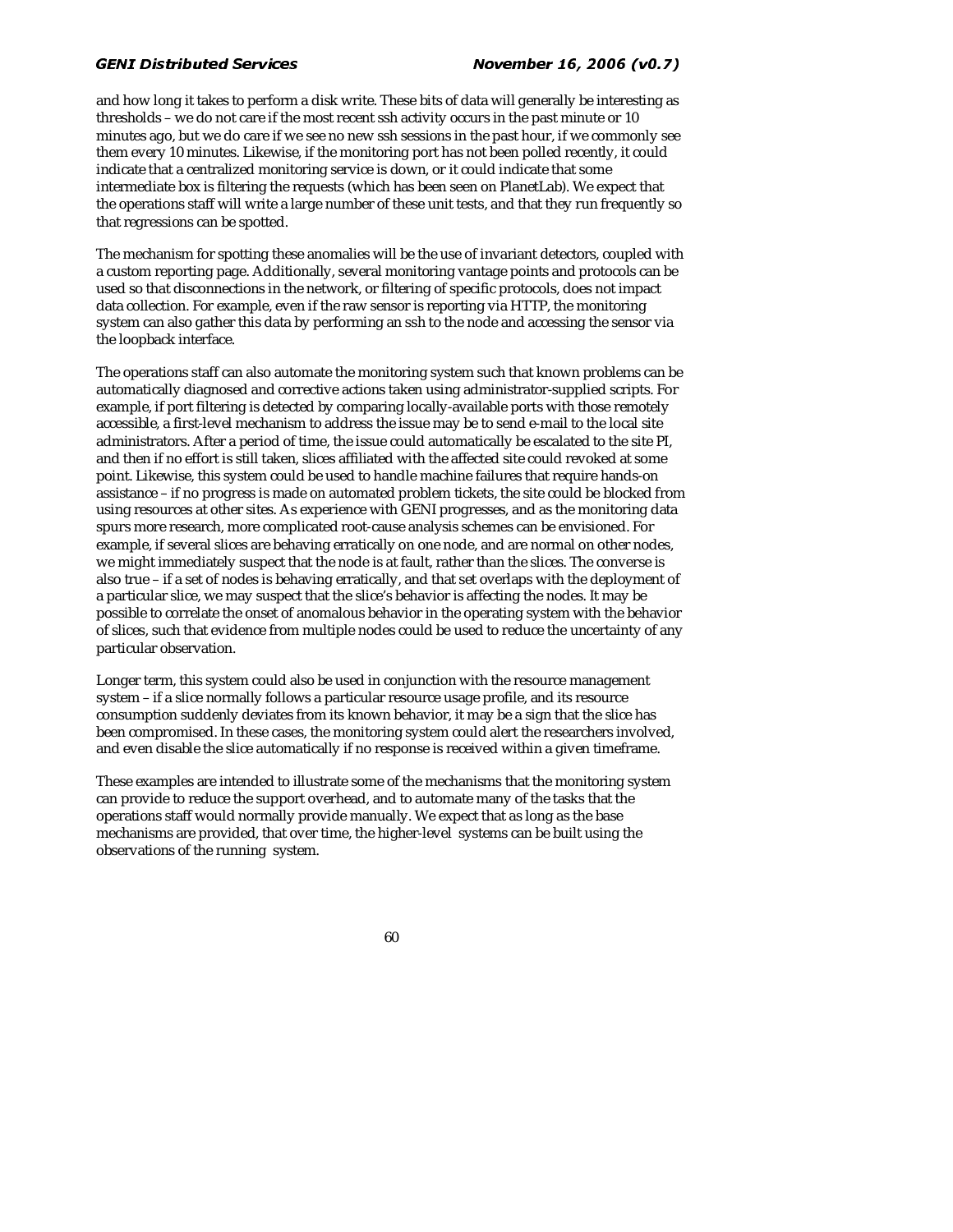and how long it takes to perform a disk write. These bits of data will generally be interesting as thresholds – we do not care if the most recent ssh activity occurs in the past minute or 10 minutes ago, but we do care if we see no new ssh sessions in the past hour, if we commonly see them every 10 minutes. Likewise, if the monitoring port has not been polled recently, it could indicate that a centralized monitoring service is down, or it could indicate that some intermediate box is filtering the requests (which has been seen on PlanetLab). We expect that the operations staff will write a large number of these unit tests, and that they run frequently so that regressions can be spotted.

The mechanism for spotting these anomalies will be the use of invariant detectors, coupled with a custom reporting page. Additionally, several monitoring vantage points and protocols can be used so that disconnections in the network, or filtering of specific protocols, does not impact data collection. For example, even if the raw sensor is reporting via HTTP, the monitoring system can also gather this data by performing an ssh to the node and accessing the sensor via the loopback interface.

The operations staff can also automate the monitoring system such that known problems can be automatically diagnosed and corrective actions taken using administrator-supplied scripts. For example, if port filtering is detected by comparing locally-available ports with those remotely accessible, a first-level mechanism to address the issue may be to send e-mail to the local site administrators. After a period of time, the issue could automatically be escalated to the site PI, and then if no effort is still taken, slices affiliated with the affected site could revoked at some point. Likewise, this system could be used to handle machine failures that require hands-on assistance – if no progress is made on automated problem tickets, the site could be blocked from using resources at other sites. As experience with GENI progresses, and as the monitoring data spurs more research, more complicated root-cause analysis schemes can be envisioned. For example, if several slices are behaving erratically on one node, and are normal on other nodes, we might immediately suspect that the node is at fault, rather than the slices. The converse is also true – if a set of nodes is behaving erratically, and that set overlaps with the deployment of a particular slice, we may suspect that the slice's behavior is affecting the nodes. It may be possible to correlate the onset of anomalous behavior in the operating system with the behavior of slices, such that evidence from multiple nodes could be used to reduce the uncertainty of any particular observation.

Longer term, this system could also be used in conjunction with the resource management system – if a slice normally follows a particular resource usage profile, and its resource consumption suddenly deviates from its known behavior, it may be a sign that the slice has been compromised. In these cases, the monitoring system could alert the researchers involved, and even disable the slice automatically if no response is received within a given timeframe.

These examples are intended to illustrate some of the mechanisms that the monitoring system can provide to reduce the support overhead, and to automate many of the tasks that the operations staff would normally provide manually. We expect that as long as the base mechanisms are provided, that over time, the higher-level systems can be built using the observations of the running system.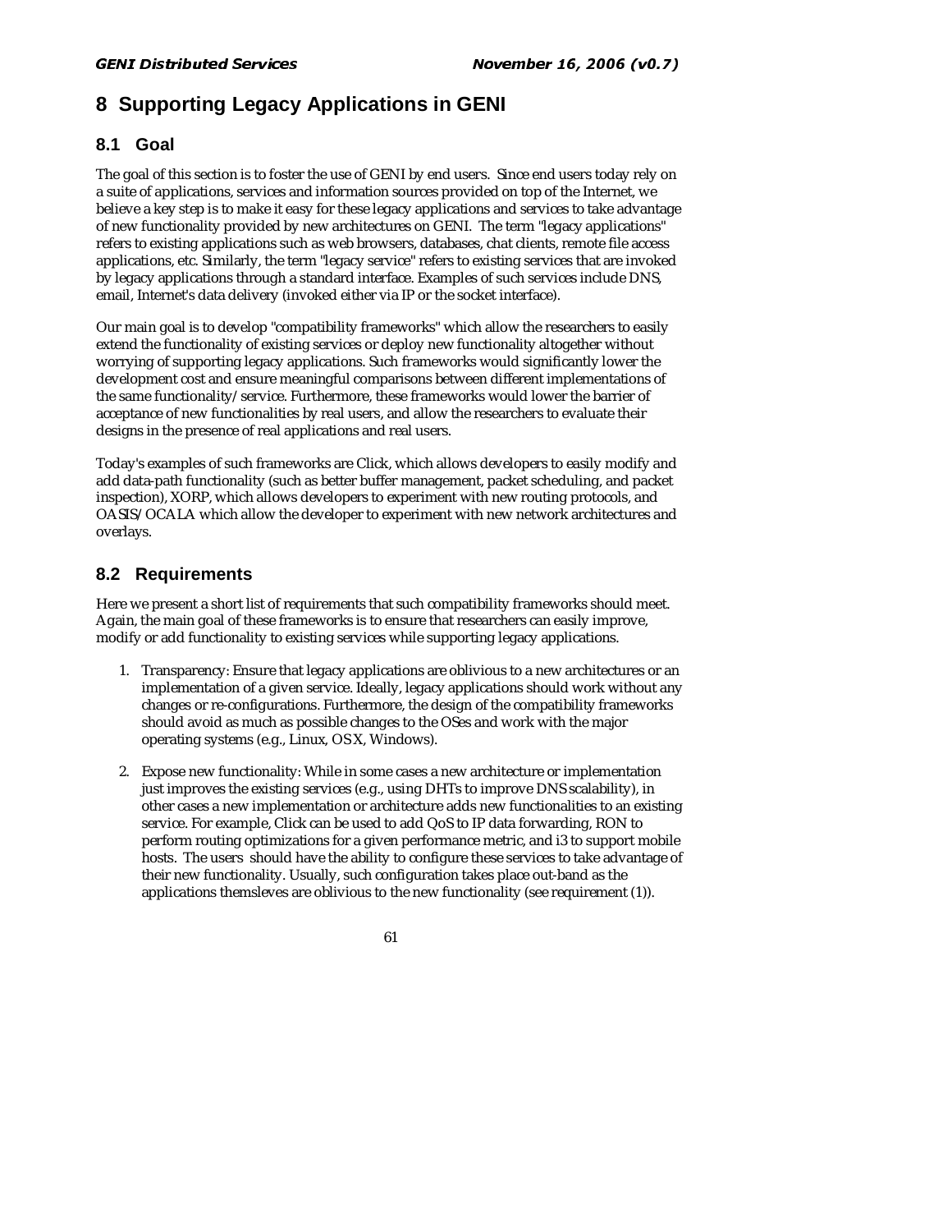# 8 Supporting Legacy Applications in GENI

## 8.1 Goal

The goal of this section is to foster the use of GENI by end users. Since end users today rely on a suite of applications, services and information sources provided on top of the Internet, we believe a key step is to make it easy for these legacy applications and services to take advantage of new functionality provided by new architectures on GENI. The term "legacy applications" refers to existing applications such as web browsers, databases, chat clients, remote file access applications, etc. Similarly, the term "legacy service" refers to existing services that are invoked by legacy applications through a standard interface. Examples of such services include DNS, email, Internet's data delivery (invoked either via IP or the socket interface).

Our main goal is to develop "compatibility frameworks" which allow the researchers to easily extend the functionality of existing services or deploy new functionality altogether without worrying of supporting legacy applications. Such frameworks would significantly lower the development cost and ensure meaningful comparisons between different implementations of the same functionality/service. Furthermore, these frameworks would lower the barrier of acceptance of new functionalities by real users, and allow the researchers to evaluate their designs in the presence of real applications and real users.

Today's examples of such frameworks are Click, which allows developers to easily modify and add data-path functionality (such as better buffer management, packet scheduling, and packet inspection), XORP, which allows developers to experiment with new routing protocols, and OASIS/OCALA which allow the developer to experiment with new network architectures and overlays.

## 8.2 Requirements

Here we present a short list of requirements that such compatibility frameworks should meet. Again, the main goal of these frameworks is to ensure that researchers can easily improve, modify or add functionality to existing services while supporting legacy applications.

1. Transparency: Ensure that legacy applications are oblivious to a new architectures or an implementation of a given service. Ideally, legacy applications should work without any changes or re-configurations. Furthermore, the design of the compatibility frameworks should avoid as much as possible changes to the OSes and work with the major operating systems (e.g., Linux, OS X, Windows).

2. Expose new functionality: While in some cases a new architecture or implementation just improves the existing services (e.g., using DHTs to improve DNS scalability), in other cases a new implementation or architecture adds new functionalities to an existing service. For example, Click can be used to add QoS to IP data forwarding, RON to perform routing optimizations for a given performance metric, and i3 to support mobile hosts. The users should have the ability to configure these services to take advantage of their new functionality. Usually, such configuration takes place out-band as the applications themsleves are oblivious to the new functionality (see requirement (1)).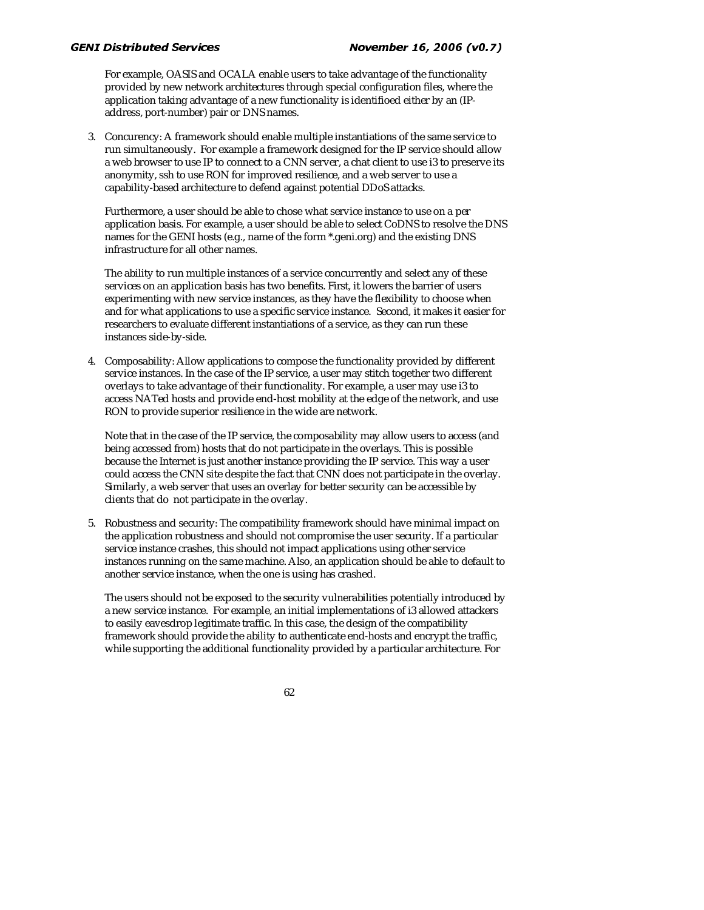For example, OASIS and OCALA enable users to take advantage of the functionality provided by new network architectures through special configuration files, where the application taking advantage of a new functionality is identifioed either by an (IP-address, port-number) pair or DNS names.

3. Concurency: A framework should enable multiple instantiations of the same service to run simultaneously. For example a framework designed for the IP service should allow a web browser to use IP to connect to a CNN server, a chat client to use i3 to preserve its anonymity, ssh to use RON for improved resilience, and a web server to use a capability-based architecture to defend against potential DDoS attacks.

   Furthermore, a user should be able to chose what service instance to use on a per application basis. For example, a user should be able to select CoDNS to resolve the DNS names for the GENI hosts (e.g., name of the form *.geni.org) and the existing DNS infrastructure for all other names.

   The ability to run multiple instances of a service concurrently and select any of these services on an application basis has two benefits. First, it lowers the barrier of users experimenting with new service instances, as they have the flexibility to choose when and for what applications to use a specific service instance. Second, it makes it easier for researchers to evaluate different instantiations of a service, as they can run these instances side-by-side.

4. Composability: Allow applications to compose the functionality provided by different service instances. In the case of the IP service, a user may stitch together two different overlays to take advantage of their functionality. For example, a user may use i3 to access NATed hosts and provide end-host mobility at the edge of the network, and use RON to provide superior resilience in the wide are network.

   Note that in the case of the IP service, the composability may allow users to access (and being accessed from) hosts that do not participate in the overlays. This is possible because the Internet is just another instance providing the IP service. This way a user could access the CNN site despite the fact that CNN does not participate in the overlay. Similarly, a web server that uses an overlay for better security can be accessible by clients that do not participate in the overlay.

5. Robustness and security: The compatibility framework should have minimal impact on the application robustness and should not compromise the user security. If a particular service instance crashes, this should not impact applications using other service instances running on the same machine. Also, an application should be able to default to another service instance, when the one is using has crashed.

   The users should not be exposed to the security vulnerabilities potentially introduced by a new service instance. For example, an initial implementations of i3 allowed attackers to easily eavesdrop legitimate traffic. In this case, the design of the compatibility framework should provide the ability to authenticate end-hosts and encrypt the traffic, while supporting the additional functionality provided by a particular architecture. For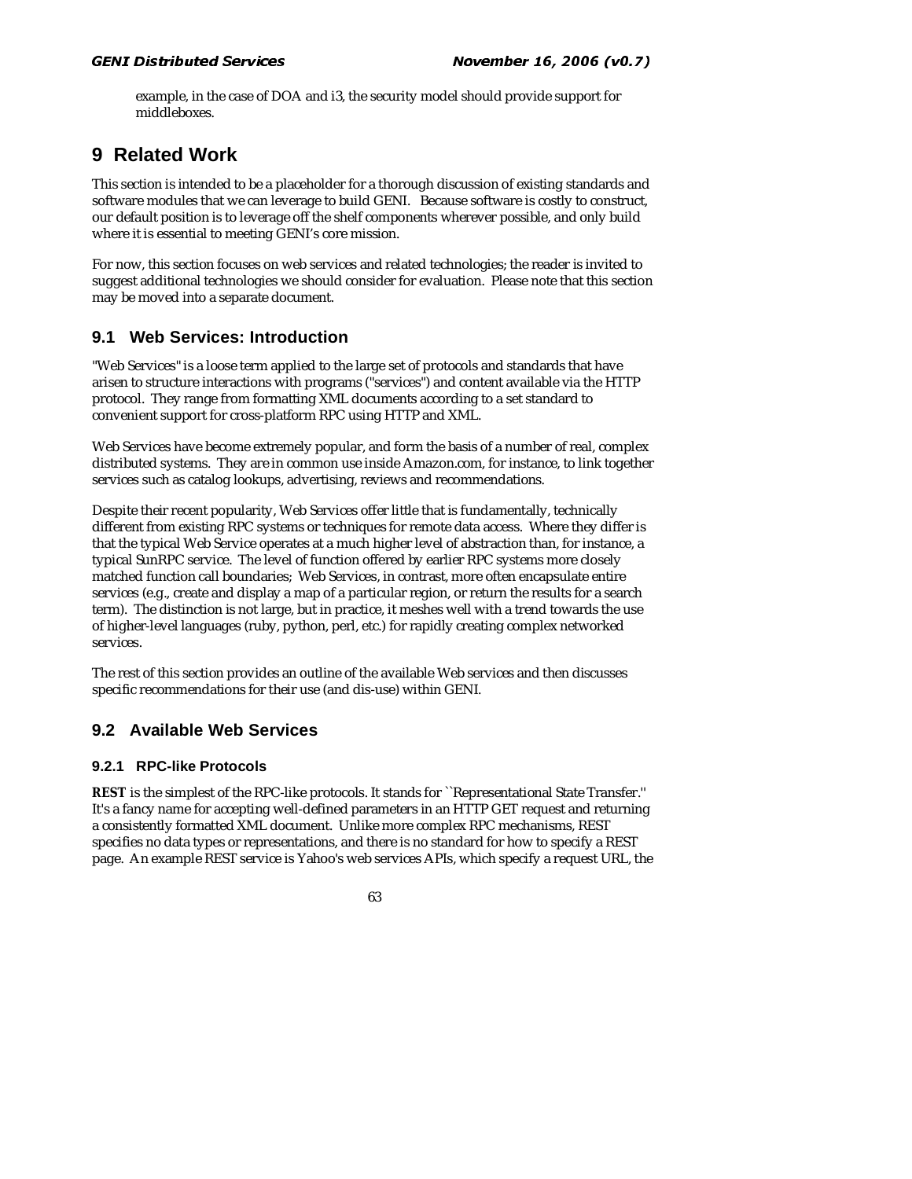example, in the case of DOA and i3, the security model should provide support for middleboxes.

# 9 Related Work

This section is intended to be a placeholder for a thorough discussion of existing standards and software modules that we can leverage to build GENI. Because software is costly to construct, our default position is to leverage off the shelf components wherever possible, and only build where it is essential to meeting GENI's core mission.

For now, this section focuses on web services and related technologies; the reader is invited to suggest additional technologies we should consider for evaluation. Please note that this section may be moved into a separate document.

## 9.1 Web Services: Introduction

"Web Services" is a loose term applied to the large set of protocols and standards that have arisen to structure interactions with programs ("services") and content available via the HTTP protocol. They range from formatting XML documents according to a set standard to convenient support for cross-platform RPC using HTTP and XML.

Web Services have become extremely popular, and form the basis of a number of real, complex distributed systems. They are in common use inside Amazon.com, for instance, to link together services such as catalog lookups, advertising, reviews and recommendations.

Despite their recent popularity, Web Services offer little that is fundamentally, technically different from existing RPC systems or techniques for remote data access. Where they differ is that the typical Web Service operates at a much higher level of abstraction than, for instance, a typical SunRPC service. The level of function offered by earlier RPC systems more closely matched function call boundaries; Web Services, in contrast, more often encapsulate entire services (e.g., create and display a map of a particular region, or return the results for a search term). The distinction is not large, but in practice, it meshes well with a trend towards the use of higher-level languages (ruby, python, perl, etc.) for rapidly creating complex networked services.

The rest of this section provides an outline of the available Web services and then discusses specific recommendations for their use (and dis-use) within GENI.

## 9.2 Available Web Services

### 9.2.1 RPC-like Protocols

**REST** is the simplest of the RPC-like protocols. It stands for ``Representational State Transfer.'' It's a fancy name for accepting well-defined parameters in an HTTP GET request and returning a consistently formatted XML document. Unlike more complex RPC mechanisms, REST specifies no data types or representations, and there is no standard for how to specify a REST page. An example REST service is Yahoo's web services APIs, which specify a request URL, the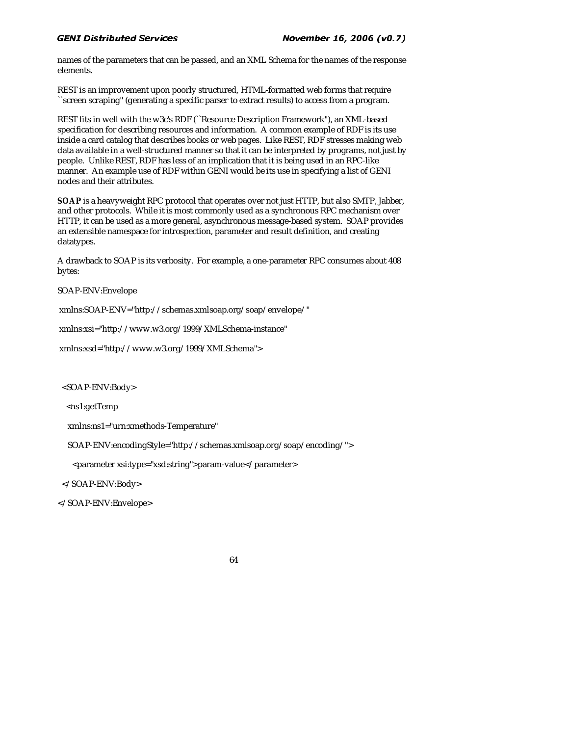names of the parameters that can be passed, and an XML Schema for the names of the response elements.

REST is an improvement upon poorly structured, HTML-formatted web forms that require ``screen scraping'' (generating a specific parser to extract results) to access from a program.

REST fits in well with the w3c's RDF (``Resource Description Framework''), an XML-based specification for describing resources and information. A common example of RDF is its use inside a card catalog that describes books or web pages. Like REST, RDF stresses making web data available in a well-structured manner so that it can be interpreted by programs, not just by people. Unlike REST, RDF has less of an implication that it is being used in an RPC-like manner. An example use of RDF within GENI would be its use in specifying a list of GENI nodes and their attributes.

**SOAP** is a heavyweight RPC protocol that operates over not just HTTP, but also SMTP, Jabber, and other protocols. While it is most commonly used as a synchronous RPC mechanism over HTTP, it can be used as a more general, asynchronous message-based system. SOAP provides an extensible namespace for introspection, parameter and result definition, and creating datatypes.

A drawback to SOAP is its verbosity. For example, a one-parameter RPC consumes about 408 bytes:

```
SOAP-ENV:Envelope

 xmlns:SOAP-ENV="http://schemas.xmlsoap.org/soap/envelope/"

 xmlns:xsi="http://www.w3.org/1999/XMLSchema-instance"

 xmlns:xsd="http://www.w3.org/1999/XMLSchema">


  <SOAP-ENV:Body>

    <ns1:getTemp

    xmlns:ns1="urn:xmethods-Temperature"

    SOAP-ENV:encodingStyle="http://schemas.xmlsoap.org/soap/encoding/">

      <parameter xsi:type="xsd:string">param-value</parameter>

  </SOAP-ENV:Body>

</SOAP-ENV:Envelope>
```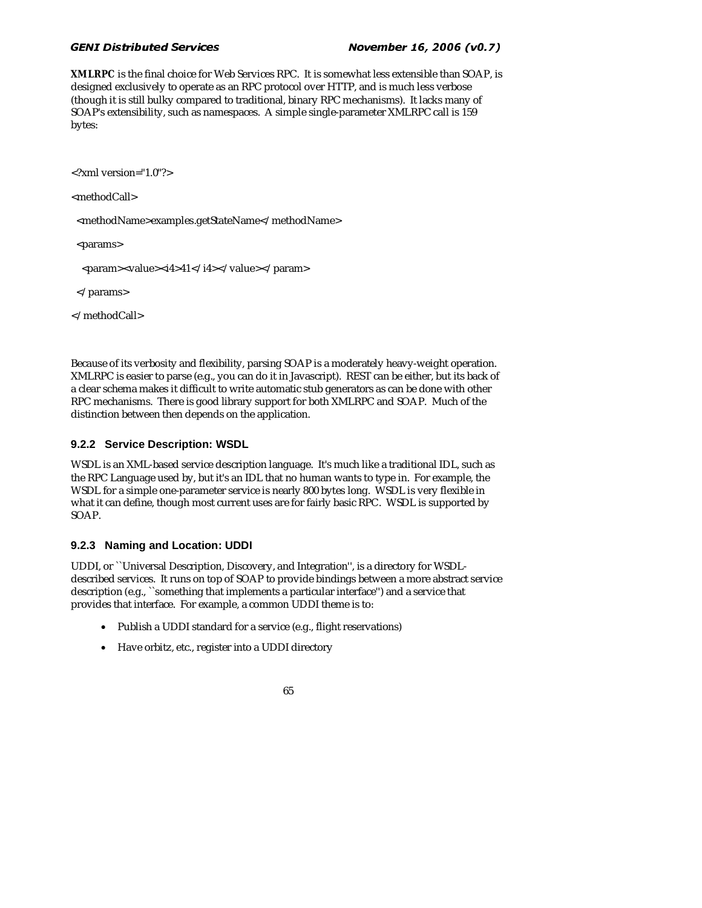**XMLRPC** is the final choice for Web Services RPC. It is somewhat less extensible than SOAP, is designed exclusively to operate as an RPC protocol over HTTP, and is much less verbose (though it is still bulky compared to traditional, binary RPC mechanisms). It lacks many of SOAP's extensibility, such as namespaces. A simple single-parameter XMLRPC call is 159 bytes:

```
<?xml version="1.0"?>
<methodCall>
  <methodName>examples.getStateName</methodName>
  <params>
    <param><value><i4>41</i4></value></param>
  </params>
</methodCall>
```

Because of its verbosity and flexibility, parsing SOAP is a moderately heavy-weight operation. XMLRPC is easier to parse (e.g., you can do it in Javascript). REST can be either, but its back of a clear schema makes it difficult to write automatic stub generators as can be done with other RPC mechanisms. There is good library support for both XMLRPC and SOAP. Much of the distinction between then depends on the application.

### 9.2.2 Service Description: WSDL

WSDL is an XML-based service description language. It's much like a traditional IDL, such as the RPC Language used by, but it's an IDL that no human wants to type in. For example, the WSDL for a simple one-parameter service is nearly 800 bytes long. WSDL is very flexible in what it can define, though most current uses are for fairly basic RPC. WSDL is supported by SOAP.

### 9.2.3 Naming and Location: UDDI

UDDI, or ``Universal Description, Discovery, and Integration'', is a directory for WSDL-described services. It runs on top of SOAP to provide bindings between a more abstract service description (e.g., ``something that implements a particular interface'') and a service that provides that interface. For example, a common UDDI theme is to:

- Publish a UDDI standard for a service (e.g., flight reservations)
- Have orbitz, etc., register into a UDDI directory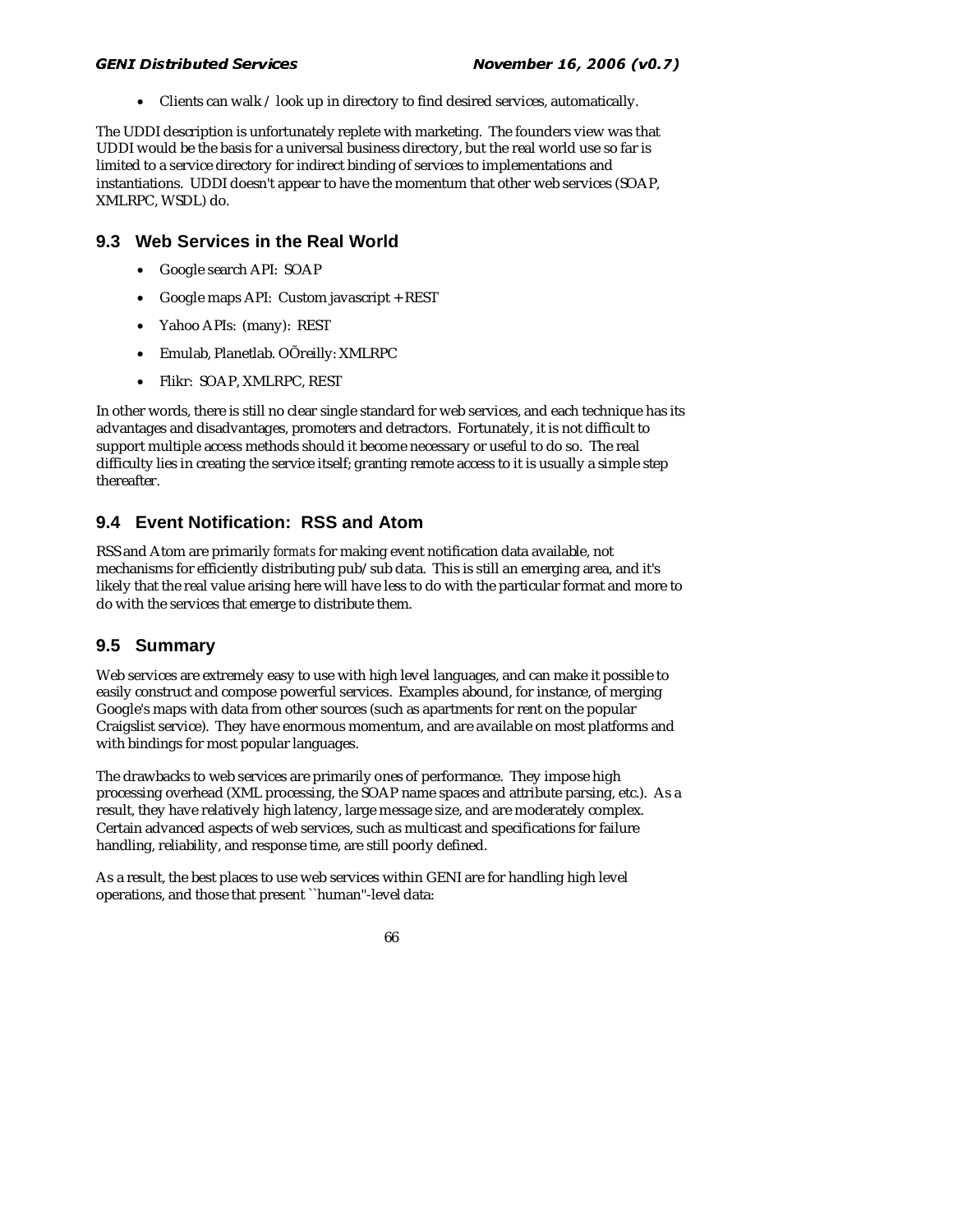- Clients can walk / look up in directory to find desired services, automatically.

The UDDI description is unfortunately replete with marketing. The founders view was that UDDI would be the basis for a universal business directory, but the real world use so far is limited to a service directory for indirect binding of services to implementations and instantiations. UDDI doesn't appear to have the momentum that other web services (SOAP, XMLRPC, WSDL) do.

## 9.3 Web Services in the Real World

- Google search API: SOAP
- Google maps API: Custom javascript + REST
- Yahoo APIs: (many): REST
- Emulab, Planetlab. OÕreilly: XMLRPC
- Flikr: SOAP, XMLRPC, REST

In other words, there is still no clear single standard for web services, and each technique has its advantages and disadvantages, promoters and detractors. Fortunately, it is not difficult to support multiple access methods should it become necessary or useful to do so. The real difficulty lies in creating the service itself; granting remote access to it is usually a simple step thereafter.

## 9.4 Event Notification: RSS and Atom

RSS and Atom are primarily *formats* for making event notification data available, not mechanisms for efficiently distributing pub/sub data. This is still an emerging area, and it's likely that the real value arising here will have less to do with the particular format and more to do with the services that emerge to distribute them.

## 9.5 Summary

Web services are extremely easy to use with high level languages, and can make it possible to easily construct and compose powerful services. Examples abound, for instance, of merging Google's maps with data from other sources (such as apartments for rent on the popular Craigslist service). They have enormous momentum, and are available on most platforms and with bindings for most popular languages.

The drawbacks to web services are primarily ones of performance. They impose high processing overhead (XML processing, the SOAP name spaces and attribute parsing, etc.). As a result, they have relatively high latency, large message size, and are moderately complex. Certain advanced aspects of web services, such as multicast and specifications for failure handling, reliability, and response time, are still poorly defined.

As a result, the best places to use web services within GENI are for handling high level operations, and those that present ``human''-level data: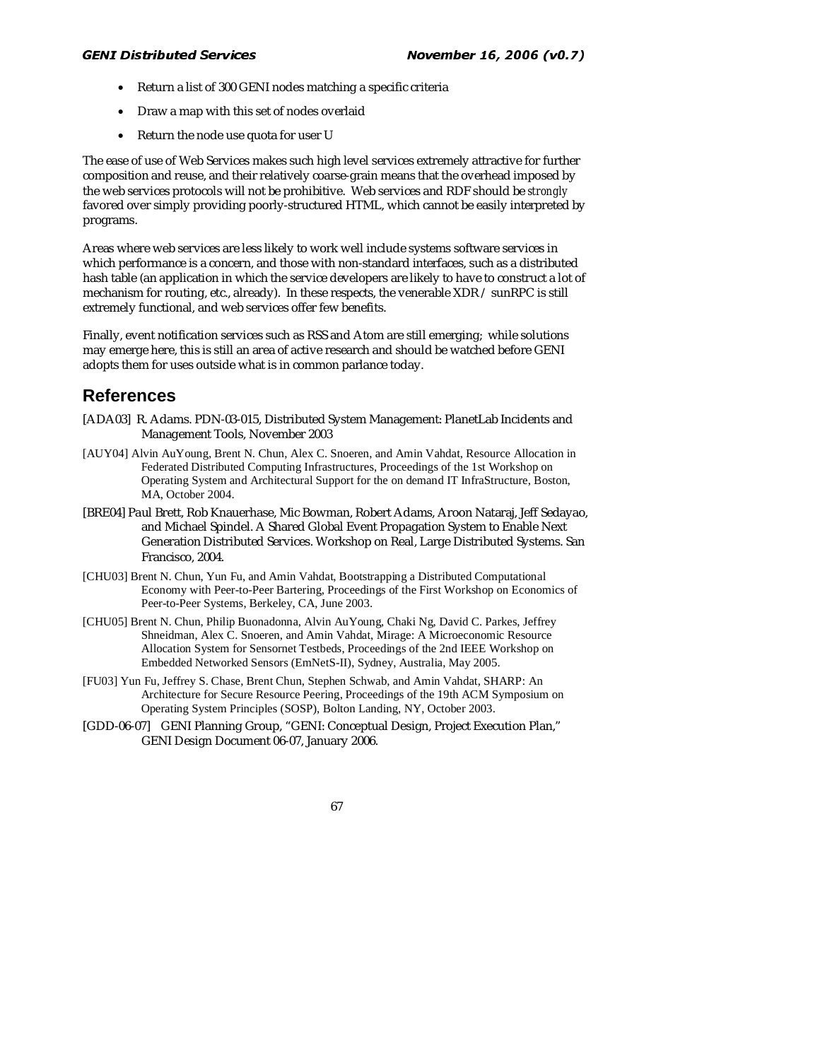- Return a list of 300 GENI nodes matching a specific criteria
- Draw a map with this set of nodes overlaid
- Return the node use quota for user U

The ease of use of Web Services makes such high level services extremely attractive for further composition and reuse, and their relatively coarse-grain means that the overhead imposed by the web services protocols will not be prohibitive. Web services and RDF should be *strongly* favored over simply providing poorly-structured HTML, which cannot be easily interpreted by programs.

Areas where web services are less likely to work well include systems software services in which performance is a concern, and those with non-standard interfaces, such as a distributed hash table (an application in which the service developers are likely to have to construct a lot of mechanism for routing, etc., already). In these respects, the venerable XDR / sunRPC is still extremely functional, and web services offer few benefits.

Finally, event notification services such as RSS and Atom are still emerging; while solutions may emerge here, this is still an area of active research and should be watched before GENI adopts them for uses outside what is in common parlance today.

## References

[ADA03] R. Adams. PDN-03-015, Distributed System Management: PlanetLab Incidents and Management Tools, November 2003

[AUY04] Alvin AuYoung, Brent N. Chun, Alex C. Snoeren, and Amin Vahdat, Resource Allocation in Federated Distributed Computing Infrastructures, Proceedings of the 1st Workshop on Operating System and Architectural Support for the on demand IT InfraStructure, Boston, MA, October 2004.

[BRE04] Paul Brett, Rob Knauerhase, Mic Bowman, Robert Adams, Aroon Nataraj, Jeff Sedayao, and Michael Spindel. A Shared Global Event Propagation System to Enable Next Generation Distributed Services. Workshop on Real, Large Distributed Systems. San Francisco, 2004.

[CHU03] Brent N. Chun, Yun Fu, and Amin Vahdat, Bootstrapping a Distributed Computational Economy with Peer-to-Peer Bartering, Proceedings of the First Workshop on Economics of Peer-to-Peer Systems, Berkeley, CA, June 2003.

[CHU05] Brent N. Chun, Philip Buonadonna, Alvin AuYoung, Chaki Ng, David C. Parkes, Jeffrey Shneidman, Alex C. Snoeren, and Amin Vahdat, Mirage: A Microeconomic Resource Allocation System for Sensornet Testbeds, Proceedings of the 2nd IEEE Workshop on Embedded Networked Sensors (EmNetS-II), Sydney, Australia, May 2005.

[FU03] Yun Fu, Jeffrey S. Chase, Brent Chun, Stephen Schwab, and Amin Vahdat, SHARP: An Architecture for Secure Resource Peering, Proceedings of the 19th ACM Symposium on Operating System Principles (SOSP), Bolton Landing, NY, October 2003.

[GDD-06-07] GENI Planning Group, "GENI: Conceptual Design, Project Execution Plan," GENI Design Document 06-07, January 2006.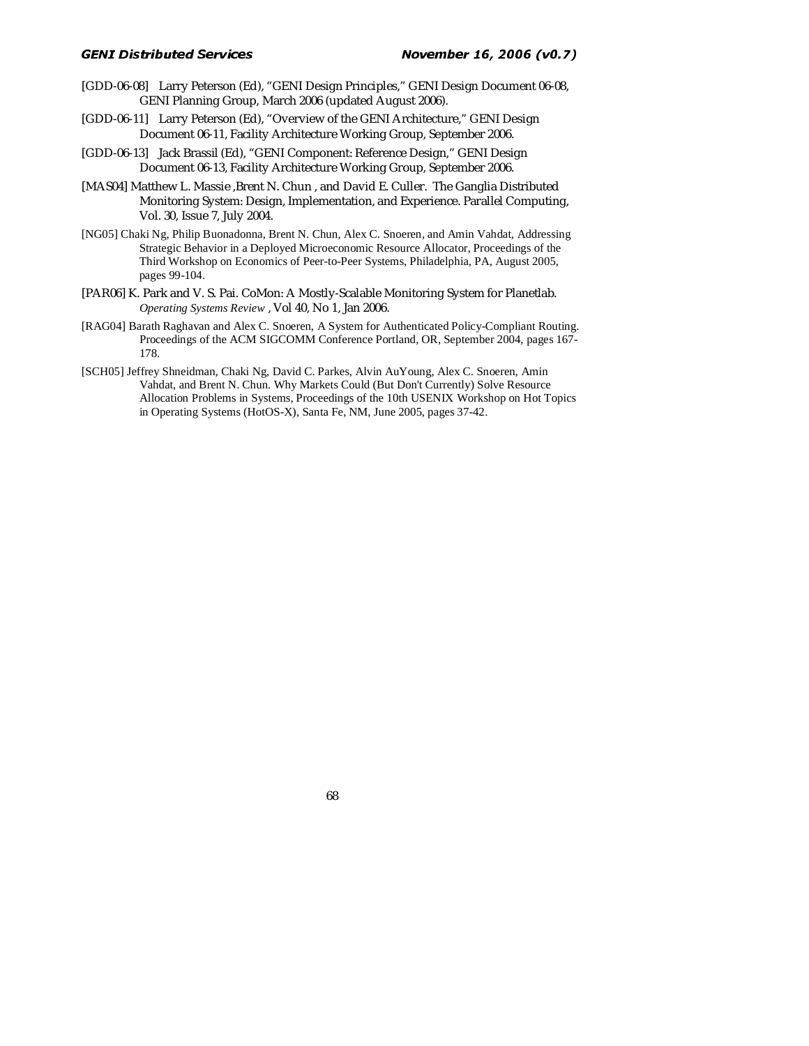[GDD-06-08] Larry Peterson (Ed), "GENI Design Principles," GENI Design Document 06-08, GENI Planning Group, March 2006 (updated August 2006).

[GDD-06-11] Larry Peterson (Ed), "Overview of the GENI Architecture," GENI Design Document 06-11, Facility Architecture Working Group, September 2006.

[GDD-06-13] Jack Brassil (Ed), "GENI Component: Reference Design," GENI Design Document 06-13, Facility Architecture Working Group, September 2006.

[MAS04] Matthew L. Massie ,Brent N. Chun , and David E. Culler. The Ganglia Distributed Monitoring System: Design, Implementation, and Experience. Parallel Computing, Vol. 30, Issue 7, July 2004.

[NG05] Chaki Ng, Philip Buonadonna, Brent N. Chun, Alex C. Snoeren, and Amin Vahdat, Addressing Strategic Behavior in a Deployed Microeconomic Resource Allocator, Proceedings of the Third Workshop on Economics of Peer-to-Peer Systems, Philadelphia, PA, August 2005, pages 99-104.

[PAR06] K. Park and V. S. Pai. CoMon: A Mostly-Scalable Monitoring System for Planetlab. *Operating Systems Review* , Vol 40, No 1, Jan 2006.

[RAG04] Barath Raghavan and Alex C. Snoeren, A System for Authenticated Policy-Compliant Routing. Proceedings of the ACM SIGCOMM Conference Portland, OR, September 2004, pages 167-178.

[SCH05] Jeffrey Shneidman, Chaki Ng, David C. Parkes, Alvin AuYoung, Alex C. Snoeren, Amin Vahdat, and Brent N. Chun. Why Markets Could (But Don't Currently) Solve Resource Allocation Problems in Systems, Proceedings of the 10th USENIX Workshop on Hot Topics in Operating Systems (HotOS-X), Santa Fe, NM, June 2005, pages 37-42.